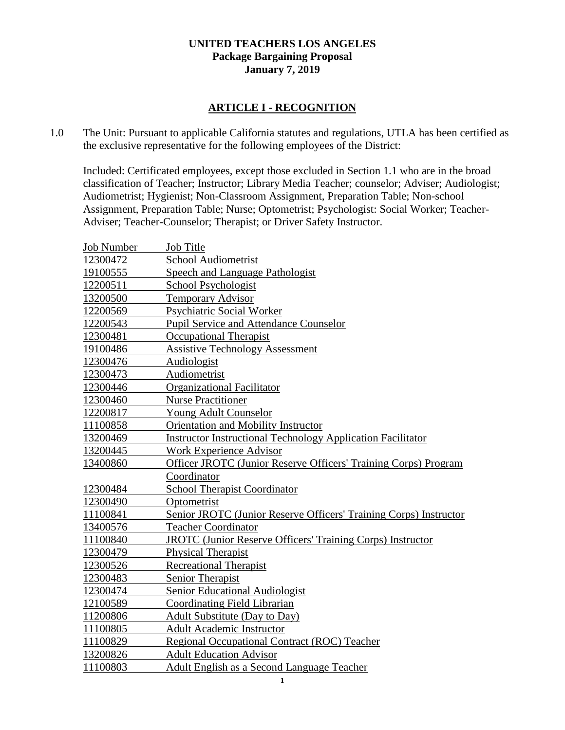**UNITED TEACHERS LOS ANGELES**
**Package Bargaining Proposal**
**January 7, 2019**

## ARTICLE I - RECOGNITION

1.0 The Unit: Pursuant to applicable California statutes and regulations, UTLA has been certified as the exclusive representative for the following employees of the District:

Included: Certificated employees, except those excluded in Section 1.1 who are in the broad classification of Teacher; Instructor; Library Media Teacher; counselor; Adviser; Audiologist; Audiometrist; Hygienist; Non-Classroom Assignment, Preparation Table; Non-school Assignment, Preparation Table; Nurse; Optometrist; Psychologist: Social Worker; Teacher-Adviser; Teacher-Counselor; Therapist; or Driver Safety Instructor.

| Job Number | Job Title |
|---|---|
| 12300472 | School Audiometrist |
| 19100555 | Speech and Language Pathologist |
| 12200511 | School Psychologist |
| 13200500 | Temporary Advisor |
| 12200569 | Psychiatric Social Worker |
| 12200543 | Pupil Service and Attendance Counselor |
| 12300481 | Occupational Therapist |
| 19100486 | Assistive Technology Assessment |
| 12300476 | Audiologist |
| 12300473 | Audiometrist |
| 12300446 | Organizational Facilitator |
| 12300460 | Nurse Practitioner |
| 12200817 | Young Adult Counselor |
| 11100858 | Orientation and Mobility Instructor |
| 13200469 | Instructor Instructional Technology Application Facilitator |
| 13200445 | Work Experience Advisor |
| 13400860 | Officer JROTC (Junior Reserve Officers' Training Corps) Program Coordinator |
| 12300484 | School Therapist Coordinator |
| 12300490 | Optometrist |
| 11100841 | Senior JROTC (Junior Reserve Officers' Training Corps) Instructor |
| 13400576 | Teacher Coordinator |
| 11100840 | JROTC (Junior Reserve Officers' Training Corps) Instructor |
| 12300479 | Physical Therapist |
| 12300526 | Recreational Therapist |
| 12300483 | Senior Therapist |
| 12300474 | Senior Educational Audiologist |
| 12100589 | Coordinating Field Librarian |
| 11200806 | Adult Substitute (Day to Day) |
| 11100805 | Adult Academic Instructor |
| 11100829 | Regional Occupational Contract (ROC) Teacher |
| 13200826 | Adult Education Advisor |
| 11100803 | Adult English as a Second Language Teacher |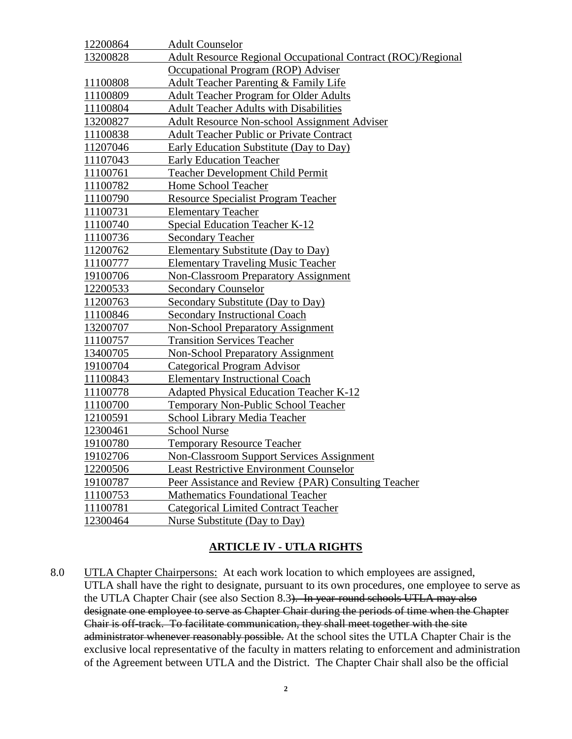| | |
|---|---|
| 12200864 | Adult Counselor |
| 13200828 | Adult Resource Regional Occupational Contract (ROC)/Regional Occupational Program (ROP) Adviser |
| 11100808 | Adult Teacher Parenting & Family Life |
| 11100809 | Adult Teacher Program for Older Adults |
| 11100804 | Adult Teacher Adults with Disabilities |
| 13200827 | Adult Resource Non-school Assignment Adviser |
| 11100838 | Adult Teacher Public or Private Contract |
| 11207046 | Early Education Substitute (Day to Day) |
| 11107043 | Early Education Teacher |
| 11100761 | Teacher Development Child Permit |
| 11100782 | Home School Teacher |
| 11100790 | Resource Specialist Program Teacher |
| 11100731 | Elementary Teacher |
| 11100740 | Special Education Teacher K-12 |
| 11100736 | Secondary Teacher |
| 11200762 | Elementary Substitute (Day to Day) |
| 11100777 | Elementary Traveling Music Teacher |
| 19100706 | Non-Classroom Preparatory Assignment |
| 12200533 | Secondary Counselor |
| 11200763 | Secondary Substitute (Day to Day) |
| 11100846 | Secondary Instructional Coach |
| 13200707 | Non-School Preparatory Assignment |
| 11100757 | Transition Services Teacher |
| 13400705 | Non-School Preparatory Assignment |
| 19100704 | Categorical Program Advisor |
| 11100843 | Elementary Instructional Coach |
| 11100778 | Adapted Physical Education Teacher K-12 |
| 11100700 | Temporary Non-Public School Teacher |
| 12100591 | School Library Media Teacher |
| 12300461 | School Nurse |
| 19100780 | Temporary Resource Teacher |
| 19102706 | Non-Classroom Support Services Assignment |
| 12200506 | Least Restrictive Environment Counselor |
| 19100787 | Peer Assistance and Review {PAR) Consulting Teacher |
| 11100753 | Mathematics Foundational Teacher |
| 11100781 | Categorical Limited Contract Teacher |
| 12300464 | Nurse Substitute (Day to Day) |

## ARTICLE IV - UTLA RIGHTS

8.0 UTLA Chapter Chairpersons: At each work location to which employees are assigned, UTLA shall have the right to designate, pursuant to its own procedures, one employee to serve as the UTLA Chapter Chair (see also Section 8.3~~). In year-round schools UTLA may also designate one employee to serve as Chapter Chair during the periods of time when the Chapter Chair is off-track. To facilitate communication, they shall meet together with the site administrator whenever reasonably possible.~~ At the school sites the UTLA Chapter Chair is the exclusive local representative of the faculty in matters relating to enforcement and administration of the Agreement between UTLA and the District. The Chapter Chair shall also be the official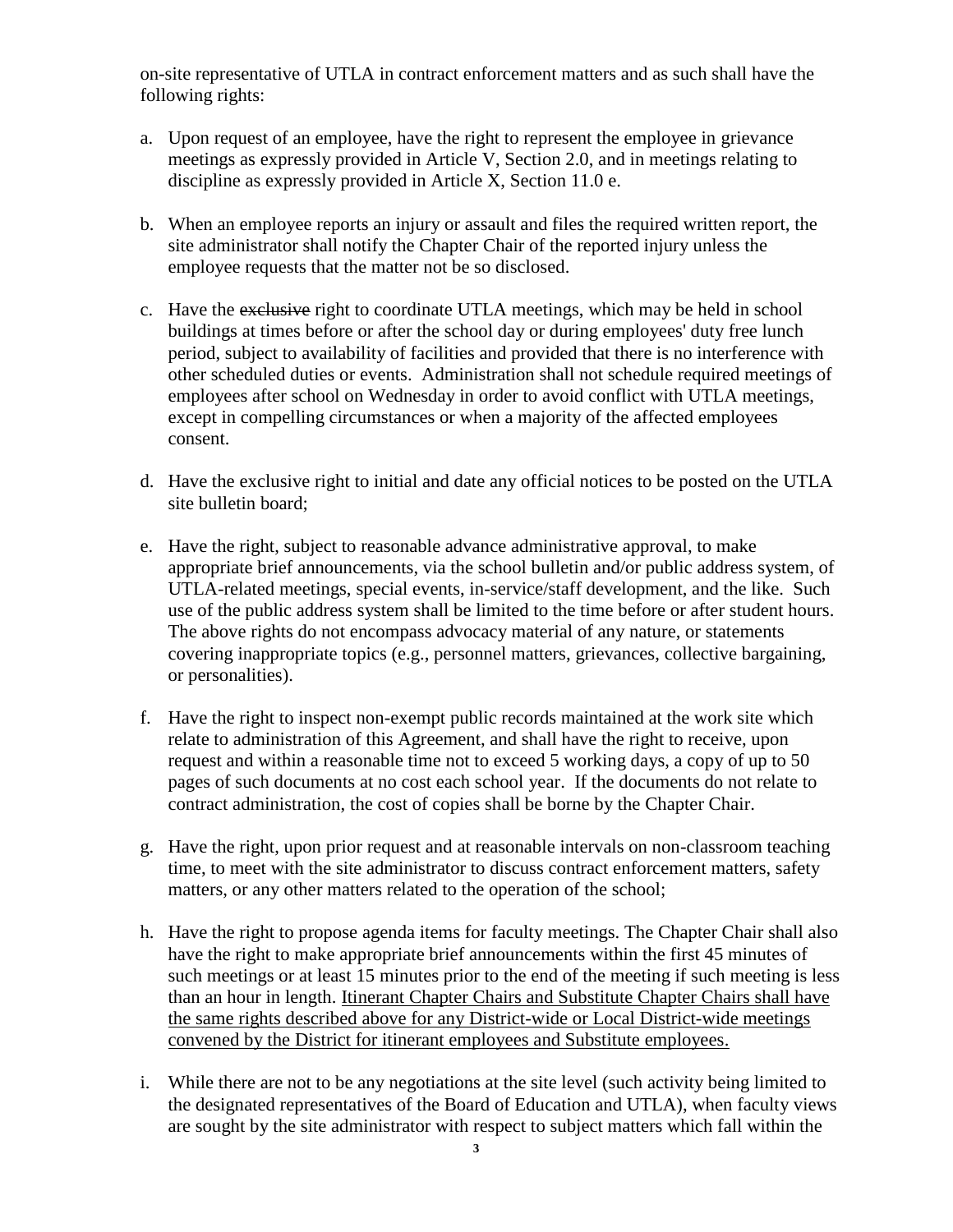on-site representative of UTLA in contract enforcement matters and as such shall have the following rights:

a. Upon request of an employee, have the right to represent the employee in grievance meetings as expressly provided in Article V, Section 2.0, and in meetings relating to discipline as expressly provided in Article X, Section 11.0 e.

b. When an employee reports an injury or assault and files the required written report, the site administrator shall notify the Chapter Chair of the reported injury unless the employee requests that the matter not be so disclosed.

c. Have the ~~exclusive~~ right to coordinate UTLA meetings, which may be held in school buildings at times before or after the school day or during employees' duty free lunch period, subject to availability of facilities and provided that there is no interference with other scheduled duties or events. Administration shall not schedule required meetings of employees after school on Wednesday in order to avoid conflict with UTLA meetings, except in compelling circumstances or when a majority of the affected employees consent.

d. Have the exclusive right to initial and date any official notices to be posted on the UTLA site bulletin board;

e. Have the right, subject to reasonable advance administrative approval, to make appropriate brief announcements, via the school bulletin and/or public address system, of UTLA-related meetings, special events, in-service/staff development, and the like. Such use of the public address system shall be limited to the time before or after student hours. The above rights do not encompass advocacy material of any nature, or statements covering inappropriate topics (e.g., personnel matters, grievances, collective bargaining, or personalities).

f. Have the right to inspect non-exempt public records maintained at the work site which relate to administration of this Agreement, and shall have the right to receive, upon request and within a reasonable time not to exceed 5 working days, a copy of up to 50 pages of such documents at no cost each school year. If the documents do not relate to contract administration, the cost of copies shall be borne by the Chapter Chair.

g. Have the right, upon prior request and at reasonable intervals on non-classroom teaching time, to meet with the site administrator to discuss contract enforcement matters, safety matters, or any other matters related to the operation of the school;

h. Have the right to propose agenda items for faculty meetings. The Chapter Chair shall also have the right to make appropriate brief announcements within the first 45 minutes of such meetings or at least 15 minutes prior to the end of the meeting if such meeting is less than an hour in length. <u>Itinerant Chapter Chairs and Substitute Chapter Chairs shall have the same rights described above for any District-wide or Local District-wide meetings convened by the District for itinerant employees and Substitute employees.</u>

i. While there are not to be any negotiations at the site level (such activity being limited to the designated representatives of the Board of Education and UTLA), when faculty views are sought by the site administrator with respect to subject matters which fall within the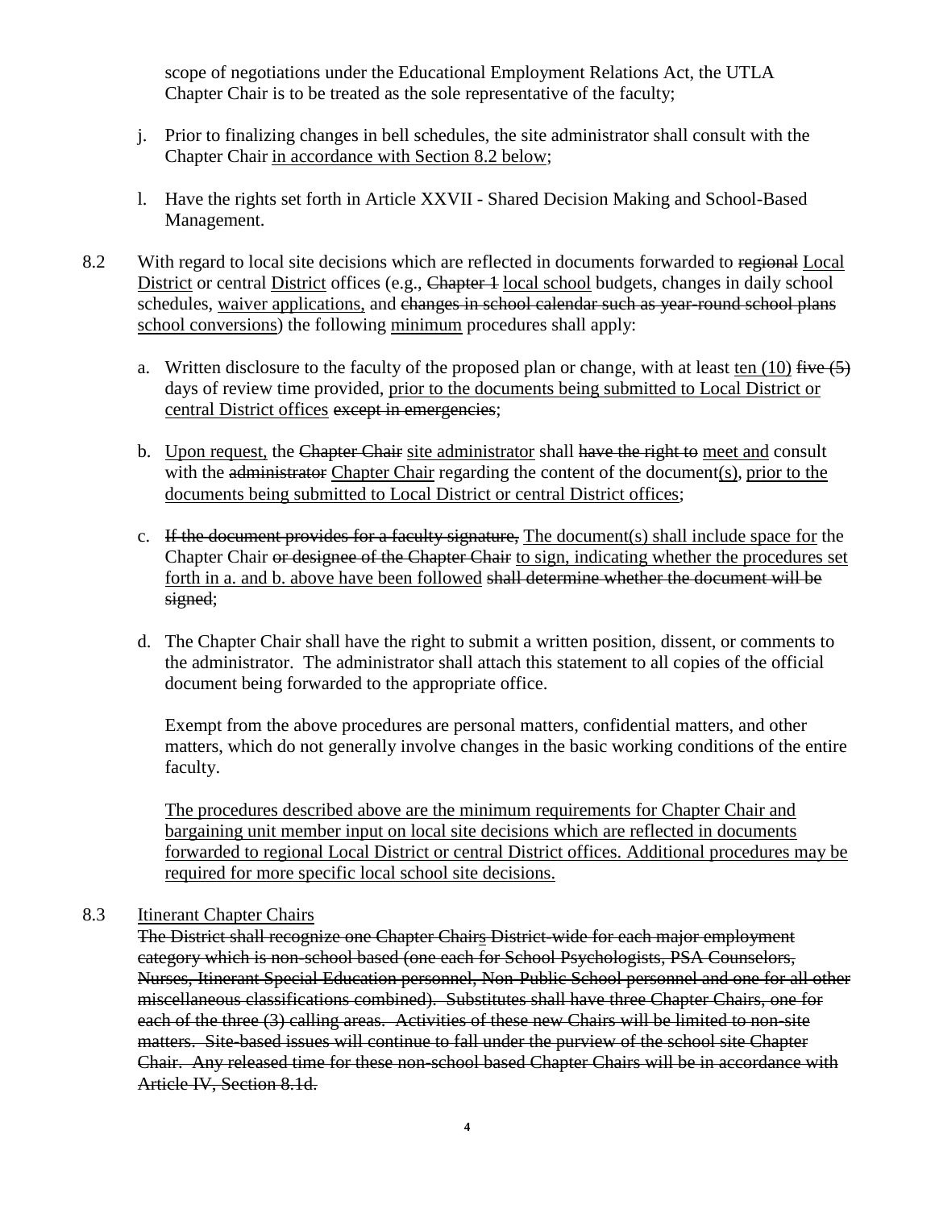scope of negotiations under the Educational Employment Relations Act, the UTLA Chapter Chair is to be treated as the sole representative of the faculty;

j. Prior to finalizing changes in bell schedules, the site administrator shall consult with the Chapter Chair <u>in accordance with Section 8.2 below</u>;

l. Have the rights set forth in Article XXVII - Shared Decision Making and School-Based Management.

8.2 With regard to local site decisions which are reflected in documents forwarded to ~~regional~~ <u>Local District</u> or central <u>District</u> offices (e.g., ~~Chapter 1~~ <u>local school</u> budgets, changes in daily school schedules, <u>waiver applications,</u> and ~~changes in school calendar such as year-round school plans~~ <u>school conversions</u>) the following <u>minimum</u> procedures shall apply:

a. Written disclosure to the faculty of the proposed plan or change, with at least <u>ten (10)</u> ~~five (5)~~ days of review time provided, <u>prior to the documents being submitted to Local District or central District offices</u> ~~except in emergencies~~;

b. <u>Upon request,</u> the ~~Chapter Chair~~ <u>site administrator</u> shall ~~have the right to~~ <u>meet and</u> consult with the ~~administrator~~ <u>Chapter Chair</u> regarding the content of the document<u>(s)</u>, <u>prior to the documents being submitted to Local District or central District offices</u>;

c. ~~If the document provides for a faculty signature,~~ <u>The document(s) shall include space for</u> the Chapter Chair ~~or designee of the Chapter Chair~~ <u>to sign, indicating whether the procedures set forth in a. and b. above have been followed</u> ~~shall determine whether the document will be signed~~;

d. The Chapter Chair shall have the right to submit a written position, dissent, or comments to the administrator. The administrator shall attach this statement to all copies of the official document being forwarded to the appropriate office.

Exempt from the above procedures are personal matters, confidential matters, and other matters, which do not generally involve changes in the basic working conditions of the entire faculty.

<u>The procedures described above are the minimum requirements for Chapter Chair and bargaining unit member input on local site decisions which are reflected in documents forwarded to regional Local District or central District offices. Additional procedures may be required for more specific local school site decisions.</u>

8.3 <u>Itinerant Chapter Chairs</u>

~~The District shall recognize one Chapter Chair~~<u>s</u> ~~District-wide for each major employment category which is non-school based (one each for School Psychologists, PSA Counselors, Nurses, Itinerant Special Education personnel, Non-Public School personnel and one for all other miscellaneous classifications combined). Substitutes shall have three Chapter Chairs, one for each of the three (3) calling areas. Activities of these new Chairs will be limited to non-site matters. Site-based issues will continue to fall under the purview of the school site Chapter Chair. Any released time for these non-school based Chapter Chairs will be in accordance with Article IV, Section 8.1d.~~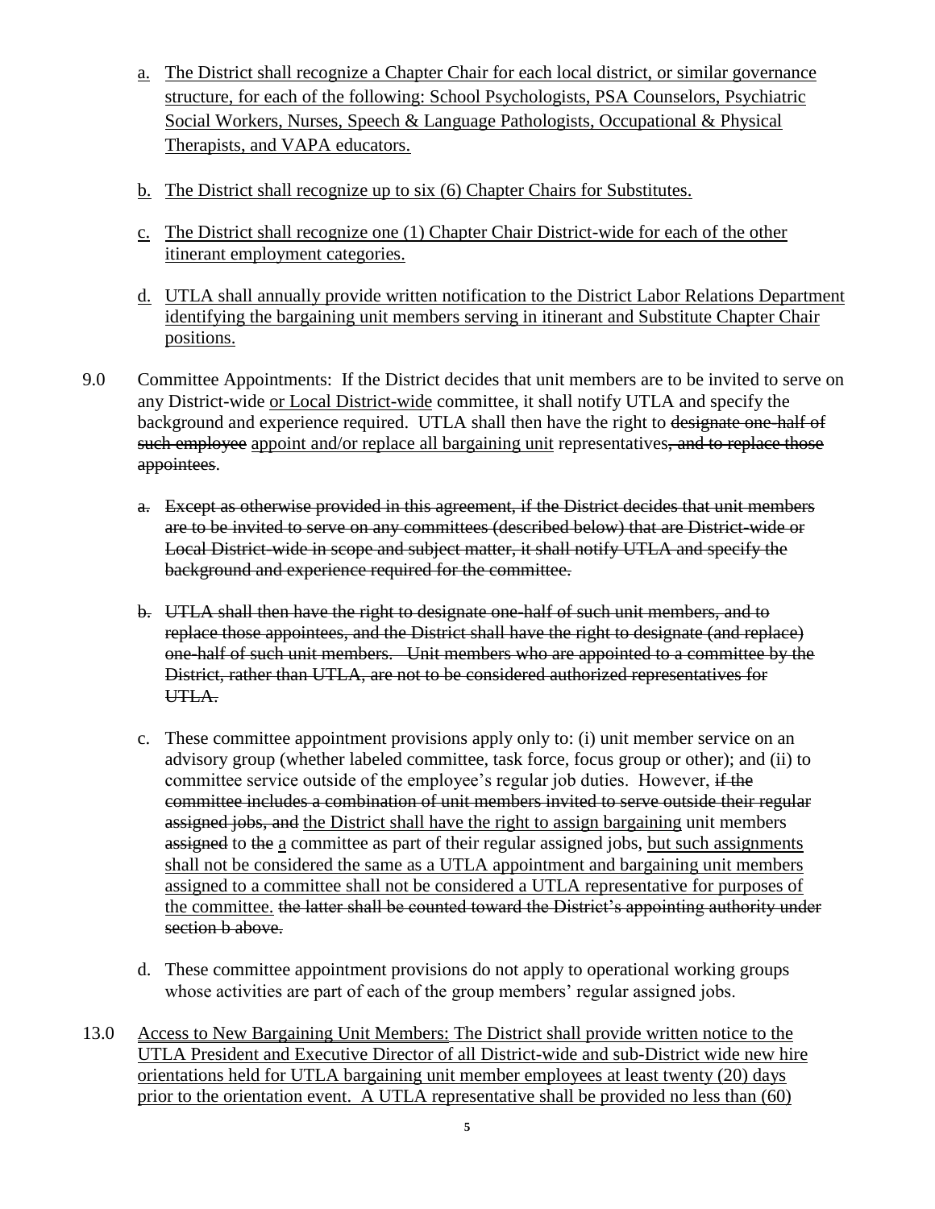a. The District shall recognize a Chapter Chair for each local district, or similar governance structure, for each of the following: School Psychologists, PSA Counselors, Psychiatric Social Workers, Nurses, Speech & Language Pathologists, Occupational & Physical Therapists, and VAPA educators.

b. The District shall recognize up to six (6) Chapter Chairs for Substitutes.

c. The District shall recognize one (1) Chapter Chair District-wide for each of the other itinerant employment categories.

d. UTLA shall annually provide written notification to the District Labor Relations Department identifying the bargaining unit members serving in itinerant and Substitute Chapter Chair positions.

9.0 Committee Appointments: If the District decides that unit members are to be invited to serve on any District-wide or Local District-wide committee, it shall notify UTLA and specify the background and experience required. UTLA shall then have the right to ~~designate one-half of such employee~~ appoint and/or replace all bargaining unit representatives~~, and to replace those appointees~~.

~~a. Except as otherwise provided in this agreement, if the District decides that unit members are to be invited to serve on any committees (described below) that are District-wide or Local District-wide in scope and subject matter, it shall notify UTLA and specify the background and experience required for the committee.~~

~~b. UTLA shall then have the right to designate one-half of such unit members, and to replace those appointees, and the District shall have the right to designate (and replace) one-half of such unit members. Unit members who are appointed to a committee by the District, rather than UTLA, are not to be considered authorized representatives for UTLA.~~

c. These committee appointment provisions apply only to: (i) unit member service on an advisory group (whether labeled committee, task force, focus group or other); and (ii) to committee service outside of the employee's regular job duties. However, ~~if the committee includes a combination of unit members invited to serve outside their regular assigned jobs, and~~ the District shall have the right to assign bargaining unit members ~~assigned~~ to ~~the~~ a committee as part of their regular assigned jobs, but such assignments shall not be considered the same as a UTLA appointment and bargaining unit members assigned to a committee shall not be considered a UTLA representative for purposes of the committee. ~~the latter shall be counted toward the District's appointing authority under section b above.~~

d. These committee appointment provisions do not apply to operational working groups whose activities are part of each of the group members' regular assigned jobs.

13.0 Access to New Bargaining Unit Members: The District shall provide written notice to the UTLA President and Executive Director of all District-wide and sub-District wide new hire orientations held for UTLA bargaining unit member employees at least twenty (20) days prior to the orientation event. A UTLA representative shall be provided no less than (60)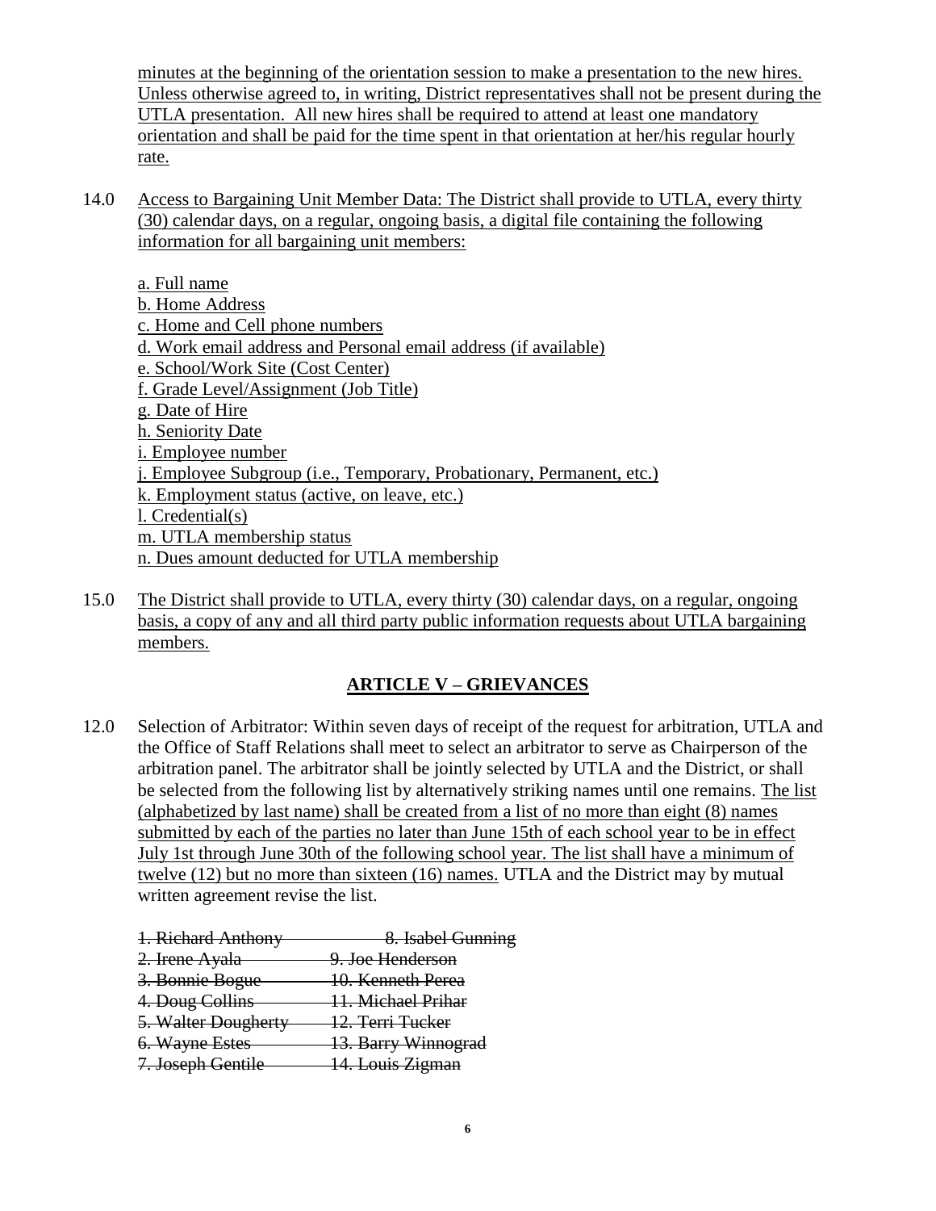minutes at the beginning of the orientation session to make a presentation to the new hires. Unless otherwise agreed to, in writing, District representatives shall not be present during the UTLA presentation. All new hires shall be required to attend at least one mandatory orientation and shall be paid for the time spent in that orientation at her/his regular hourly rate.

14.0 Access to Bargaining Unit Member Data: The District shall provide to UTLA, every thirty (30) calendar days, on a regular, ongoing basis, a digital file containing the following information for all bargaining unit members:

a. Full name
b. Home Address
c. Home and Cell phone numbers
d. Work email address and Personal email address (if available)
e. School/Work Site (Cost Center)
f. Grade Level/Assignment (Job Title)
g. Date of Hire
h. Seniority Date
i. Employee number
j. Employee Subgroup (i.e., Temporary, Probationary, Permanent, etc.)
k. Employment status (active, on leave, etc.)
l. Credential(s)
m. UTLA membership status
n. Dues amount deducted for UTLA membership

15.0 The District shall provide to UTLA, every thirty (30) calendar days, on a regular, ongoing basis, a copy of any and all third party public information requests about UTLA bargaining members.

## ARTICLE V – GRIEVANCES

12.0 Selection of Arbitrator: Within seven days of receipt of the request for arbitration, UTLA and the Office of Staff Relations shall meet to select an arbitrator to serve as Chairperson of the arbitration panel. The arbitrator shall be jointly selected by UTLA and the District, or shall be selected from the following list by alternatively striking names until one remains. The list (alphabetized by last name) shall be created from a list of no more than eight (8) names submitted by each of the parties no later than June 15th of each school year to be in effect July 1st through June 30th of the following school year. The list shall have a minimum of twelve (12) but no more than sixteen (16) names. UTLA and the District may by mutual written agreement revise the list.

~~1. Richard Anthony~~ ~~8. Isabel Gunning~~
~~2. Irene Ayala~~ ~~9. Joe Henderson~~
~~3. Bonnie Bogue~~ ~~10. Kenneth Perea~~
~~4. Doug Collins~~ ~~11. Michael Prihar~~
~~5. Walter Dougherty~~ ~~12. Terri Tucker~~
~~6. Wayne Estes~~ ~~13. Barry Winnograd~~
~~7. Joseph Gentile~~ ~~14. Louis Zigman~~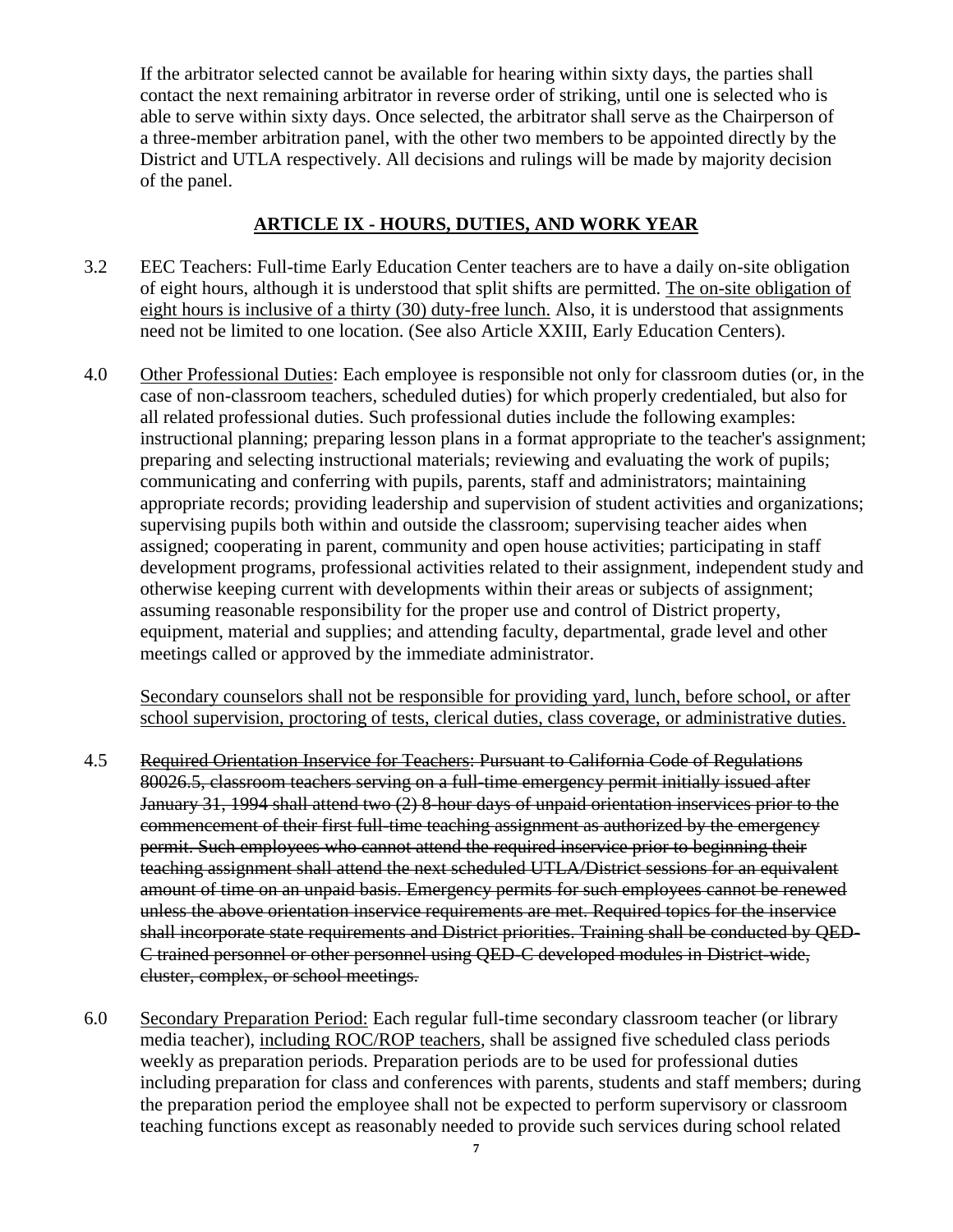If the arbitrator selected cannot be available for hearing within sixty days, the parties shall contact the next remaining arbitrator in reverse order of striking, until one is selected who is able to serve within sixty days. Once selected, the arbitrator shall serve as the Chairperson of a three-member arbitration panel, with the other two members to be appointed directly by the District and UTLA respectively. All decisions and rulings will be made by majority decision of the panel.

## ARTICLE IX - HOURS, DUTIES, AND WORK YEAR

3.2 EEC Teachers: Full-time Early Education Center teachers are to have a daily on-site obligation of eight hours, although it is understood that split shifts are permitted. <u>The on-site obligation of eight hours is inclusive of a thirty (30) duty-free lunch.</u> Also, it is understood that assignments need not be limited to one location. (See also Article XXIII, Early Education Centers).

4.0 <u>Other Professional Duties</u>: Each employee is responsible not only for classroom duties (or, in the case of non-classroom teachers, scheduled duties) for which properly credentialed, but also for all related professional duties. Such professional duties include the following examples: instructional planning; preparing lesson plans in a format appropriate to the teacher's assignment; preparing and selecting instructional materials; reviewing and evaluating the work of pupils; communicating and conferring with pupils, parents, staff and administrators; maintaining appropriate records; providing leadership and supervision of student activities and organizations; supervising pupils both within and outside the classroom; supervising teacher aides when assigned; cooperating in parent, community and open house activities; participating in staff development programs, professional activities related to their assignment, independent study and otherwise keeping current with developments within their areas or subjects of assignment; assuming reasonable responsibility for the proper use and control of District property, equipment, material and supplies; and attending faculty, departmental, grade level and other meetings called or approved by the immediate administrator.

<u>Secondary counselors shall not be responsible for providing yard, lunch, before school, or after school supervision, proctoring of tests, clerical duties, class coverage, or administrative duties.</u>

4.5 ~~Required Orientation Inservice for Teachers: Pursuant to California Code of Regulations 80026.5, classroom teachers serving on a full-time emergency permit initially issued after January 31, 1994 shall attend two (2) 8-hour days of unpaid orientation inservices prior to the commencement of their first full-time teaching assignment as authorized by the emergency permit. Such employees who cannot attend the required inservice prior to beginning their teaching assignment shall attend the next scheduled UTLA/District sessions for an equivalent amount of time on an unpaid basis. Emergency permits for such employees cannot be renewed unless the above orientation inservice requirements are met. Required topics for the inservice shall incorporate state requirements and District priorities. Training shall be conducted by QED-C trained personnel or other personnel using QED-C developed modules in District-wide, cluster, complex, or school meetings.~~

6.0 <u>Secondary Preparation Period:</u> Each regular full-time secondary classroom teacher (or library media teacher), <u>including ROC/ROP teachers</u>, shall be assigned five scheduled class periods weekly as preparation periods. Preparation periods are to be used for professional duties including preparation for class and conferences with parents, students and staff members; during the preparation period the employee shall not be expected to perform supervisory or classroom teaching functions except as reasonably needed to provide such services during school related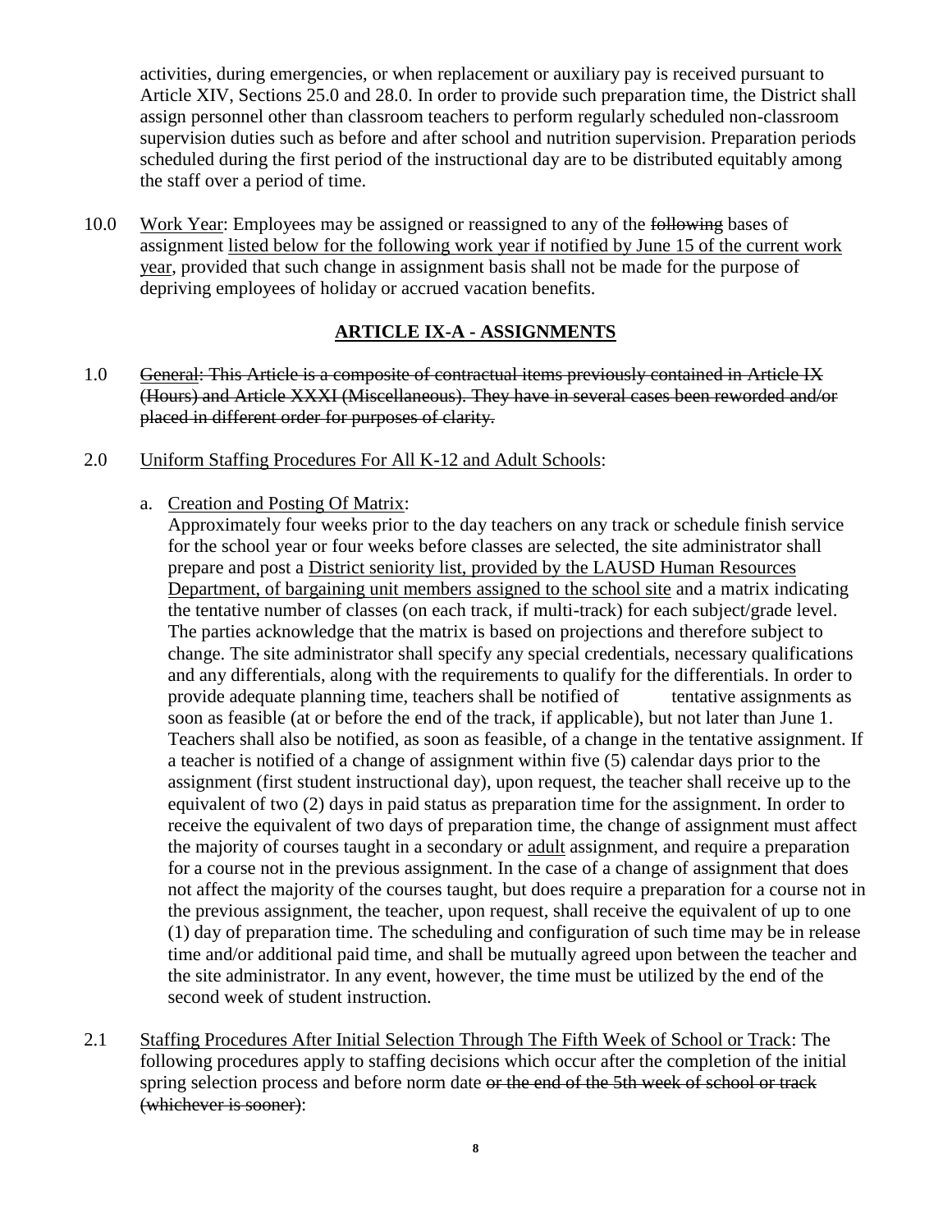activities, during emergencies, or when replacement or auxiliary pay is received pursuant to Article XIV, Sections 25.0 and 28.0. In order to provide such preparation time, the District shall assign personnel other than classroom teachers to perform regularly scheduled non-classroom supervision duties such as before and after school and nutrition supervision. Preparation periods scheduled during the first period of the instructional day are to be distributed equitably among the staff over a period of time.

10.0 <u>Work Year</u>: Employees may be assigned or reassigned to any of the ~~following~~ bases of assignment <u>listed below for the following work year if notified by June 15 of the current work year</u>, provided that such change in assignment basis shall not be made for the purpose of depriving employees of holiday or accrued vacation benefits.

## ARTICLE IX-A - ASSIGNMENTS

1.0 ~~General: This Article is a composite of contractual items previously contained in Article IX (Hours) and Article XXXI (Miscellaneous). They have in several cases been reworded and/or placed in different order for purposes of clarity.~~

2.0 <u>Uniform Staffing Procedures For All K-12 and Adult Schools</u>:

a. <u>Creation and Posting Of Matrix</u>:
Approximately four weeks prior to the day teachers on any track or schedule finish service for the school year or four weeks before classes are selected, the site administrator shall prepare and post a <u>District seniority list, provided by the LAUSD Human Resources Department, of bargaining unit members assigned to the school site</u> and a matrix indicating the tentative number of classes (on each track, if multi-track) for each subject/grade level. The parties acknowledge that the matrix is based on projections and therefore subject to change. The site administrator shall specify any special credentials, necessary qualifications and any differentials, along with the requirements to qualify for the differentials. In order to provide adequate planning time, teachers shall be notified of tentative assignments as soon as feasible (at or before the end of the track, if applicable), but not later than June 1. Teachers shall also be notified, as soon as feasible, of a change in the tentative assignment. If a teacher is notified of a change of assignment within five (5) calendar days prior to the assignment (first student instructional day), upon request, the teacher shall receive up to the equivalent of two (2) days in paid status as preparation time for the assignment. In order to receive the equivalent of two days of preparation time, the change of assignment must affect the majority of courses taught in a secondary or <u>adult</u> assignment, and require a preparation for a course not in the previous assignment. In the case of a change of assignment that does not affect the majority of the courses taught, but does require a preparation for a course not in the previous assignment, the teacher, upon request, shall receive the equivalent of up to one (1) day of preparation time. The scheduling and configuration of such time may be in release time and/or additional paid time, and shall be mutually agreed upon between the teacher and the site administrator. In any event, however, the time must be utilized by the end of the second week of student instruction.

2.1 <u>Staffing Procedures After Initial Selection Through The Fifth Week of School or Track</u>: The following procedures apply to staffing decisions which occur after the completion of the initial spring selection process and before norm date ~~or the end of the 5th week of school or track (whichever is sooner)~~: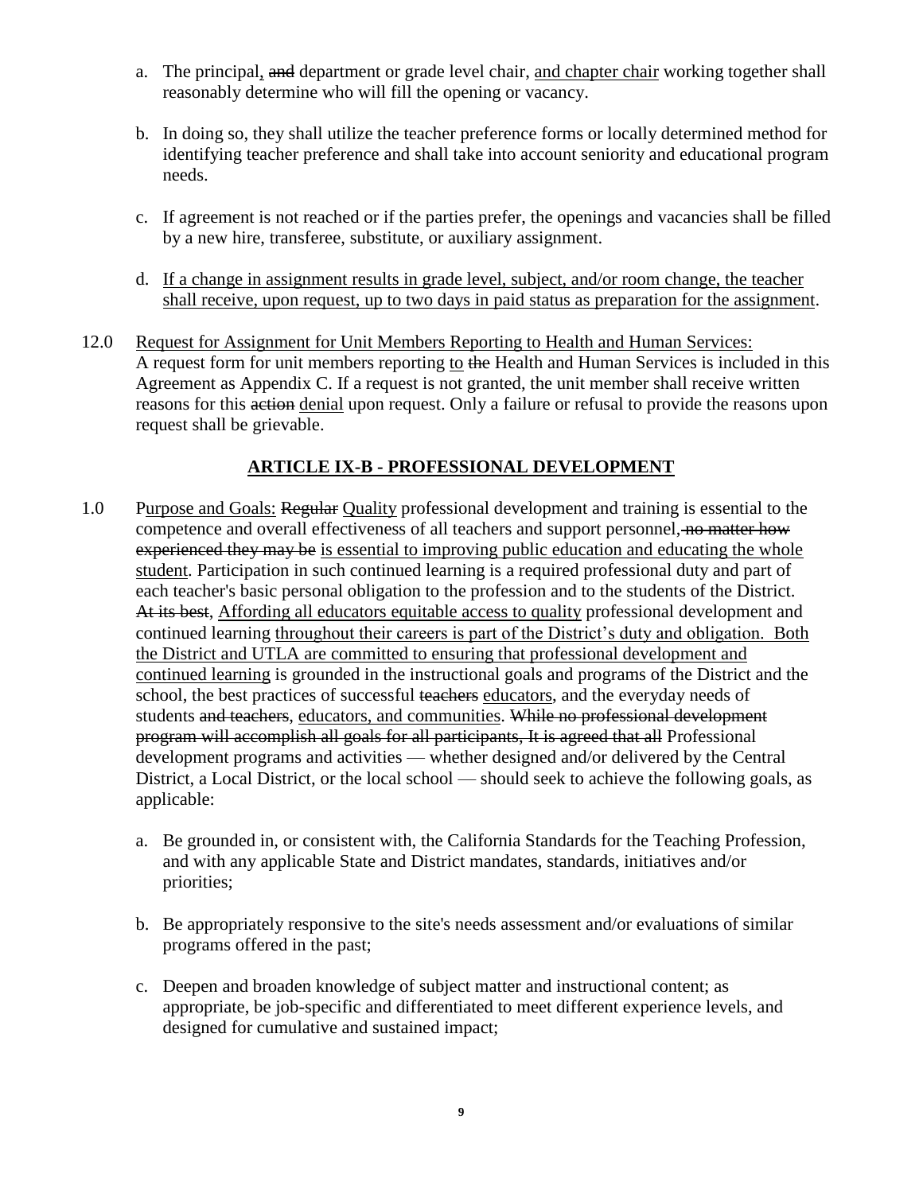a. The principal<u>,</u> ~~and~~ department or grade level chair, <u>and chapter chair</u> working together shall reasonably determine who will fill the opening or vacancy.

b. In doing so, they shall utilize the teacher preference forms or locally determined method for identifying teacher preference and shall take into account seniority and educational program needs.

c. If agreement is not reached or if the parties prefer, the openings and vacancies shall be filled by a new hire, transferee, substitute, or auxiliary assignment.

d. <u>If a change in assignment results in grade level, subject, and/or room change, the teacher shall receive, upon request, up to two days in paid status as preparation for the assignment</u>.

12.0 <u>Request for Assignment for Unit Members Reporting to Health and Human Services:</u> A request form for unit members reporting <u>to</u> ~~the~~ Health and Human Services is included in this Agreement as Appendix C. If a request is not granted, the unit member shall receive written reasons for this ~~action~~ <u>denial</u> upon request. Only a failure or refusal to provide the reasons upon request shall be grievable.

## <u>ARTICLE IX-B - PROFESSIONAL DEVELOPMENT</u>

1.0 P<u>urpose and Goals:</u> ~~Regular~~ <u>Quality</u> professional development and training is essential to the competence and overall effectiveness of all teachers and support personnel,~~ no matter how experienced they may be~~ <u>is essential to improving public education and educating the whole student</u>. Participation in such continued learning is a required professional duty and part of each teacher's basic personal obligation to the profession and to the students of the District. ~~At its best~~, <u>Affording all educators equitable access to quality</u> professional development and continued learning <u>throughout their careers is part of the District's duty and obligation. Both the District and UTLA are committed to ensuring that professional development and continued learning</u> is grounded in the instructional goals and programs of the District and the school, the best practices of successful ~~teachers~~ <u>educators</u>, and the everyday needs of students ~~and teachers~~, <u>educators, and communities</u>. ~~While no professional development program will accomplish all goals for all participants, It is agreed that all~~ Professional development programs and activities — whether designed and/or delivered by the Central District, a Local District, or the local school — should seek to achieve the following goals, as applicable:

a. Be grounded in, or consistent with, the California Standards for the Teaching Profession, and with any applicable State and District mandates, standards, initiatives and/or priorities;

b. Be appropriately responsive to the site's needs assessment and/or evaluations of similar programs offered in the past;

c. Deepen and broaden knowledge of subject matter and instructional content; as appropriate, be job-specific and differentiated to meet different experience levels, and designed for cumulative and sustained impact;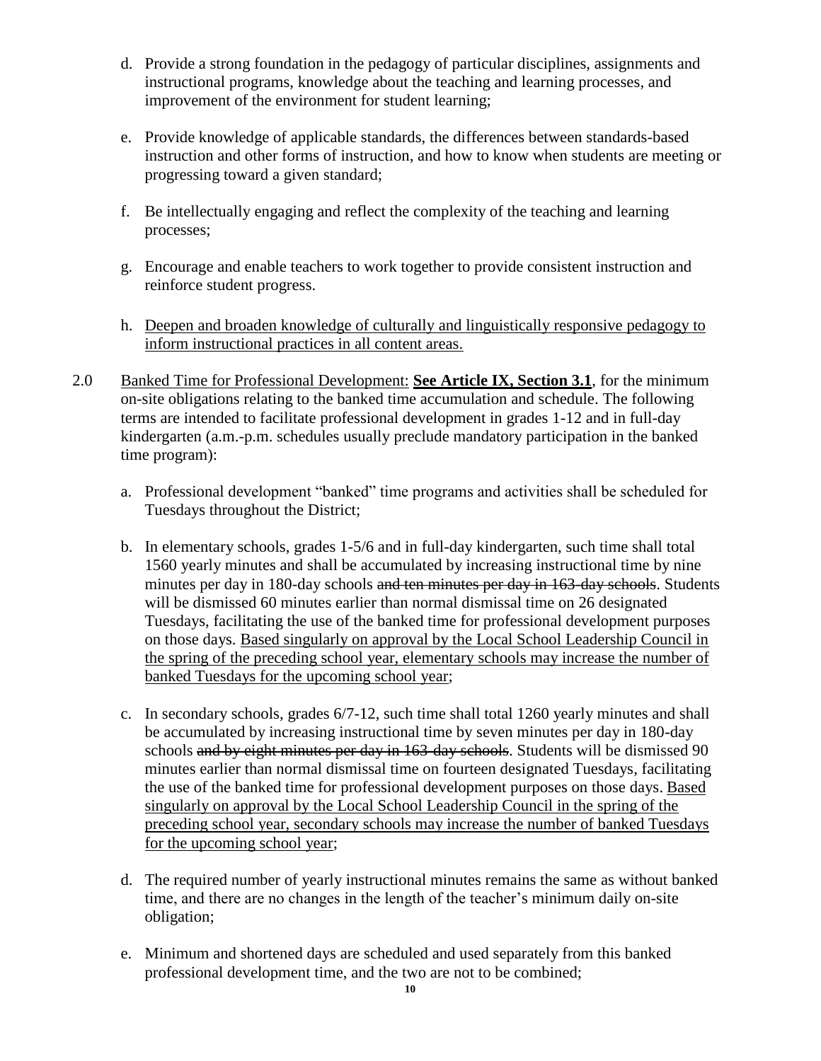d. Provide a strong foundation in the pedagogy of particular disciplines, assignments and instructional programs, knowledge about the teaching and learning processes, and improvement of the environment for student learning;

e. Provide knowledge of applicable standards, the differences between standards-based instruction and other forms of instruction, and how to know when students are meeting or progressing toward a given standard;

f. Be intellectually engaging and reflect the complexity of the teaching and learning processes;

g. Encourage and enable teachers to work together to provide consistent instruction and reinforce student progress.

h. <u>Deepen and broaden knowledge of culturally and linguistically responsive pedagogy to inform instructional practices in all content areas.</u>

2.0 <u>Banked Time for Professional Development:</u> **<u>See Article IX, Section 3.1</u>**, for the minimum on-site obligations relating to the banked time accumulation and schedule. The following terms are intended to facilitate professional development in grades 1-12 and in full-day kindergarten (a.m.-p.m. schedules usually preclude mandatory participation in the banked time program):

a. Professional development "banked" time programs and activities shall be scheduled for Tuesdays throughout the District;

b. In elementary schools, grades 1-5/6 and in full-day kindergarten, such time shall total 1560 yearly minutes and shall be accumulated by increasing instructional time by nine minutes per day in 180-day schools ~~and ten minutes per day in 163-day schools~~. Students will be dismissed 60 minutes earlier than normal dismissal time on 26 designated Tuesdays, facilitating the use of the banked time for professional development purposes on those days. <u>Based singularly on approval by the Local School Leadership Council in the spring of the preceding school year, elementary schools may increase the number of banked Tuesdays for the upcoming school year</u>;

c. In secondary schools, grades 6/7-12, such time shall total 1260 yearly minutes and shall be accumulated by increasing instructional time by seven minutes per day in 180-day schools ~~and by eight minutes per day in 163-day schools~~. Students will be dismissed 90 minutes earlier than normal dismissal time on fourteen designated Tuesdays, facilitating the use of the banked time for professional development purposes on those days. <u>Based singularly on approval by the Local School Leadership Council in the spring of the preceding school year, secondary schools may increase the number of banked Tuesdays for the upcoming school year</u>;

d. The required number of yearly instructional minutes remains the same as without banked time, and there are no changes in the length of the teacher's minimum daily on-site obligation;

e. Minimum and shortened days are scheduled and used separately from this banked professional development time, and the two are not to be combined;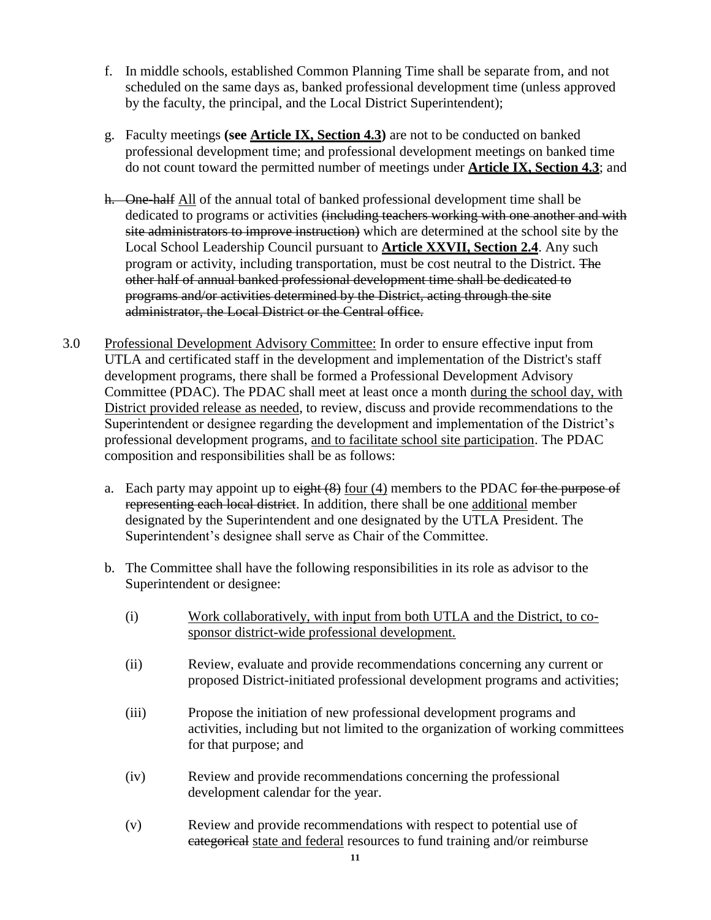f. In middle schools, established Common Planning Time shall be separate from, and not scheduled on the same days as, banked professional development time (unless approved by the faculty, the principal, and the Local District Superintendent);

g. Faculty meetings **(see <u>Article IX, Section 4.3</u>)** are not to be conducted on banked professional development time; and professional development meetings on banked time do not count toward the permitted number of meetings under **<u>Article IX, Section 4.3</u>**; and

h. ~~One-half~~ <u>All</u> of the annual total of banked professional development time shall be dedicated to programs or activities ~~(including teachers working with one another and with site administrators to improve instruction)~~ which are determined at the school site by the Local School Leadership Council pursuant to **<u>Article XXVII, Section 2.4</u>**. Any such program or activity, including transportation, must be cost neutral to the District. ~~The other half of annual banked professional development time shall be dedicated to programs and/or activities determined by the District, acting through the site administrator, the Local District or the Central office.~~

3.0 <u>Professional Development Advisory Committee:</u> In order to ensure effective input from UTLA and certificated staff in the development and implementation of the District's staff development programs, there shall be formed a Professional Development Advisory Committee (PDAC). The PDAC shall meet at least once a month <u>during the school day, with District provided release as needed</u>, to review, discuss and provide recommendations to the Superintendent or designee regarding the development and implementation of the District's professional development programs, <u>and to facilitate school site participation</u>. The PDAC composition and responsibilities shall be as follows:

a. Each party may appoint up to ~~eight (8)~~ <u>four (4)</u> members to the PDAC ~~for the purpose of representing each local district~~. In addition, there shall be one <u>additional</u> member designated by the Superintendent and one designated by the UTLA President. The Superintendent's designee shall serve as Chair of the Committee.

b. The Committee shall have the following responsibilities in its role as advisor to the Superintendent or designee:

(i) <u>Work collaboratively, with input from both UTLA and the District, to co-sponsor district-wide professional development.</u>

(ii) Review, evaluate and provide recommendations concerning any current or proposed District-initiated professional development programs and activities;

(iii) Propose the initiation of new professional development programs and activities, including but not limited to the organization of working committees for that purpose; and

(iv) Review and provide recommendations concerning the professional development calendar for the year.

(v) Review and provide recommendations with respect to potential use of ~~categorical~~ <u>state and federal</u> resources to fund training and/or reimburse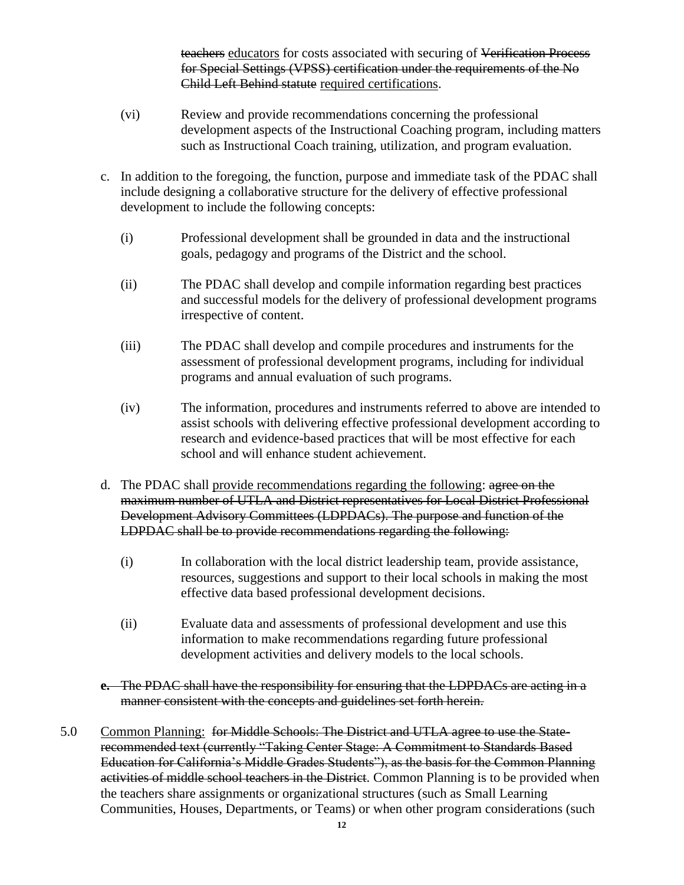~~teachers~~ <u>educators</u> for costs associated with securing of ~~Verification Process for Special Settings (VPSS) certification under the requirements of the No Child Left Behind statute~~ <u>required certifications</u>.

(vi) Review and provide recommendations concerning the professional development aspects of the Instructional Coaching program, including matters such as Instructional Coach training, utilization, and program evaluation.

c. In addition to the foregoing, the function, purpose and immediate task of the PDAC shall include designing a collaborative structure for the delivery of effective professional development to include the following concepts:

(i) Professional development shall be grounded in data and the instructional goals, pedagogy and programs of the District and the school.

(ii) The PDAC shall develop and compile information regarding best practices and successful models for the delivery of professional development programs irrespective of content.

(iii) The PDAC shall develop and compile procedures and instruments for the assessment of professional development programs, including for individual programs and annual evaluation of such programs.

(iv) The information, procedures and instruments referred to above are intended to assist schools with delivering effective professional development according to research and evidence-based practices that will be most effective for each school and will enhance student achievement.

d. The PDAC shall <u>provide recommendations regarding the following</u>: ~~agree on the maximum number of UTLA and District representatives for Local District Professional Development Advisory Committees (LDPDACs). The purpose and function of the LDPDAC shall be to provide recommendations regarding the following:~~

(i) In collaboration with the local district leadership team, provide assistance, resources, suggestions and support to their local schools in making the most effective data based professional development decisions.

(ii) Evaluate data and assessments of professional development and use this information to make recommendations regarding future professional development activities and delivery models to the local schools.

~~**e.** The PDAC shall have the responsibility for ensuring that the LDPDACs are acting in a manner consistent with the concepts and guidelines set forth herein.~~

5.0 <u>Common Planning:</u> ~~for Middle Schools: The District and UTLA agree to use the State-recommended text (currently "Taking Center Stage: A Commitment to Standards Based Education for California's Middle Grades Students"), as the basis for the Common Planning activities of middle school teachers in the District.~~ Common Planning is to be provided when the teachers share assignments or organizational structures (such as Small Learning Communities, Houses, Departments, or Teams) or when other program considerations (such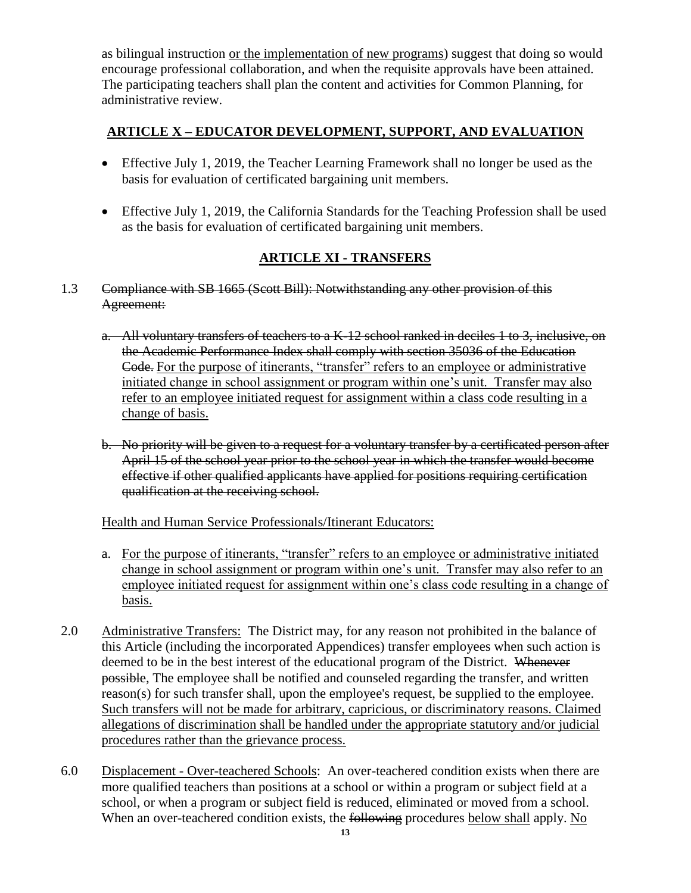as bilingual instruction <u>or the implementation of new programs</u>) suggest that doing so would encourage professional collaboration, and when the requisite approvals have been attained. The participating teachers shall plan the content and activities for Common Planning, for administrative review.

## <u>ARTICLE X – EDUCATOR DEVELOPMENT, SUPPORT, AND EVALUATION</u>

- Effective July 1, 2019, the Teacher Learning Framework shall no longer be used as the basis for evaluation of certificated bargaining unit members.
- Effective July 1, 2019, the California Standards for the Teaching Profession shall be used as the basis for evaluation of certificated bargaining unit members.

## <u>ARTICLE XI - TRANSFERS</u>

1.3 ~~Compliance with SB 1665 (Scott Bill): Notwithstanding any other provision of this Agreement:~~

a. ~~All voluntary transfers of teachers to a K-12 school ranked in deciles 1 to 3, inclusive, on the Academic Performance Index shall comply with section 35036 of the Education Code.~~ <u>For the purpose of itinerants, "transfer" refers to an employee or administrative initiated change in school assignment or program within one's unit. Transfer may also refer to an employee initiated request for assignment within a class code resulting in a change of basis.</u>

b. ~~No priority will be given to a request for a voluntary transfer by a certificated person after April 15 of the school year prior to the school year in which the transfer would become effective if other qualified applicants have applied for positions requiring certification qualification at the receiving school.~~

<u>Health and Human Service Professionals/Itinerant Educators:</u>

a. <u>For the purpose of itinerants, "transfer" refers to an employee or administrative initiated change in school assignment or program within one's unit. Transfer may also refer to an employee initiated request for assignment within one's class code resulting in a change of basis.</u>

2.0 <u>Administrative Transfers:</u> The District may, for any reason not prohibited in the balance of this Article (including the incorporated Appendices) transfer employees when such action is deemed to be in the best interest of the educational program of the District. ~~Whenever possible~~, The employee shall be notified and counseled regarding the transfer, and written reason(s) for such transfer shall, upon the employee's request, be supplied to the employee. <u>Such transfers will not be made for arbitrary, capricious, or discriminatory reasons. Claimed allegations of discrimination shall be handled under the appropriate statutory and/or judicial procedures rather than the grievance process.</u>

6.0 <u>Displacement - Over-teachered Schools</u>: An over-teachered condition exists when there are more qualified teachers than positions at a school or within a program or subject field at a school, or when a program or subject field is reduced, eliminated or moved from a school. When an over-teachered condition exists, the ~~following~~ procedures <u>below shall</u> apply. <u>No</u>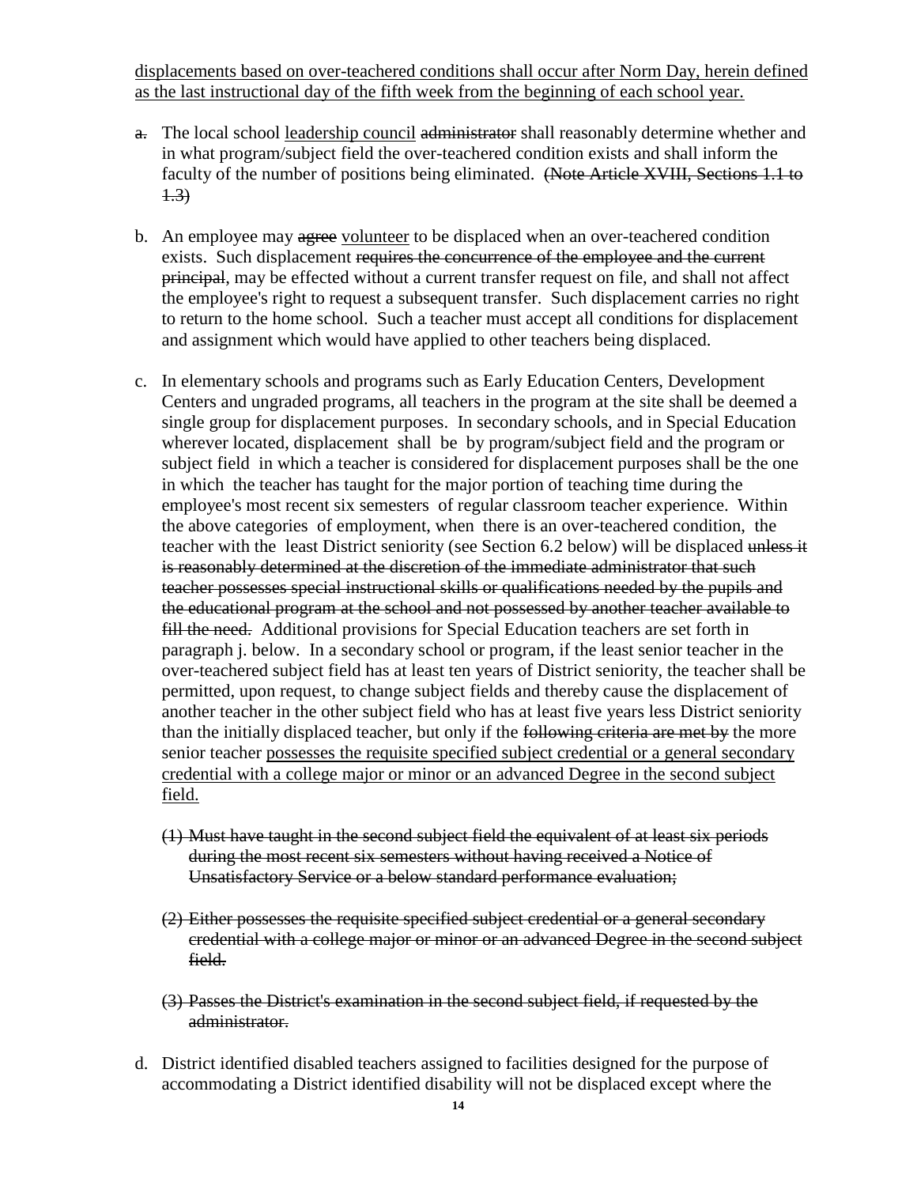<u>displacements based on over-teachered conditions shall occur after Norm Day, herein defined as the last instructional day of the fifth week from the beginning of each school year.</u>

a. The local school <u>leadership council</u> ~~administrator~~ shall reasonably determine whether and in what program/subject field the over-teachered condition exists and shall inform the faculty of the number of positions being eliminated. ~~(Note Article XVIII, Sections 1.1 to 1.3)~~

b. An employee may ~~agree~~ <u>volunteer</u> to be displaced when an over-teachered condition exists. Such displacement ~~requires the concurrence of the employee and the current principal~~, may be effected without a current transfer request on file, and shall not affect the employee's right to request a subsequent transfer. Such displacement carries no right to return to the home school. Such a teacher must accept all conditions for displacement and assignment which would have applied to other teachers being displaced.

c. In elementary schools and programs such as Early Education Centers, Development Centers and ungraded programs, all teachers in the program at the site shall be deemed a single group for displacement purposes. In secondary schools, and in Special Education wherever located, displacement shall be by program/subject field and the program or subject field in which a teacher is considered for displacement purposes shall be the one in which the teacher has taught for the major portion of teaching time during the employee's most recent six semesters of regular classroom teacher experience. Within the above categories of employment, when there is an over-teachered condition, the teacher with the least District seniority (see Section 6.2 below) will be displaced ~~unless it is reasonably determined at the discretion of the immediate administrator that such teacher possesses special instructional skills or qualifications needed by the pupils and the educational program at the school and not possessed by another teacher available to fill the need.~~ Additional provisions for Special Education teachers are set forth in paragraph j. below. In a secondary school or program, if the least senior teacher in the over-teachered subject field has at least ten years of District seniority, the teacher shall be permitted, upon request, to change subject fields and thereby cause the displacement of another teacher in the other subject field who has at least five years less District seniority than the initially displaced teacher, but only if the ~~following criteria are met by~~ the more senior teacher <u>possesses the requisite specified subject credential or a general secondary credential with a college major or minor or an advanced Degree in the second subject field.</u>

   ~~(1) Must have taught in the second subject field the equivalent of at least six periods during the most recent six semesters without having received a Notice of Unsatisfactory Service or a below standard performance evaluation;~~

   ~~(2) Either possesses the requisite specified subject credential or a general secondary credential with a college major or minor or an advanced Degree in the second subject field.~~

   ~~(3) Passes the District's examination in the second subject field, if requested by the administrator.~~

d. District identified disabled teachers assigned to facilities designed for the purpose of accommodating a District identified disability will not be displaced except where the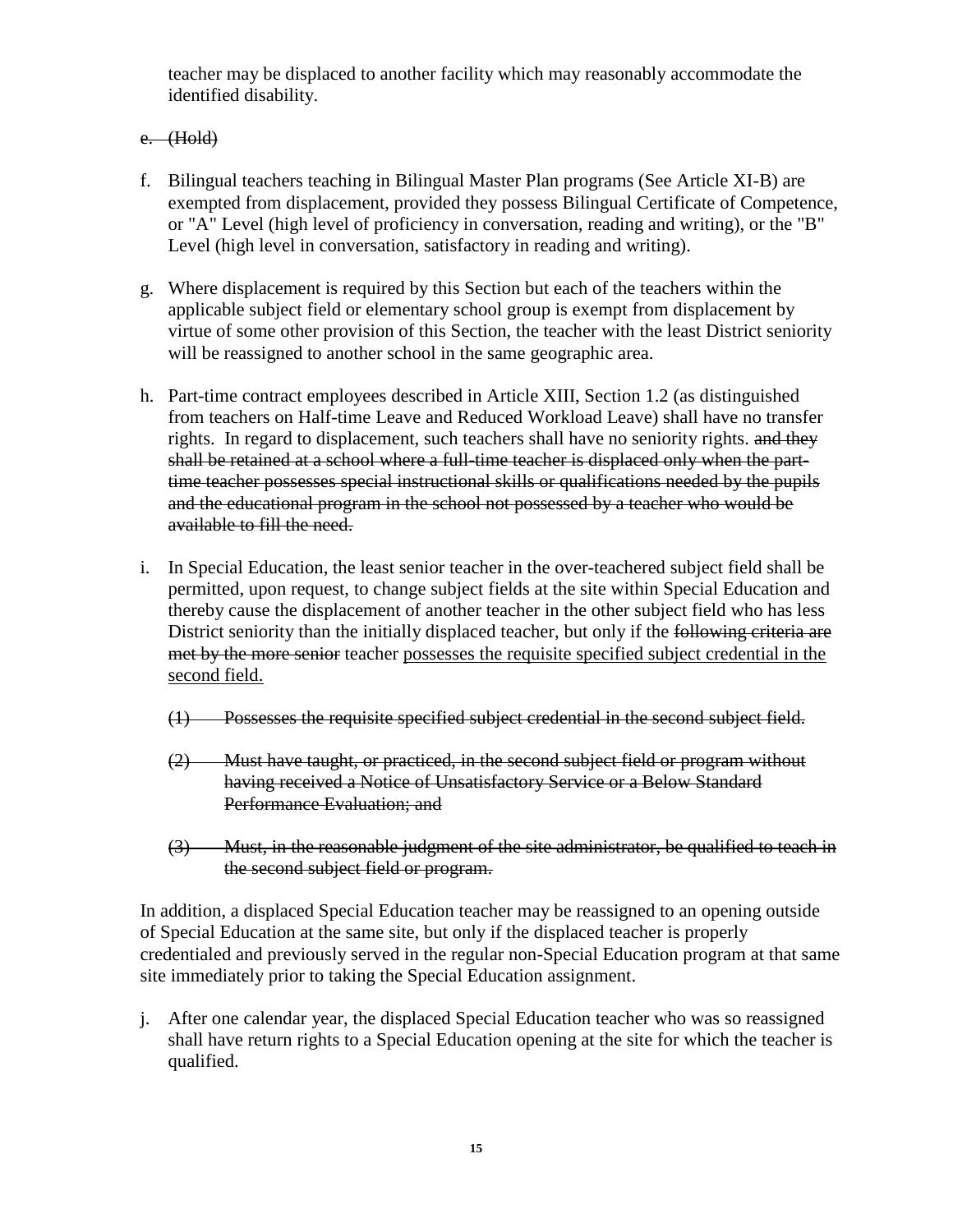teacher may be displaced to another facility which may reasonably accommodate the identified disability.

e. ~~(Hold)~~

f. Bilingual teachers teaching in Bilingual Master Plan programs (See Article XI-B) are exempted from displacement, provided they possess Bilingual Certificate of Competence, or "A" Level (high level of proficiency in conversation, reading and writing), or the "B" Level (high level in conversation, satisfactory in reading and writing).

g. Where displacement is required by this Section but each of the teachers within the applicable subject field or elementary school group is exempt from displacement by virtue of some other provision of this Section, the teacher with the least District seniority will be reassigned to another school in the same geographic area.

h. Part-time contract employees described in Article XIII, Section 1.2 (as distinguished from teachers on Half-time Leave and Reduced Workload Leave) shall have no transfer rights. In regard to displacement, such teachers shall have no seniority rights. ~~and they shall be retained at a school where a full-time teacher is displaced only when the part-time teacher possesses special instructional skills or qualifications needed by the pupils and the educational program in the school not possessed by a teacher who would be available to fill the need.~~

i. In Special Education, the least senior teacher in the over-teachered subject field shall be permitted, upon request, to change subject fields at the site within Special Education and thereby cause the displacement of another teacher in the other subject field who has less District seniority than the initially displaced teacher, but only if the ~~following criteria are met by the more senior~~ teacher <u>possesses the requisite specified subject credential in the second field.</u>

    ~~(1) Possesses the requisite specified subject credential in the second subject field.~~

    ~~(2) Must have taught, or practiced, in the second subject field or program without having received a Notice of Unsatisfactory Service or a Below Standard Performance Evaluation; and~~

    ~~(3) Must, in the reasonable judgment of the site administrator, be qualified to teach in the second subject field or program.~~

In addition, a displaced Special Education teacher may be reassigned to an opening outside of Special Education at the same site, but only if the displaced teacher is properly credentialed and previously served in the regular non-Special Education program at that same site immediately prior to taking the Special Education assignment.

j. After one calendar year, the displaced Special Education teacher who was so reassigned shall have return rights to a Special Education opening at the site for which the teacher is qualified.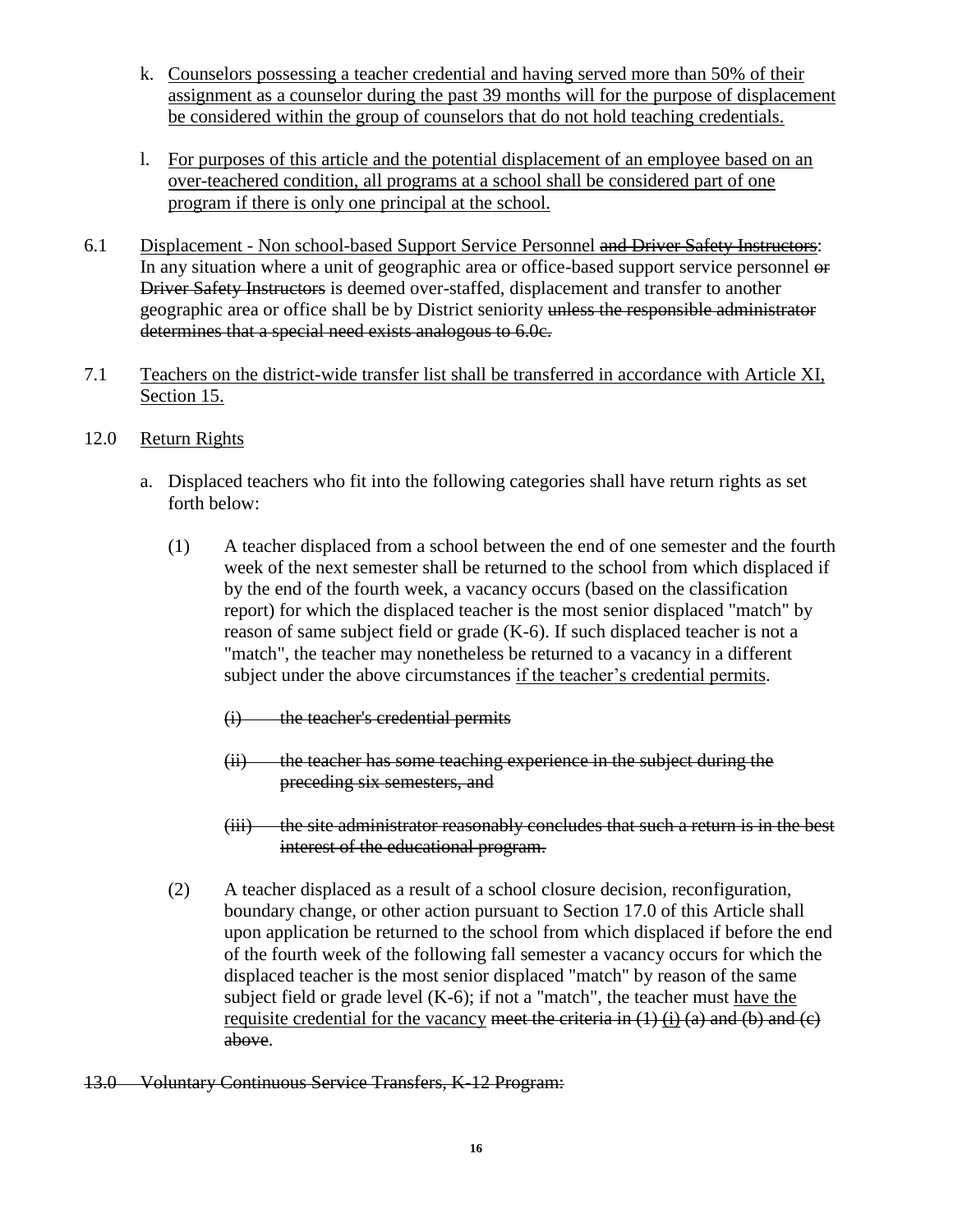k. Counselors possessing a teacher credential and having served more than 50% of their assignment as a counselor during the past 39 months will for the purpose of displacement be considered within the group of counselors that do not hold teaching credentials.

l. For purposes of this article and the potential displacement of an employee based on an over-teachered condition, all programs at a school shall be considered part of one program if there is only one principal at the school.

6.1 Displacement - Non school-based Support Service Personnel ~~and Driver Safety Instructors~~: In any situation where a unit of geographic area or office-based support service personnel ~~or Driver Safety Instructors~~ is deemed over-staffed, displacement and transfer to another geographic area or office shall be by District seniority ~~unless the responsible administrator determines that a special need exists analogous to 6.0c.~~

7.1 Teachers on the district-wide transfer list shall be transferred in accordance with Article XI, Section 15.

12.0 Return Rights

a. Displaced teachers who fit into the following categories shall have return rights as set forth below:

(1) A teacher displaced from a school between the end of one semester and the fourth week of the next semester shall be returned to the school from which displaced if by the end of the fourth week, a vacancy occurs (based on the classification report) for which the displaced teacher is the most senior displaced "match" by reason of same subject field or grade (K-6). If such displaced teacher is not a "match", the teacher may nonetheless be returned to a vacancy in a different subject under the above circumstances if the teacher's credential permits.

~~(i) the teacher's credential permits~~

~~(ii) the teacher has some teaching experience in the subject during the preceding six semesters, and~~

~~(iii) the site administrator reasonably concludes that such a return is in the best interest of the educational program.~~

(2) A teacher displaced as a result of a school closure decision, reconfiguration, boundary change, or other action pursuant to Section 17.0 of this Article shall upon application be returned to the school from which displaced if before the end of the fourth week of the following fall semester a vacancy occurs for which the displaced teacher is the most senior displaced "match" by reason of the same subject field or grade level (K-6); if not a "match", the teacher must have the requisite credential for the vacancy ~~meet the criteria in (1) (i) (a) and (b) and (c) above~~.

~~13.0 Voluntary Continuous Service Transfers, K-12 Program:~~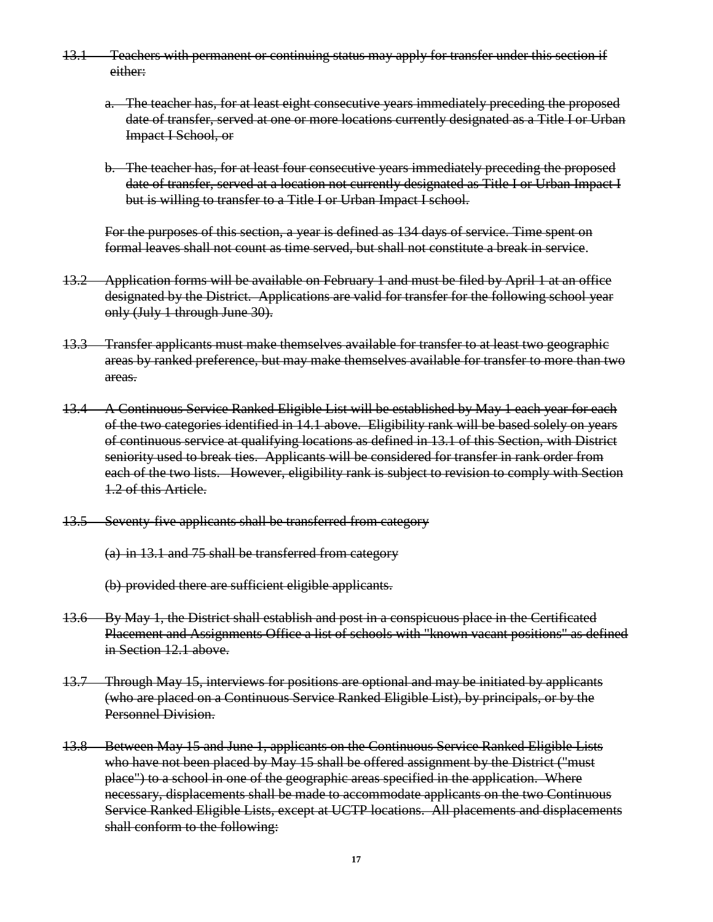~~13.1 Teachers with permanent or continuing status may apply for transfer under this section if either:~~

~~a. The teacher has, for at least eight consecutive years immediately preceding the proposed date of transfer, served at one or more locations currently designated as a Title I or Urban Impact I School, or~~

~~b. The teacher has, for at least four consecutive years immediately preceding the proposed date of transfer, served at a location not currently designated as Title I or Urban Impact I but is willing to transfer to a Title I or Urban Impact I school.~~

~~For the purposes of this section, a year is defined as 134 days of service. Time spent on formal leaves shall not count as time served, but shall not constitute a break in service~~.

~~13.2 Application forms will be available on February 1 and must be filed by April 1 at an office designated by the District. Applications are valid for transfer for the following school year only (July 1 through June 30).~~

~~13.3 Transfer applicants must make themselves available for transfer to at least two geographic areas by ranked preference, but may make themselves available for transfer to more than two areas.~~

~~13.4 A Continuous Service Ranked Eligible List will be established by May 1 each year for each of the two categories identified in 14.1 above. Eligibility rank will be based solely on years of continuous service at qualifying locations as defined in 13.1 of this Section, with District seniority used to break ties. Applicants will be considered for transfer in rank order from each of the two lists. However, eligibility rank is subject to revision to comply with Section 1.2 of this Article.~~

~~13.5 Seventy-five applicants shall be transferred from category~~

~~(a) in 13.1 and 75 shall be transferred from category~~

~~(b) provided there are sufficient eligible applicants.~~

~~13.6 By May 1, the District shall establish and post in a conspicuous place in the Certificated Placement and Assignments Office a list of schools with "known vacant positions" as defined in Section 12.1 above.~~

~~13.7 Through May 15, interviews for positions are optional and may be initiated by applicants (who are placed on a Continuous Service Ranked Eligible List), by principals, or by the Personnel Division.~~

~~13.8 Between May 15 and June 1, applicants on the Continuous Service Ranked Eligible Lists who have not been placed by May 15 shall be offered assignment by the District ("must place") to a school in one of the geographic areas specified in the application. Where necessary, displacements shall be made to accommodate applicants on the two Continuous Service Ranked Eligible Lists, except at UCTP locations. All placements and displacements shall conform to the following:~~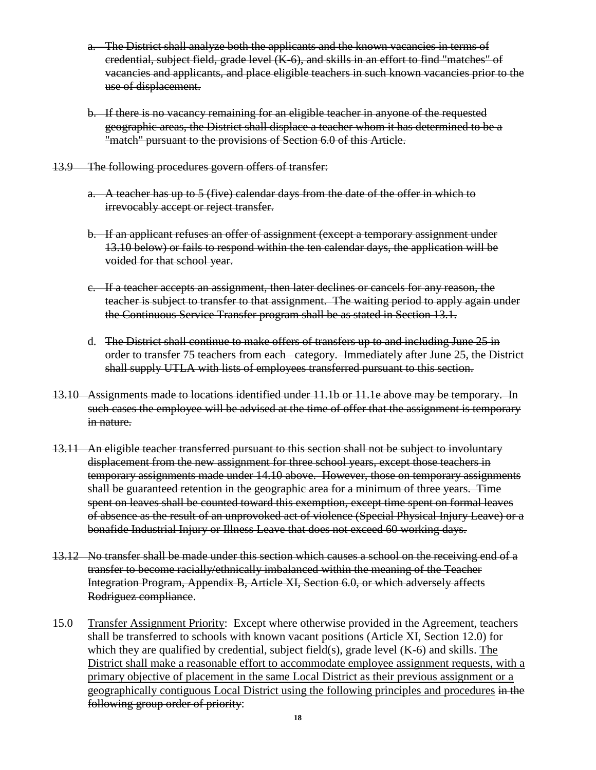a. ~~The District shall analyze both the applicants and the known vacancies in terms of credential, subject field, grade level (K-6), and skills in an effort to find "matches" of vacancies and applicants, and place eligible teachers in such known vacancies prior to the use of displacement.~~

b. ~~If there is no vacancy remaining for an eligible teacher in anyone of the requested geographic areas, the District shall displace a teacher whom it has determined to be a "match" pursuant to the provisions of Section 6.0 of this Article.~~

~~13.9 The following procedures govern offers of transfer:~~

a. ~~A teacher has up to 5 (five) calendar days from the date of the offer in which to irrevocably accept or reject transfer.~~

b. ~~If an applicant refuses an offer of assignment (except a temporary assignment under 13.10 below) or fails to respond within the ten calendar days, the application will be voided for that school year.~~

c. ~~If a teacher accepts an assignment, then later declines or cancels for any reason, the teacher is subject to transfer to that assignment. The waiting period to apply again under the Continuous Service Transfer program shall be as stated in Section 13.1.~~

d. ~~The District shall continue to make offers of transfers up to and including June 25 in order to transfer 75 teachers from each category. Immediately after June 25, the District shall supply UTLA with lists of employees transferred pursuant to this section.~~

~~13.10 Assignments made to locations identified under 11.1b or 11.1e above may be temporary. In such cases the employee will be advised at the time of offer that the assignment is temporary in nature.~~

~~13.11 An eligible teacher transferred pursuant to this section shall not be subject to involuntary displacement from the new assignment for three school years, except those teachers in temporary assignments made under 14.10 above. However, those on temporary assignments shall be guaranteed retention in the geographic area for a minimum of three years. Time spent on leaves shall be counted toward this exemption, except time spent on formal leaves of absence as the result of an unprovoked act of violence (Special Physical Injury Leave) or a bonafide Industrial Injury or Illness Leave that does not exceed 60 working days.~~

~~13.12 No transfer shall be made under this section which causes a school on the receiving end of a transfer to become racially/ethnically imbalanced within the meaning of the Teacher Integration Program, Appendix B, Article XI, Section 6.0, or which adversely affects Rodriguez compliance.~~

15.0 Transfer Assignment Priority: Except where otherwise provided in the Agreement, teachers shall be transferred to schools with known vacant positions (Article XI, Section 12.0) for which they are qualified by credential, subject field(s), grade level (K-6) and skills. The District shall make a reasonable effort to accommodate employee assignment requests, with a primary objective of placement in the same Local District as their previous assignment or a geographically contiguous Local District using the following principles and procedures ~~in the following group order of priority~~: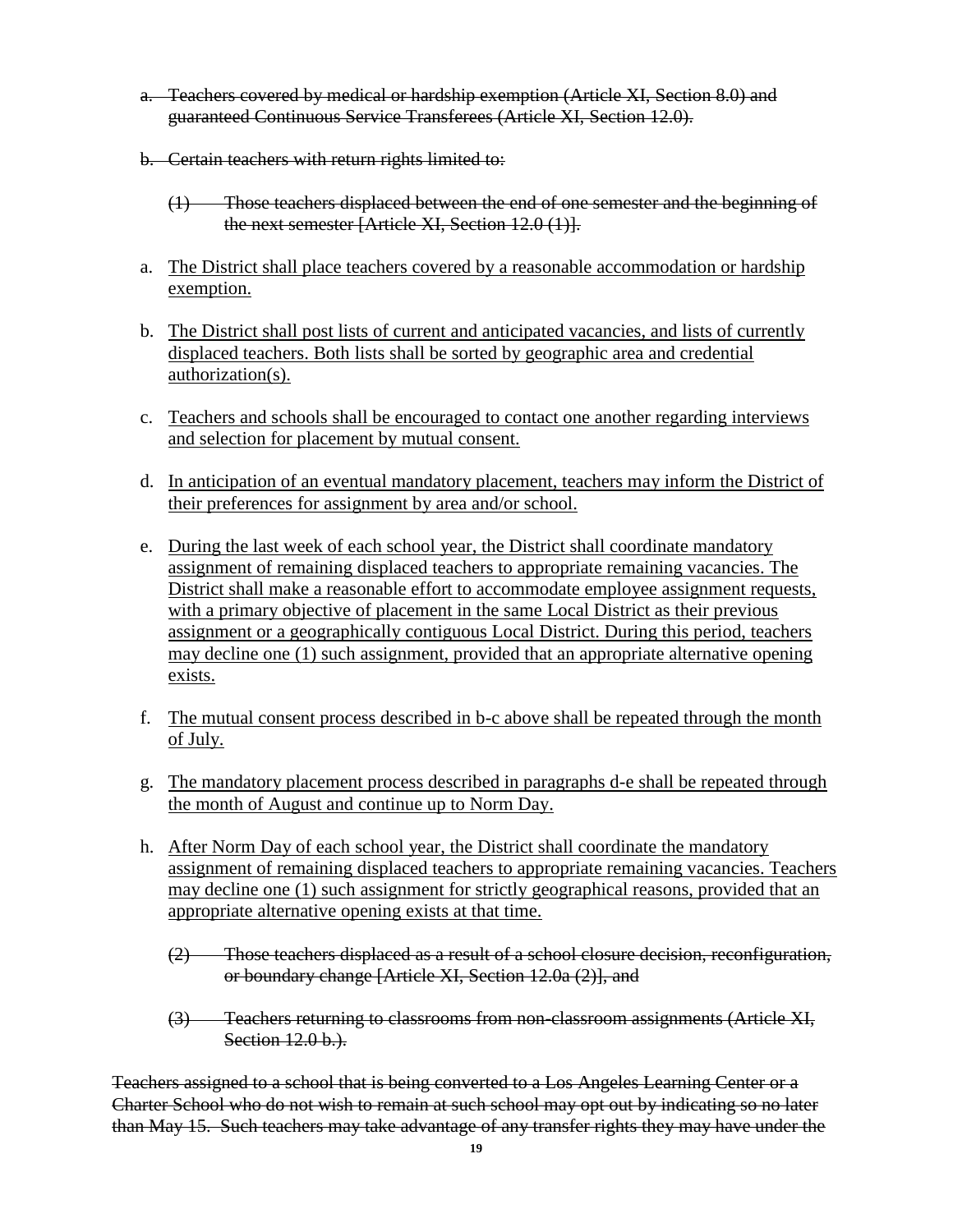a. ~~Teachers covered by medical or hardship exemption (Article XI, Section 8.0) and guaranteed Continuous Service Transferees (Article XI, Section 12.0).~~

b. ~~Certain teachers with return rights limited to:~~

   ~~(1) Those teachers displaced between the end of one semester and the beginning of the next semester [Article XI, Section 12.0 (1)].~~

a. <u>The District shall place teachers covered by a reasonable accommodation or hardship exemption.</u>

b. <u>The District shall post lists of current and anticipated vacancies, and lists of currently displaced teachers. Both lists shall be sorted by geographic area and credential authorization(s).</u>

c. <u>Teachers and schools shall be encouraged to contact one another regarding interviews and selection for placement by mutual consent.</u>

d. <u>In anticipation of an eventual mandatory placement, teachers may inform the District of their preferences for assignment by area and/or school.</u>

e. <u>During the last week of each school year, the District shall coordinate mandatory assignment of remaining displaced teachers to appropriate remaining vacancies. The District shall make a reasonable effort to accommodate employee assignment requests, with a primary objective of placement in the same Local District as their previous assignment or a geographically contiguous Local District. During this period, teachers may decline one (1) such assignment, provided that an appropriate alternative opening exists.</u>

f. <u>The mutual consent process described in b-c above shall be repeated through the month of July.</u>

g. <u>The mandatory placement process described in paragraphs d-e shall be repeated through the month of August and continue up to Norm Day.</u>

h. <u>After Norm Day of each school year, the District shall coordinate the mandatory assignment of remaining displaced teachers to appropriate remaining vacancies. Teachers may decline one (1) such assignment for strictly geographical reasons, provided that an appropriate alternative opening exists at that time.</u>

   ~~(2) Those teachers displaced as a result of a school closure decision, reconfiguration, or boundary change [Article XI, Section 12.0a (2)], and~~

   ~~(3) Teachers returning to classrooms from non-classroom assignments (Article XI, Section 12.0 b.).~~

~~Teachers assigned to a school that is being converted to a Los Angeles Learning Center or a Charter School who do not wish to remain at such school may opt out by indicating so no later than May 15. Such teachers may take advantage of any transfer rights they may have under the~~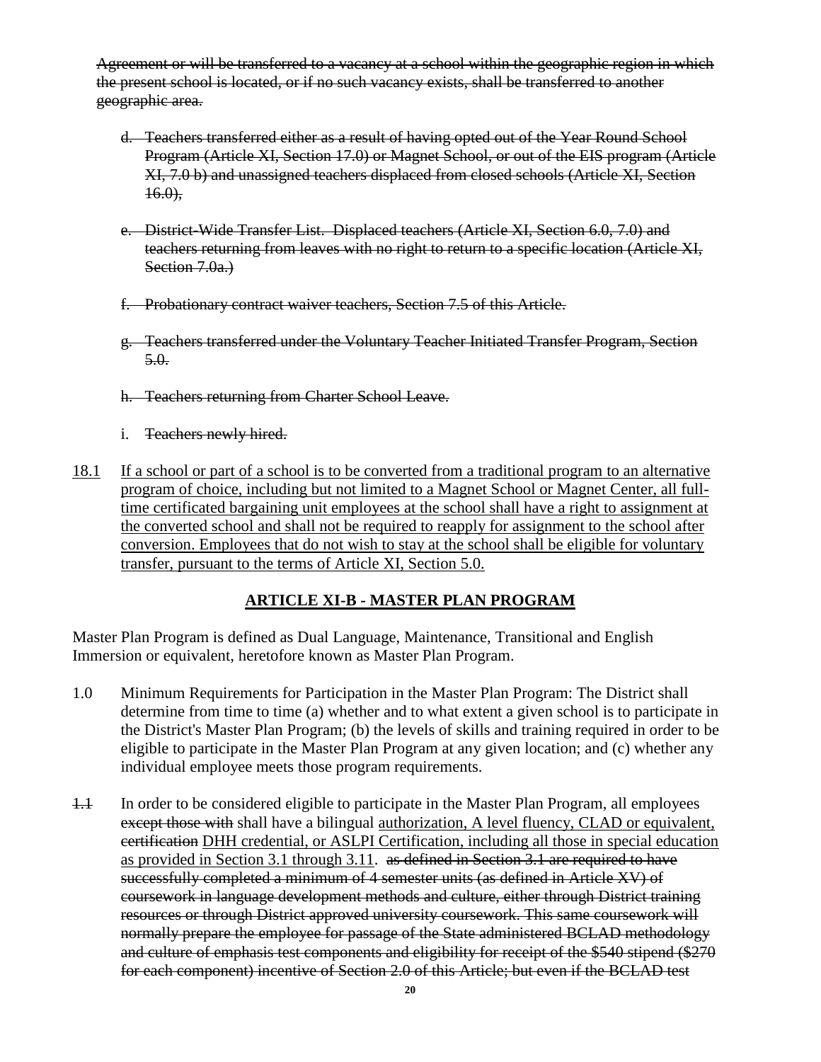~~Agreement or will be transferred to a vacancy at a school within the geographic region in which the present school is located, or if no such vacancy exists, shall be transferred to another geographic area.~~

d. ~~Teachers transferred either as a result of having opted out of the Year Round School Program (Article XI, Section 17.0) or Magnet School, or out of the EIS program (Article XI, 7.0 b) and unassigned teachers displaced from closed schools (Article XI, Section 16.0),~~

e. ~~District-Wide Transfer List. Displaced teachers (Article XI, Section 6.0, 7.0) and teachers returning from leaves with no right to return to a specific location (Article XI, Section 7.0a.)~~

f. ~~Probationary contract waiver teachers, Section 7.5 of this Article.~~

g. ~~Teachers transferred under the Voluntary Teacher Initiated Transfer Program, Section 5.0.~~

h. ~~Teachers returning from Charter School Leave.~~

i. ~~Teachers newly hired.~~

<u>18.1</u> <u>If a school or part of a school is to be converted from a traditional program to an alternative program of choice, including but not limited to a Magnet School or Magnet Center, all full-time certificated bargaining unit employees at the school shall have a right to assignment at the converted school and shall not be required to reapply for assignment to the school after conversion. Employees that do not wish to stay at the school shall be eligible for voluntary transfer, pursuant to the terms of Article XI, Section 5.0.</u>

## <u>ARTICLE XI-B - MASTER PLAN PROGRAM</u>

Master Plan Program is defined as Dual Language, Maintenance, Transitional and English Immersion or equivalent, heretofore known as Master Plan Program.

1.0 Minimum Requirements for Participation in the Master Plan Program: The District shall determine from time to time (a) whether and to what extent a given school is to participate in the District's Master Plan Program; (b) the levels of skills and training required in order to be eligible to participate in the Master Plan Program at any given location; and (c) whether any individual employee meets those program requirements.

~~1.1~~ In order to be considered eligible to participate in the Master Plan Program, all employees ~~except those with~~ shall have a bilingual <u>authorization, A level fluency, CLAD or equivalent,</u> ~~certification~~ <u>DHH credential, or ASLPI Certification, including all those in special education as provided in Section 3.1 through 3.11</u>. ~~as defined in Section 3.1 are required to have successfully completed a minimum of 4 semester units (as defined in Article XV) of coursework in language development methods and culture, either through District training resources or through District approved university coursework. This same coursework will normally prepare the employee for passage of the State administered BCLAD methodology and culture of emphasis test components and eligibility for receipt of the $540 stipend ($270 for each component) incentive of Section 2.0 of this Article; but even if the BCLAD test~~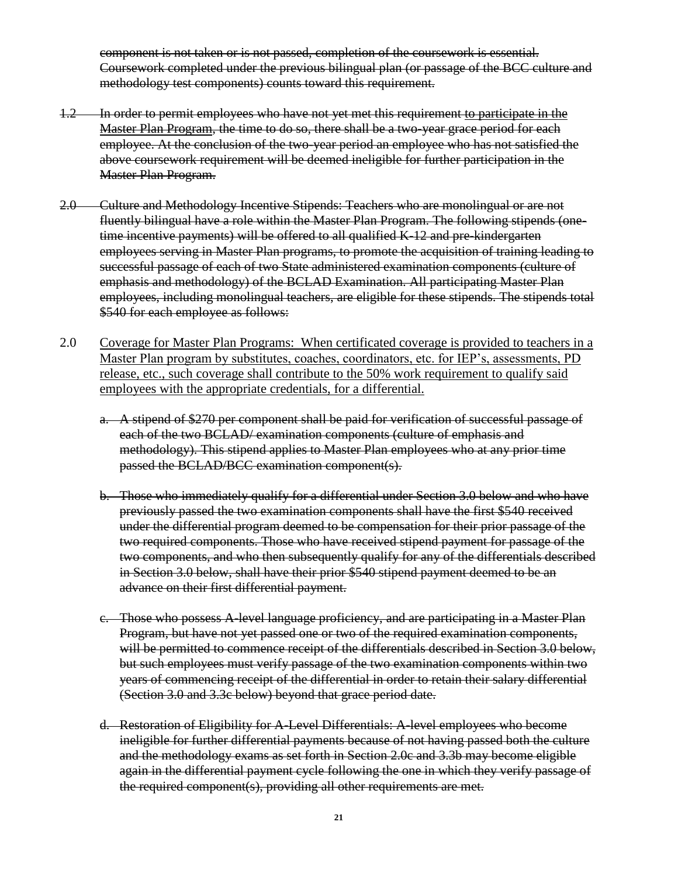~~component is not taken or is not passed, completion of the coursework is essential. Coursework completed under the previous bilingual plan (or passage of the BCC culture and methodology test components) counts toward this requirement.~~

~~1.2~~ ~~In order to permit employees who have not yet met this requirement~~ <u>to participate in the Master Plan Program</u>, ~~the time to do so, there shall be a two-year grace period for each employee. At the conclusion of the two-year period an employee who has not satisfied the above coursework requirement will be deemed ineligible for further participation in the Master Plan Program.~~

~~2.0~~ ~~Culture and Methodology Incentive Stipends: Teachers who are monolingual or are not fluently bilingual have a role within the Master Plan Program. The following stipends (one-time incentive payments) will be offered to all qualified K-12 and pre-kindergarten employees serving in Master Plan programs, to promote the acquisition of training leading to successful passage of each of two State administered examination components (culture of emphasis and methodology) of the BCLAD Examination. All participating Master Plan employees, including monolingual teachers, are eligible for these stipends. The stipends total \$540 for each employee as follows:~~

2.0 <u>Coverage for Master Plan Programs: When certificated coverage is provided to teachers in a Master Plan program by substitutes, coaches, coordinators, etc. for IEP's, assessments, PD release, etc., such coverage shall contribute to the 50% work requirement to qualify said employees with the appropriate credentials, for a differential.</u>

~~a. A stipend of \$270 per component shall be paid for verification of successful passage of each of the two BCLAD/ examination components (culture of emphasis and methodology). This stipend applies to Master Plan employees who at any prior time passed the BCLAD/BCC examination component(s).~~

~~b. Those who immediately qualify for a differential under Section 3.0 below and who have previously passed the two examination components shall have the first \$540 received under the differential program deemed to be compensation for their prior passage of the two required components. Those who have received stipend payment for passage of the two components, and who then subsequently qualify for any of the differentials described in Section 3.0 below, shall have their prior \$540 stipend payment deemed to be an advance on their first differential payment.~~

~~c. Those who possess A-level language proficiency, and are participating in a Master Plan Program, but have not yet passed one or two of the required examination components, will be permitted to commence receipt of the differentials described in Section 3.0 below, but such employees must verify passage of the two examination components within two years of commencing receipt of the differential in order to retain their salary differential (Section 3.0 and 3.3c below) beyond that grace period date.~~

~~d. Restoration of Eligibility for A-Level Differentials: A-level employees who become ineligible for further differential payments because of not having passed both the culture and the methodology exams as set forth in Section 2.0c and 3.3b may become eligible again in the differential payment cycle following the one in which they verify passage of the required component(s), providing all other requirements are met.~~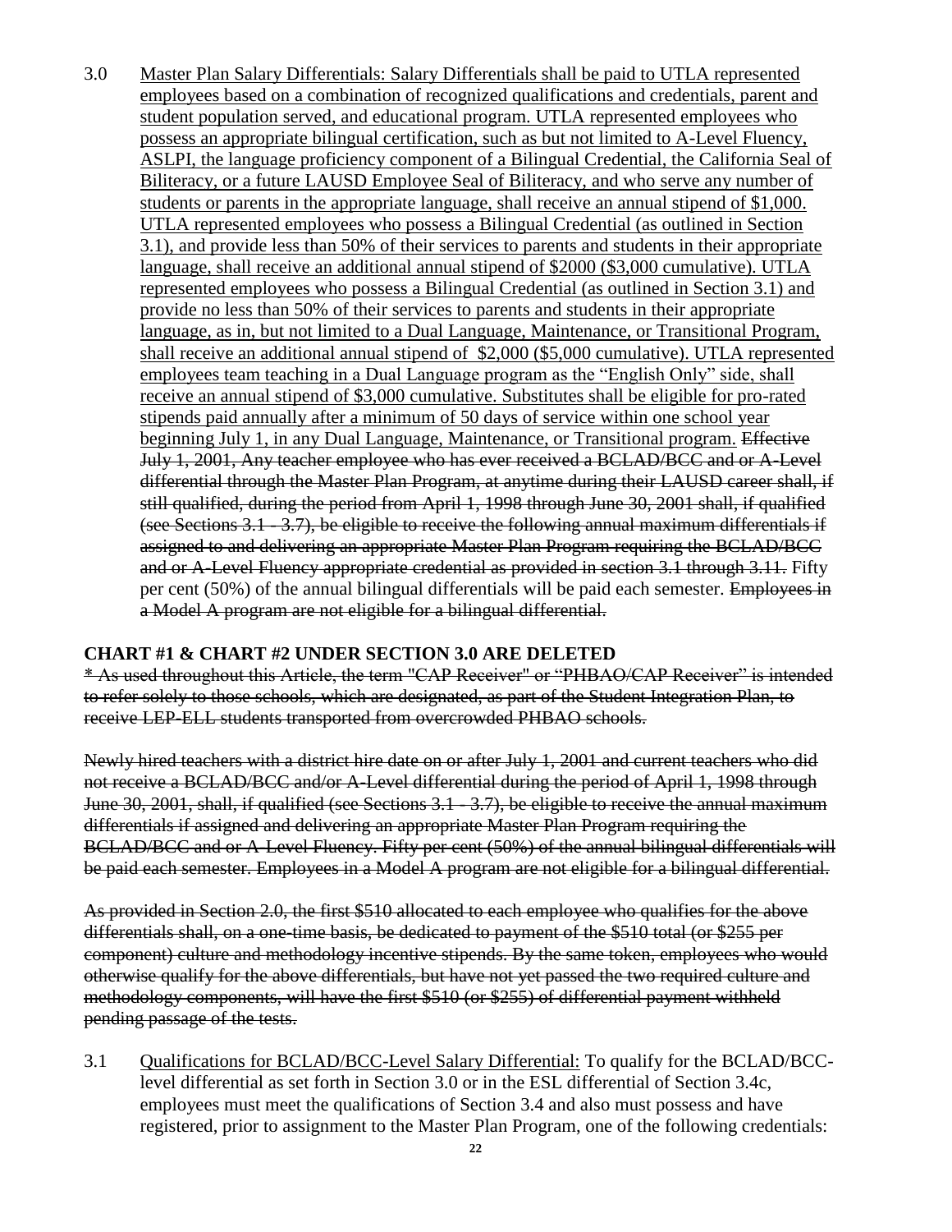3.0 Master Plan Salary Differentials: Salary Differentials shall be paid to UTLA represented employees based on a combination of recognized qualifications and credentials, parent and student population served, and educational program. UTLA represented employees who possess an appropriate bilingual certification, such as but not limited to A-Level Fluency, ASLPI, the language proficiency component of a Bilingual Credential, the California Seal of Biliteracy, or a future LAUSD Employee Seal of Biliteracy, and who serve any number of students or parents in the appropriate language, shall receive an annual stipend of $1,000. UTLA represented employees who possess a Bilingual Credential (as outlined in Section 3.1), and provide less than 50% of their services to parents and students in their appropriate language, shall receive an additional annual stipend of $2000 ($3,000 cumulative). UTLA represented employees who possess a Bilingual Credential (as outlined in Section 3.1) and provide no less than 50% of their services to parents and students in their appropriate language, as in, but not limited to a Dual Language, Maintenance, or Transitional Program, shall receive an additional annual stipend of $2,000 ($5,000 cumulative). UTLA represented employees team teaching in a Dual Language program as the "English Only" side, shall receive an annual stipend of $3,000 cumulative. Substitutes shall be eligible for pro-rated stipends paid annually after a minimum of 50 days of service within one school year beginning July 1, in any Dual Language, Maintenance, or Transitional program. ~~Effective July 1, 2001, Any teacher employee who has ever received a BCLAD/BCC and or A-Level differential through the Master Plan Program, at anytime during their LAUSD career shall, if still qualified, during the period from April 1, 1998 through June 30, 2001 shall, if qualified (see Sections 3.1 - 3.7), be eligible to receive the following annual maximum differentials if assigned to and delivering an appropriate Master Plan Program requiring the BCLAD/BCC and or A-Level Fluency appropriate credential as provided in section 3.1 through 3.11.~~ Fifty per cent (50%) of the annual bilingual differentials will be paid each semester. ~~Employees in a Model A program are not eligible for a bilingual differential.~~

**CHART #1 & CHART #2 UNDER SECTION 3.0 ARE DELETED**

~~* As used throughout this Article, the term "CAP Receiver" or "PHBAO/CAP Receiver" is intended to refer solely to those schools, which are designated, as part of the Student Integration Plan, to receive LEP-ELL students transported from overcrowded PHBAO schools.~~

~~Newly hired teachers with a district hire date on or after July 1, 2001 and current teachers who did not receive a BCLAD/BCC and/or A-Level differential during the period of April 1, 1998 through June 30, 2001, shall, if qualified (see Sections 3.1 - 3.7), be eligible to receive the annual maximum differentials if assigned and delivering an appropriate Master Plan Program requiring the BCLAD/BCC and or A-Level Fluency. Fifty per cent (50%) of the annual bilingual differentials will be paid each semester. Employees in a Model A program are not eligible for a bilingual differential.~~

~~As provided in Section 2.0, the first $510 allocated to each employee who qualifies for the above differentials shall, on a one-time basis, be dedicated to payment of the $510 total (or $255 per component) culture and methodology incentive stipends. By the same token, employees who would otherwise qualify for the above differentials, but have not yet passed the two required culture and methodology components, will have the first $510 (or $255) of differential payment withheld pending passage of the tests.~~

3.1 Qualifications for BCLAD/BCC-Level Salary Differential: To qualify for the BCLAD/BCC-level differential as set forth in Section 3.0 or in the ESL differential of Section 3.4c, employees must meet the qualifications of Section 3.4 and also must possess and have registered, prior to assignment to the Master Plan Program, one of the following credentials: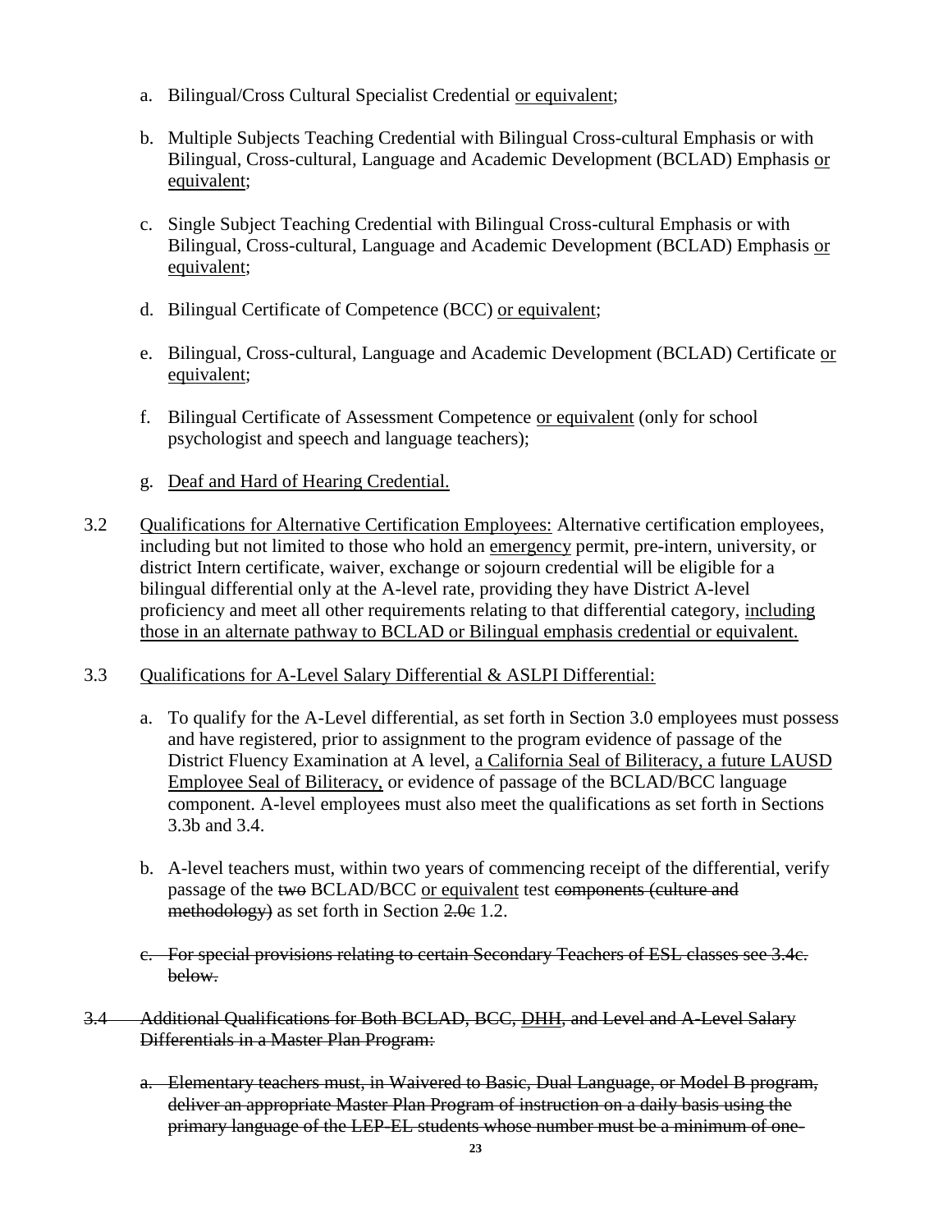a. Bilingual/Cross Cultural Specialist Credential <u>or equivalent</u>;

b. Multiple Subjects Teaching Credential with Bilingual Cross-cultural Emphasis or with Bilingual, Cross-cultural, Language and Academic Development (BCLAD) Emphasis <u>or equivalent</u>;

c. Single Subject Teaching Credential with Bilingual Cross-cultural Emphasis or with Bilingual, Cross-cultural, Language and Academic Development (BCLAD) Emphasis <u>or equivalent</u>;

d. Bilingual Certificate of Competence (BCC) <u>or equivalent</u>;

e. Bilingual, Cross-cultural, Language and Academic Development (BCLAD) Certificate <u>or equivalent</u>;

f. Bilingual Certificate of Assessment Competence <u>or equivalent</u> (only for school psychologist and speech and language teachers);

g. <u>Deaf and Hard of Hearing Credential.</u>

3.2 <u>Qualifications for Alternative Certification Employees:</u> Alternative certification employees, including but not limited to those who hold an <u>emergency</u> permit, pre-intern, university, or district Intern certificate, waiver, exchange or sojourn credential will be eligible for a bilingual differential only at the A-level rate, providing they have District A-level proficiency and meet all other requirements relating to that differential category, <u>including those in an alternate pathway to BCLAD or Bilingual emphasis credential or equivalent.</u>

3.3 <u>Qualifications for A-Level Salary Differential & ASLPI Differential:</u>

a. To qualify for the A-Level differential, as set forth in Section 3.0 employees must possess and have registered, prior to assignment to the program evidence of passage of the District Fluency Examination at A level, <u>a California Seal of Biliteracy, a future LAUSD Employee Seal of Biliteracy,</u> or evidence of passage of the BCLAD/BCC language component. A-level employees must also meet the qualifications as set forth in Sections 3.3b and 3.4.

b. A-level teachers must, within two years of commencing receipt of the differential, verify passage of the ~~two~~ BCLAD/BCC <u>or equivalent</u> test ~~components (culture and methodology)~~ as set forth in Section ~~2.0c~~ 1.2.

~~c. For special provisions relating to certain Secondary Teachers of ESL classes see 3.4c. below.~~

~~3.4 Additional Qualifications for Both BCLAD, BCC, <u>DHH</u>, and Level and A-Level Salary Differentials in a Master Plan Program:~~

~~a. Elementary teachers must, in Waivered to Basic, Dual Language, or Model B program, deliver an appropriate Master Plan Program of instruction on a daily basis using the primary language of the LEP-EL students whose number must be a minimum of one-~~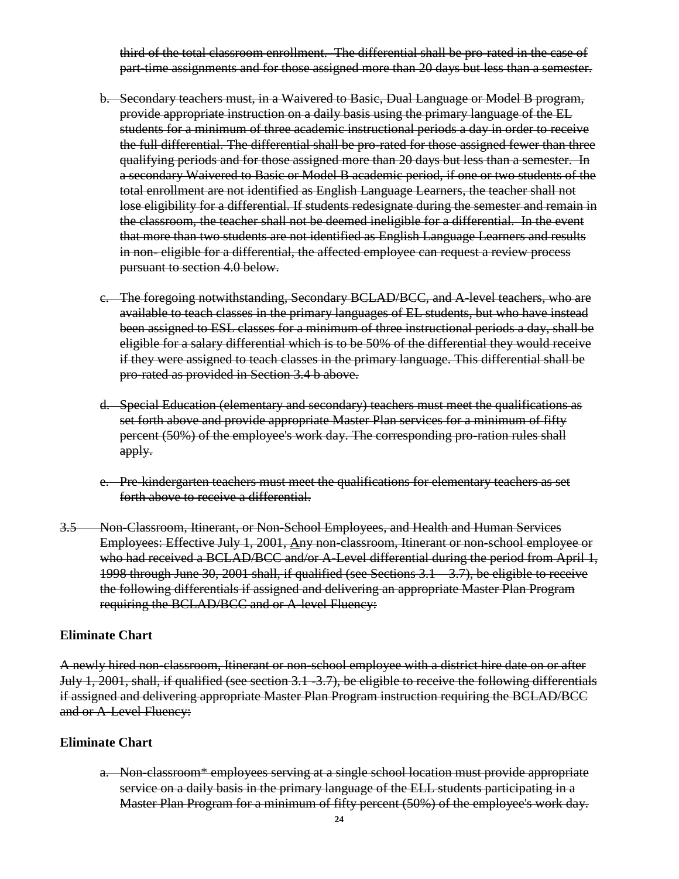~~third of the total classroom enrollment. The differential shall be pro-rated in the case of part-time assignments and for those assigned more than 20 days but less than a semester.~~

b. ~~Secondary teachers must, in a Waivered to Basic, Dual Language or Model B program, provide appropriate instruction on a daily basis using the primary language of the EL students for a minimum of three academic instructional periods a day in order to receive the full differential. The differential shall be pro-rated for those assigned fewer than three qualifying periods and for those assigned more than 20 days but less than a semester. In a secondary Waivered to Basic or Model B academic period, if one or two students of the total enrollment are not identified as English Language Learners, the teacher shall not lose eligibility for a differential. If students redesignate during the semester and remain in the classroom, the teacher shall not be deemed ineligible for a differential. In the event that more than two students are not identified as English Language Learners and results in non- eligible for a differential, the affected employee can request a review process pursuant to section 4.0 below.~~

c. ~~The foregoing notwithstanding, Secondary BCLAD/BCC, and A-level teachers, who are available to teach classes in the primary languages of EL students, but who have instead been assigned to ESL classes for a minimum of three instructional periods a day, shall be eligible for a salary differential which is to be 50% of the differential they would receive if they were assigned to teach classes in the primary language. This differential shall be pro-rated as provided in Section 3.4 b above.~~

d. ~~Special Education (elementary and secondary) teachers must meet the qualifications as set forth above and provide appropriate Master Plan services for a minimum of fifty percent (50%) of the employee's work day. The corresponding pro-ration rules shall apply.~~

e. ~~Pre-kindergarten teachers must meet the qualifications for elementary teachers as set forth above to receive a differential.~~

~~3.5 Non-Classroom, Itinerant, or Non-School Employees, and Health and Human Services Employees: Effective July 1, 2001, Any non-classroom, Itinerant or non-school employee or who had received a BCLAD/BCC and/or A-Level differential during the period from April 1, 1998 through June 30, 2001 shall, if qualified (see Sections 3.1 – 3.7), be eligible to receive the following differentials if assigned and delivering an appropriate Master Plan Program requiring the BCLAD/BCC and or A-level Fluency:~~

**Eliminate Chart**

~~A newly hired non-classroom, Itinerant or non-school employee with a district hire date on or after July 1, 2001, shall, if qualified (see section 3.1 -3.7), be eligible to receive the following differentials if assigned and delivering appropriate Master Plan Program instruction requiring the BCLAD/BCC and or A-Level Fluency:~~

**Eliminate Chart**

a. ~~Non-classroom* employees serving at a single school location must provide appropriate service on a daily basis in the primary language of the ELL students participating in a Master Plan Program for a minimum of fifty percent (50%) of the employee's work day.~~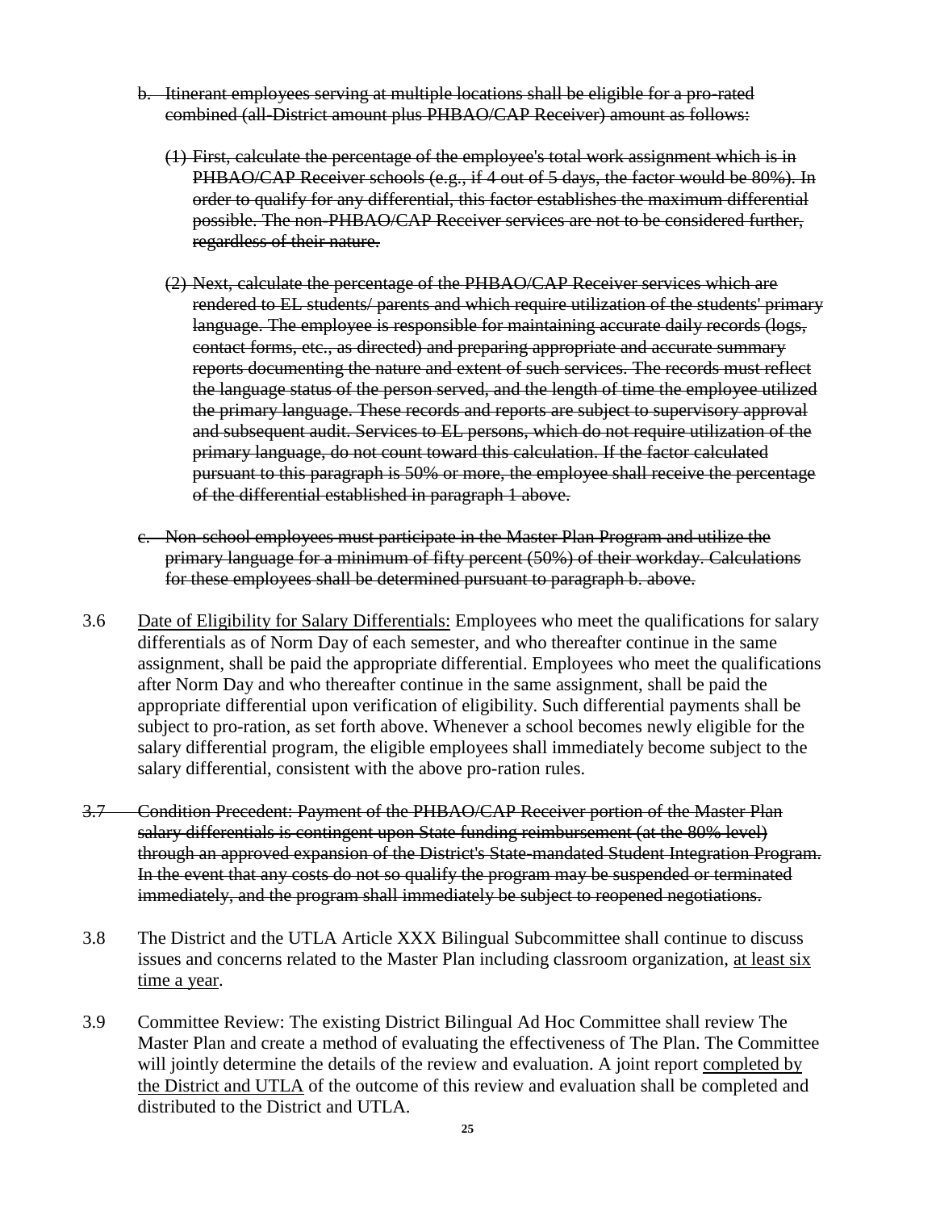b. ~~Itinerant employees serving at multiple locations shall be eligible for a pro-rated combined (all-District amount plus PHBAO/CAP Receiver) amount as follows:~~

   ~~(1) First, calculate the percentage of the employee's total work assignment which is in PHBAO/CAP Receiver schools (e.g., if 4 out of 5 days, the factor would be 80%). In order to qualify for any differential, this factor establishes the maximum differential possible. The non-PHBAO/CAP Receiver services are not to be considered further, regardless of their nature.~~

   ~~(2) Next, calculate the percentage of the PHBAO/CAP Receiver services which are rendered to EL students/ parents and which require utilization of the students' primary language. The employee is responsible for maintaining accurate daily records (logs, contact forms, etc., as directed) and preparing appropriate and accurate summary reports documenting the nature and extent of such services. The records must reflect the language status of the person served, and the length of time the employee utilized the primary language. These records and reports are subject to supervisory approval and subsequent audit. Services to EL persons, which do not require utilization of the primary language, do not count toward this calculation. If the factor calculated pursuant to this paragraph is 50% or more, the employee shall receive the percentage of the differential established in paragraph 1 above.~~

c. ~~Non-school employees must participate in the Master Plan Program and utilize the primary language for a minimum of fifty percent (50%) of their workday. Calculations for these employees shall be determined pursuant to paragraph b. above.~~

3.6 <u>Date of Eligibility for Salary Differentials:</u> Employees who meet the qualifications for salary differentials as of Norm Day of each semester, and who thereafter continue in the same assignment, shall be paid the appropriate differential. Employees who meet the qualifications after Norm Day and who thereafter continue in the same assignment, shall be paid the appropriate differential upon verification of eligibility. Such differential payments shall be subject to pro-ration, as set forth above. Whenever a school becomes newly eligible for the salary differential program, the eligible employees shall immediately become subject to the salary differential, consistent with the above pro-ration rules.

~~3.7 Condition Precedent: Payment of the PHBAO/CAP Receiver portion of the Master Plan salary differentials is contingent upon State funding reimbursement (at the 80% level) through an approved expansion of the District's State-mandated Student Integration Program. In the event that any costs do not so qualify the program may be suspended or terminated immediately, and the program shall immediately be subject to reopened negotiations.~~

3.8 The District and the UTLA Article XXX Bilingual Subcommittee shall continue to discuss issues and concerns related to the Master Plan including classroom organization, <u>at least six time a year</u>.

3.9 Committee Review: The existing District Bilingual Ad Hoc Committee shall review The Master Plan and create a method of evaluating the effectiveness of The Plan. The Committee will jointly determine the details of the review and evaluation. A joint report <u>completed by the District and UTLA</u> of the outcome of this review and evaluation shall be completed and distributed to the District and UTLA.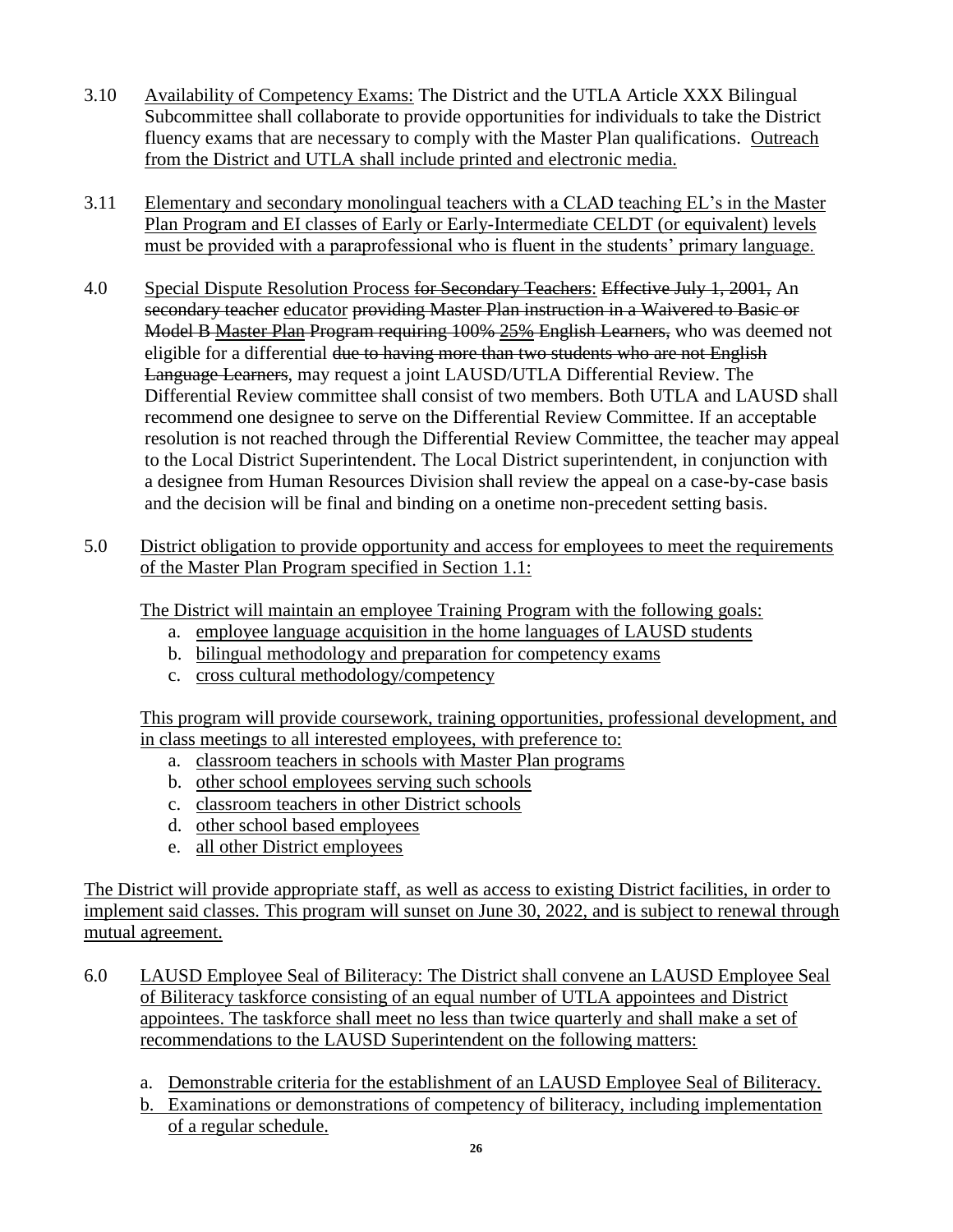3.10 <u>Availability of Competency Exams:</u> The District and the UTLA Article XXX Bilingual Subcommittee shall collaborate to provide opportunities for individuals to take the District fluency exams that are necessary to comply with the Master Plan qualifications. <u>Outreach from the District and UTLA shall include printed and electronic media.</u>

3.11 <u>Elementary and secondary monolingual teachers with a CLAD teaching EL's in the Master Plan Program and EI classes of Early or Early-Intermediate CELDT (or equivalent) levels must be provided with a paraprofessional who is fluent in the students' primary language.</u>

4.0 <u>Special Dispute Resolution Process</u> ~~for Secondary Teachers~~: ~~Effective July 1, 2001,~~ An ~~secondary teacher~~ <u>educator</u> ~~providing Master Plan instruction in a Waivered to Basic or Model B~~ <u>Master Plan</u> ~~Program requiring 100%~~ <u>25%</u> ~~English Learners,~~ who was deemed not eligible for a differential ~~due to having more than two students who are not English Language Learners~~, may request a joint LAUSD/UTLA Differential Review. The Differential Review committee shall consist of two members. Both UTLA and LAUSD shall recommend one designee to serve on the Differential Review Committee. If an acceptable resolution is not reached through the Differential Review Committee, the teacher may appeal to the Local District Superintendent. The Local District superintendent, in conjunction with a designee from Human Resources Division shall review the appeal on a case-by-case basis and the decision will be final and binding on a onetime non-precedent setting basis.

5.0 <u>District obligation to provide opportunity and access for employees to meet the requirements of the Master Plan Program specified in Section 1.1:</u>

<u>The District will maintain an employee Training Program with the following goals:</u>

a. <u>employee language acquisition in the home languages of LAUSD students</u>
b. <u>bilingual methodology and preparation for competency exams</u>
c. <u>cross cultural methodology/competency</u>

<u>This program will provide coursework, training opportunities, professional development, and in class meetings to all interested employees, with preference to:</u>

a. <u>classroom teachers in schools with Master Plan programs</u>
b. <u>other school employees serving such schools</u>
c. <u>classroom teachers in other District schools</u>
d. <u>other school based employees</u>
e. <u>all other District employees</u>

<u>The District will provide appropriate staff, as well as access to existing District facilities, in order to implement said classes. This program will sunset on June 30, 2022, and is subject to renewal through mutual agreement.</u>

6.0 <u>LAUSD Employee Seal of Biliteracy: The District shall convene an LAUSD Employee Seal of Biliteracy taskforce consisting of an equal number of UTLA appointees and District appointees. The taskforce shall meet no less than twice quarterly and shall make a set of recommendations to the LAUSD Superintendent on the following matters:</u>

a. <u>Demonstrable criteria for the establishment of an LAUSD Employee Seal of Biliteracy.</u>
b. <u>Examinations or demonstrations of competency of biliteracy, including implementation of a regular schedule.</u>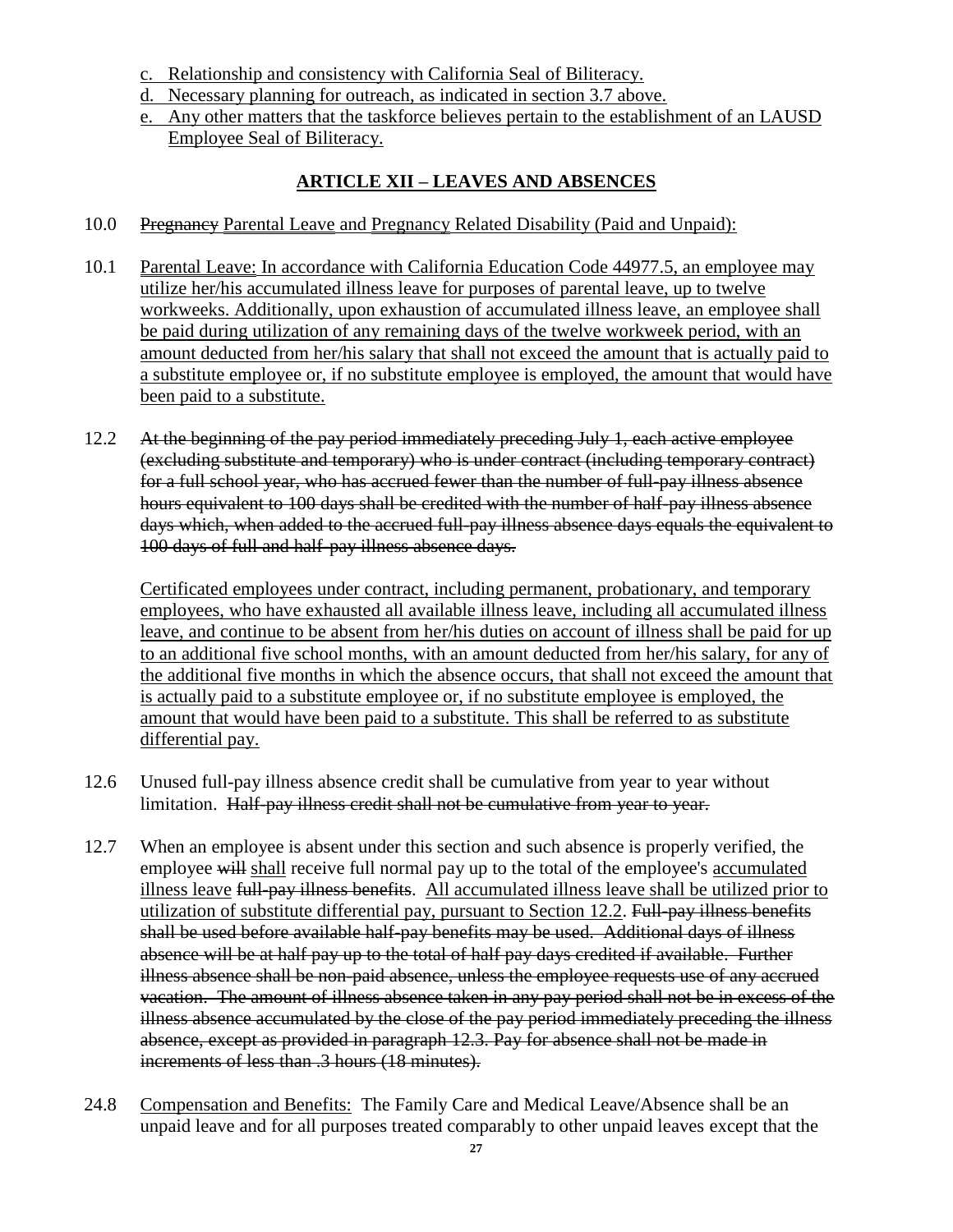c. Relationship and consistency with California Seal of Biliteracy.
d. Necessary planning for outreach, as indicated in section 3.7 above.
e. Any other matters that the taskforce believes pertain to the establishment of an LAUSD Employee Seal of Biliteracy.

## ARTICLE XII – LEAVES AND ABSENCES

10.0 ~~Pregnancy~~ Parental Leave and Pregnancy Related Disability (Paid and Unpaid):

10.1 Parental Leave: In accordance with California Education Code 44977.5, an employee may utilize her/his accumulated illness leave for purposes of parental leave, up to twelve workweeks. Additionally, upon exhaustion of accumulated illness leave, an employee shall be paid during utilization of any remaining days of the twelve workweek period, with an amount deducted from her/his salary that shall not exceed the amount that is actually paid to a substitute employee or, if no substitute employee is employed, the amount that would have been paid to a substitute.

12.2 ~~At the beginning of the pay period immediately preceding July 1, each active employee (excluding substitute and temporary) who is under contract (including temporary contract) for a full school year, who has accrued fewer than the number of full-pay illness absence hours equivalent to 100 days shall be credited with the number of half-pay illness absence days which, when added to the accrued full-pay illness absence days equals the equivalent to 100 days of full and half-pay illness absence days.~~

Certificated employees under contract, including permanent, probationary, and temporary employees, who have exhausted all available illness leave, including all accumulated illness leave, and continue to be absent from her/his duties on account of illness shall be paid for up to an additional five school months, with an amount deducted from her/his salary, for any of the additional five months in which the absence occurs, that shall not exceed the amount that is actually paid to a substitute employee or, if no substitute employee is employed, the amount that would have been paid to a substitute. This shall be referred to as substitute differential pay.

12.6 Unused full-pay illness absence credit shall be cumulative from year to year without limitation. ~~Half-pay illness credit shall not be cumulative from year to year.~~

12.7 When an employee is absent under this section and such absence is properly verified, the employee ~~will~~ shall receive full normal pay up to the total of the employee's accumulated illness leave ~~full-pay illness benefits~~. All accumulated illness leave shall be utilized prior to utilization of substitute differential pay, pursuant to Section 12.2. ~~Full-pay illness benefits shall be used before available half-pay benefits may be used. Additional days of illness absence will be at half pay up to the total of half pay days credited if available. Further illness absence shall be non-paid absence, unless the employee requests use of any accrued vacation. The amount of illness absence taken in any pay period shall not be in excess of the illness absence accumulated by the close of the pay period immediately preceding the illness absence, except as provided in paragraph 12.3. Pay for absence shall not be made in increments of less than .3 hours (18 minutes).~~

24.8 Compensation and Benefits: The Family Care and Medical Leave/Absence shall be an unpaid leave and for all purposes treated comparably to other unpaid leaves except that the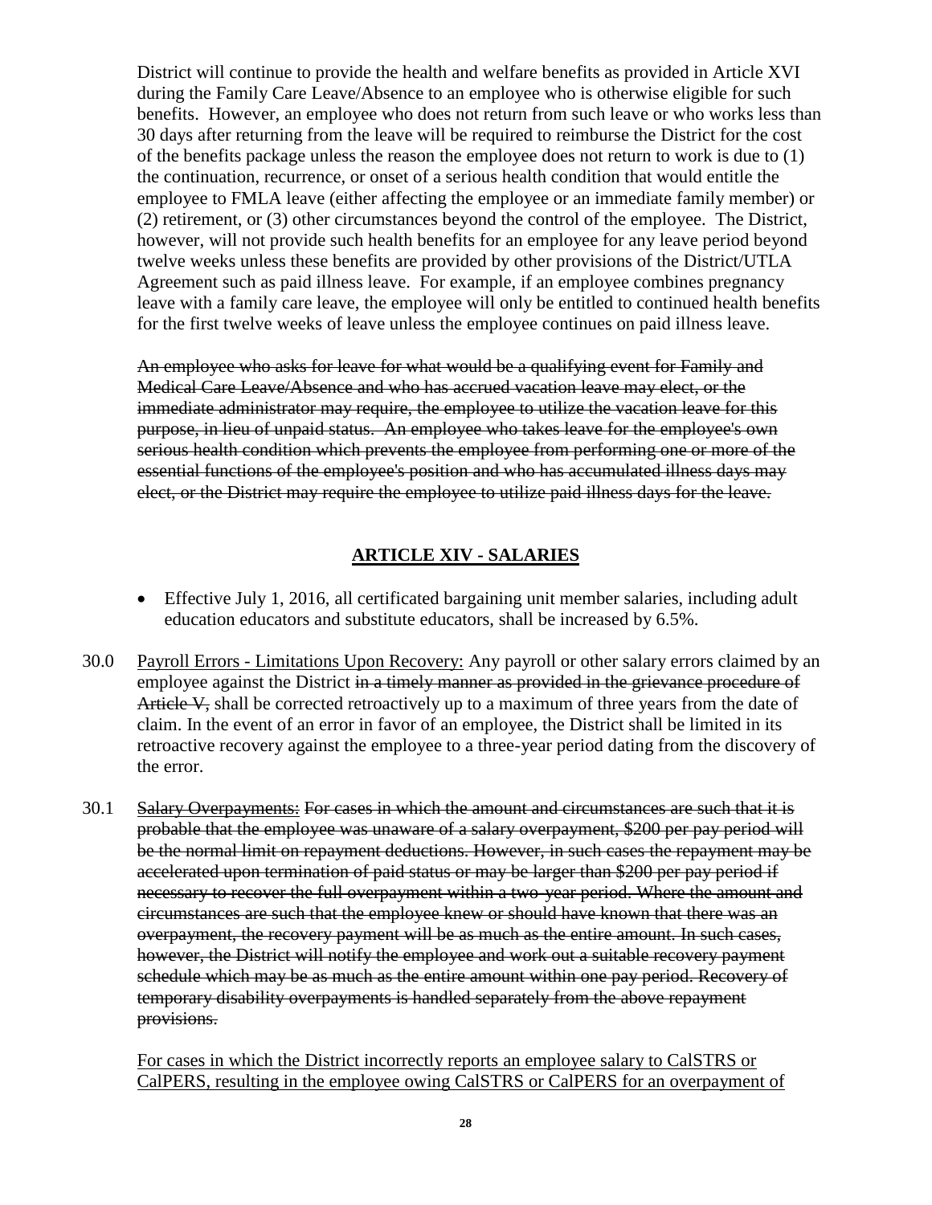District will continue to provide the health and welfare benefits as provided in Article XVI during the Family Care Leave/Absence to an employee who is otherwise eligible for such benefits. However, an employee who does not return from such leave or who works less than 30 days after returning from the leave will be required to reimburse the District for the cost of the benefits package unless the reason the employee does not return to work is due to (1) the continuation, recurrence, or onset of a serious health condition that would entitle the employee to FMLA leave (either affecting the employee or an immediate family member) or (2) retirement, or (3) other circumstances beyond the control of the employee. The District, however, will not provide such health benefits for an employee for any leave period beyond twelve weeks unless these benefits are provided by other provisions of the District/UTLA Agreement such as paid illness leave. For example, if an employee combines pregnancy leave with a family care leave, the employee will only be entitled to continued health benefits for the first twelve weeks of leave unless the employee continues on paid illness leave.

~~An employee who asks for leave for what would be a qualifying event for Family and Medical Care Leave/Absence and who has accrued vacation leave may elect, or the immediate administrator may require, the employee to utilize the vacation leave for this purpose, in lieu of unpaid status. An employee who takes leave for the employee's own serious health condition which prevents the employee from performing one or more of the essential functions of the employee's position and who has accumulated illness days may elect, or the District may require the employee to utilize paid illness days for the leave.~~

## ARTICLE XIV - SALARIES

- Effective July 1, 2016, all certificated bargaining unit member salaries, including adult education educators and substitute educators, shall be increased by 6.5%.

30.0 <u>Payroll Errors - Limitations Upon Recovery:</u> Any payroll or other salary errors claimed by an employee against the District ~~in a timely manner as provided in the grievance procedure of Article V,~~ shall be corrected retroactively up to a maximum of three years from the date of claim. In the event of an error in favor of an employee, the District shall be limited in its retroactive recovery against the employee to a three-year period dating from the discovery of the error.

30.1 <u>Salary Overpayments:</u> ~~For cases in which the amount and circumstances are such that it is probable that the employee was unaware of a salary overpayment, $200 per pay period will be the normal limit on repayment deductions. However, in such cases the repayment may be accelerated upon termination of paid status or may be larger than $200 per pay period if necessary to recover the full overpayment within a two-year period. Where the amount and circumstances are such that the employee knew or should have known that there was an overpayment, the recovery payment will be as much as the entire amount. In such cases, however, the District will notify the employee and work out a suitable recovery payment schedule which may be as much as the entire amount within one pay period. Recovery of temporary disability overpayments is handled separately from the above repayment provisions.~~

<u>For cases in which the District incorrectly reports an employee salary to CalSTRS or CalPERS, resulting in the employee owing CalSTRS or CalPERS for an overpayment of</u>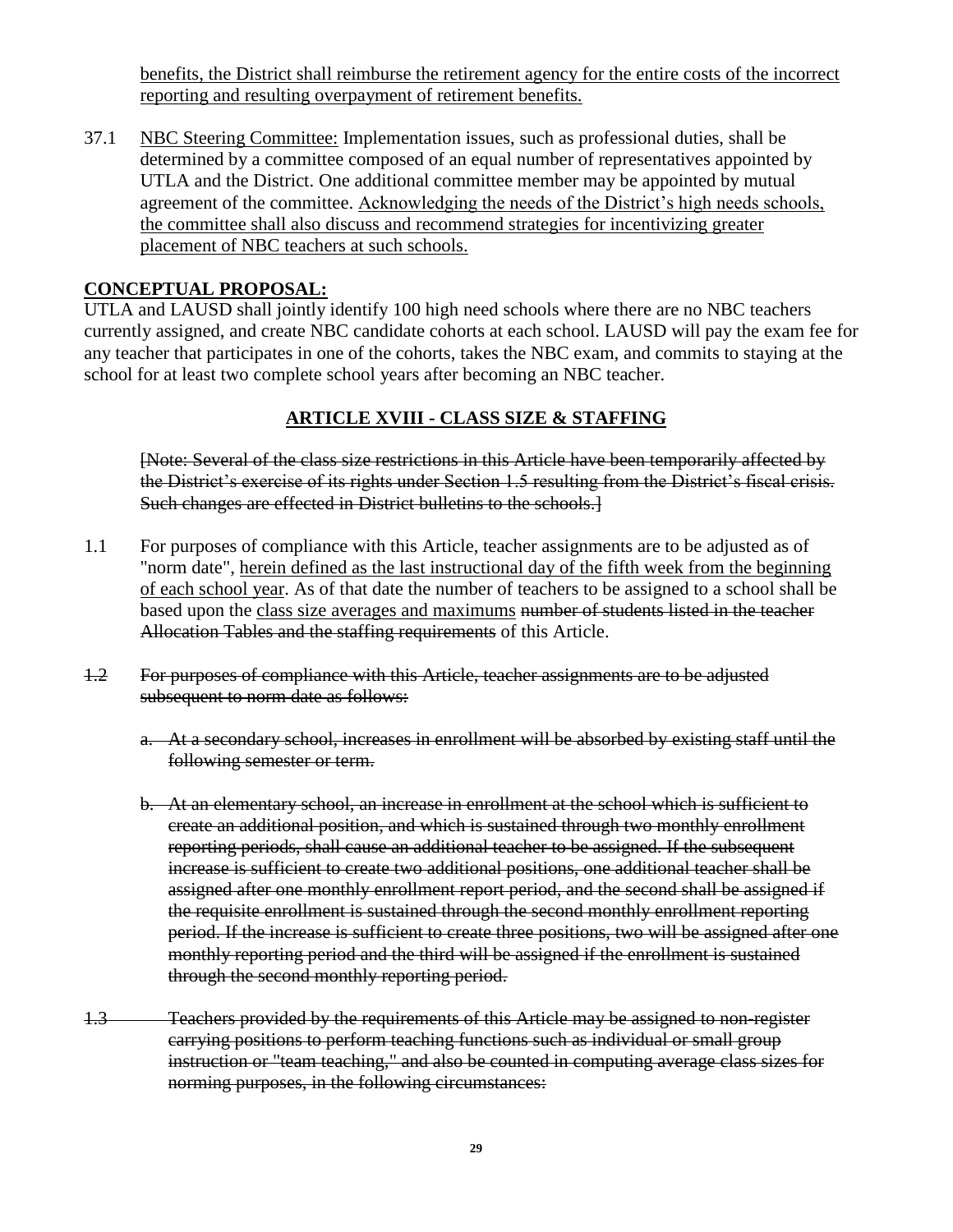benefits, the District shall reimburse the retirement agency for the entire costs of the incorrect reporting and resulting overpayment of retirement benefits.

37.1 NBC Steering Committee: Implementation issues, such as professional duties, shall be determined by a committee composed of an equal number of representatives appointed by UTLA and the District. One additional committee member may be appointed by mutual agreement of the committee. Acknowledging the needs of the District's high needs schools, the committee shall also discuss and recommend strategies for incentivizing greater placement of NBC teachers at such schools.

**CONCEPTUAL PROPOSAL:**

UTLA and LAUSD shall jointly identify 100 high need schools where there are no NBC teachers currently assigned, and create NBC candidate cohorts at each school. LAUSD will pay the exam fee for any teacher that participates in one of the cohorts, takes the NBC exam, and commits to staying at the school for at least two complete school years after becoming an NBC teacher.

## ARTICLE XVIII - CLASS SIZE & STAFFING

~~[Note: Several of the class size restrictions in this Article have been temporarily affected by the District's exercise of its rights under Section 1.5 resulting from the District's fiscal crisis. Such changes are effected in District bulletins to the schools.]~~

1.1 For purposes of compliance with this Article, teacher assignments are to be adjusted as of "norm date", herein defined as the last instructional day of the fifth week from the beginning of each school year. As of that date the number of teachers to be assigned to a school shall be based upon the class size averages and maximums ~~number of students listed in the teacher Allocation Tables and the staffing requirements~~ of this Article.

~~1.2 For purposes of compliance with this Article, teacher assignments are to be adjusted subsequent to norm date as follows:~~

~~a. At a secondary school, increases in enrollment will be absorbed by existing staff until the following semester or term.~~

~~b. At an elementary school, an increase in enrollment at the school which is sufficient to create an additional position, and which is sustained through two monthly enrollment reporting periods, shall cause an additional teacher to be assigned. If the subsequent increase is sufficient to create two additional positions, one additional teacher shall be assigned after one monthly enrollment report period, and the second shall be assigned if the requisite enrollment is sustained through the second monthly enrollment reporting period. If the increase is sufficient to create three positions, two will be assigned after one monthly reporting period and the third will be assigned if the enrollment is sustained through the second monthly reporting period.~~

~~1.3 Teachers provided by the requirements of this Article may be assigned to non-register carrying positions to perform teaching functions such as individual or small group instruction or "team teaching," and also be counted in computing average class sizes for norming purposes, in the following circumstances:~~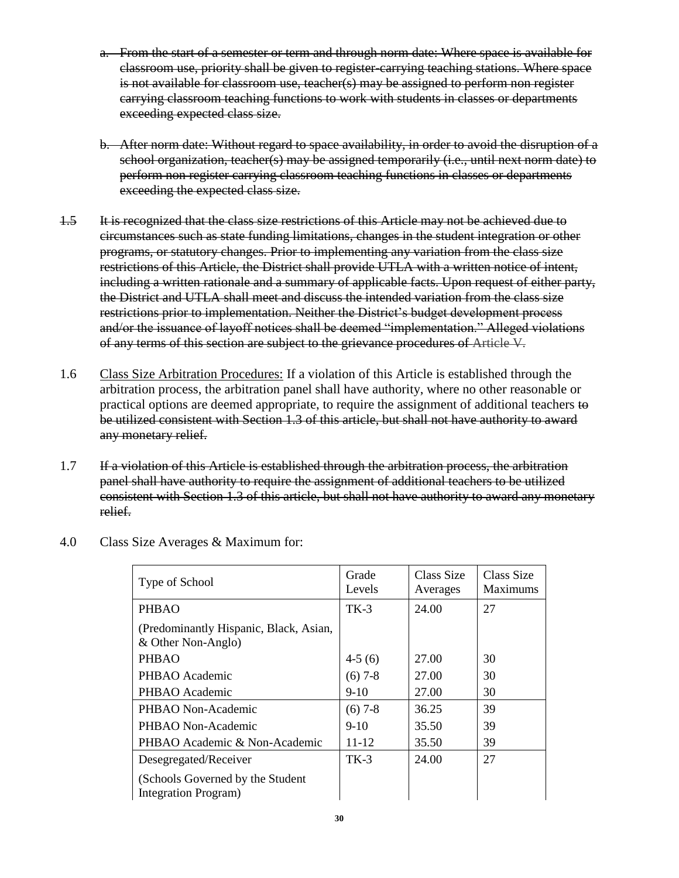a. ~~From the start of a semester or term and through norm date: Where space is available for classroom use, priority shall be given to register-carrying teaching stations. Where space is not available for classroom use, teacher(s) may be assigned to perform non register carrying classroom teaching functions to work with students in classes or departments exceeding expected class size.~~

b. ~~After norm date: Without regard to space availability, in order to avoid the disruption of a school organization, teacher(s) may be assigned temporarily (i.e., until next norm date) to perform non register carrying classroom teaching functions in classes or departments exceeding the expected class size.~~

~~1.5~~ ~~It is recognized that the class size restrictions of this Article may not be achieved due to circumstances such as state funding limitations, changes in the student integration or other programs, or statutory changes. Prior to implementing any variation from the class size restrictions of this Article, the District shall provide UTLA with a written notice of intent, including a written rationale and a summary of applicable facts. Upon request of either party, the District and UTLA shall meet and discuss the intended variation from the class size restrictions prior to implementation. Neither the District's budget development process and/or the issuance of layoff notices shall be deemed "implementation." Alleged violations of any terms of this section are subject to the grievance procedures of Article V.~~

1.6 Class Size Arbitration Procedures: If a violation of this Article is established through the arbitration process, the arbitration panel shall have authority, where no other reasonable or practical options are deemed appropriate, to require the assignment of additional teachers ~~to be utilized consistent with Section 1.3 of this article, but shall not have authority to award any monetary relief.~~

1.7 ~~If a violation of this Article is established through the arbitration process, the arbitration panel shall have authority to require the assignment of additional teachers to be utilized consistent with Section 1.3 of this article, but shall not have authority to award any monetary relief.~~

4.0 Class Size Averages & Maximum for:

| Type of School | Grade Levels | Class Size Averages | Class Size Maximums |
|---|---|---|---|
| PHBAO | TK-3 | 24.00 | 27 |
| (Predominantly Hispanic, Black, Asian, & Other Non-Anglo) | | | |
| PHBAO | 4-5 (6) | 27.00 | 30 |
| PHBAO Academic | (6) 7-8 | 27.00 | 30 |
| PHBAO Academic | 9-10 | 27.00 | 30 |
| PHBAO Non-Academic | (6) 7-8 | 36.25 | 39 |
| PHBAO Non-Academic | 9-10 | 35.50 | 39 |
| PHBAO Academic & Non-Academic | 11-12 | 35.50 | 39 |
| Desegregated/Receiver | TK-3 | 24.00 | 27 |
| (Schools Governed by the Student Integration Program) | | | |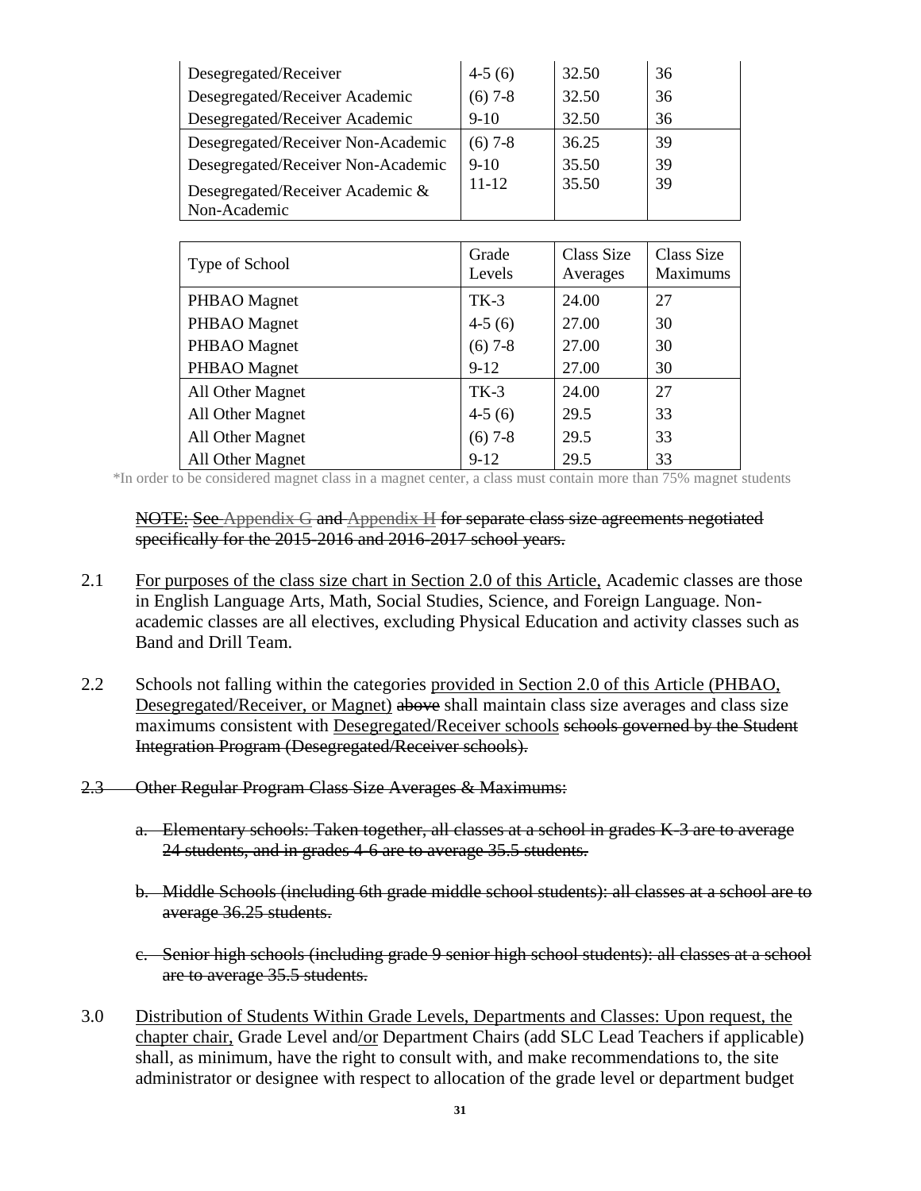| | | | |
|---|---|---|---|
| Desegregated/Receiver | 4-5 (6) | 32.50 | 36 |
| Desegregated/Receiver Academic | (6) 7-8 | 32.50 | 36 |
| Desegregated/Receiver Academic | 9-10 | 32.50 | 36 |
| Desegregated/Receiver Non-Academic | (6) 7-8 | 36.25 | 39 |
| Desegregated/Receiver Non-Academic | 9-10 | 35.50 | 39 |
| Desegregated/Receiver Academic & Non-Academic | 11-12 | 35.50 | 39 |

| Type of School | Grade Levels | Class Size Averages | Class Size Maximums |
|---|---|---|---|
| PHBAO Magnet | TK-3 | 24.00 | 27 |
| PHBAO Magnet | 4-5 (6) | 27.00 | 30 |
| PHBAO Magnet | (6) 7-8 | 27.00 | 30 |
| PHBAO Magnet | 9-12 | 27.00 | 30 |
| All Other Magnet | TK-3 | 24.00 | 27 |
| All Other Magnet | 4-5 (6) | 29.5 | 33 |
| All Other Magnet | (6) 7-8 | 29.5 | 33 |
| All Other Magnet | 9-12 | 29.5 | 33 |

*In order to be considered magnet class in a magnet center, a class must contain more than 75% magnet students

<u>~~NOTE:~~</u> ~~See Appendix G and Appendix H for separate class size agreements negotiated specifically for the 2015-2016 and 2016-2017 school years.~~

2.1 <u>For purposes of the class size chart in Section 2.0 of this Article,</u> Academic classes are those in English Language Arts, Math, Social Studies, Science, and Foreign Language. Non-academic classes are all electives, excluding Physical Education and activity classes such as Band and Drill Team.

2.2 Schools not falling within the categories <u>provided in Section 2.0 of this Article (PHBAO, Desegregated/Receiver, or Magnet)</u> ~~above~~ shall maintain class size averages and class size maximums consistent with <u>Desegregated/Receiver schools</u> ~~schools governed by the Student Integration Program (Desegregated/Receiver schools).~~

~~2.3 Other Regular Program Class Size Averages & Maximums:~~

~~a. Elementary schools: Taken together, all classes at a school in grades K-3 are to average 24 students, and in grades 4-6 are to average 35.5 students.~~

~~b. Middle Schools (including 6th grade middle school students): all classes at a school are to average 36.25 students.~~

~~c. Senior high schools (including grade 9 senior high school students): all classes at a school are to average 35.5 students.~~

3.0 <u>Distribution of Students Within Grade Levels, Departments and Classes: Upon request, the chapter chair,</u> Grade Level and<u>/or</u> Department Chairs (add SLC Lead Teachers if applicable) shall, as minimum, have the right to consult with, and make recommendations to, the site administrator or designee with respect to allocation of the grade level or department budget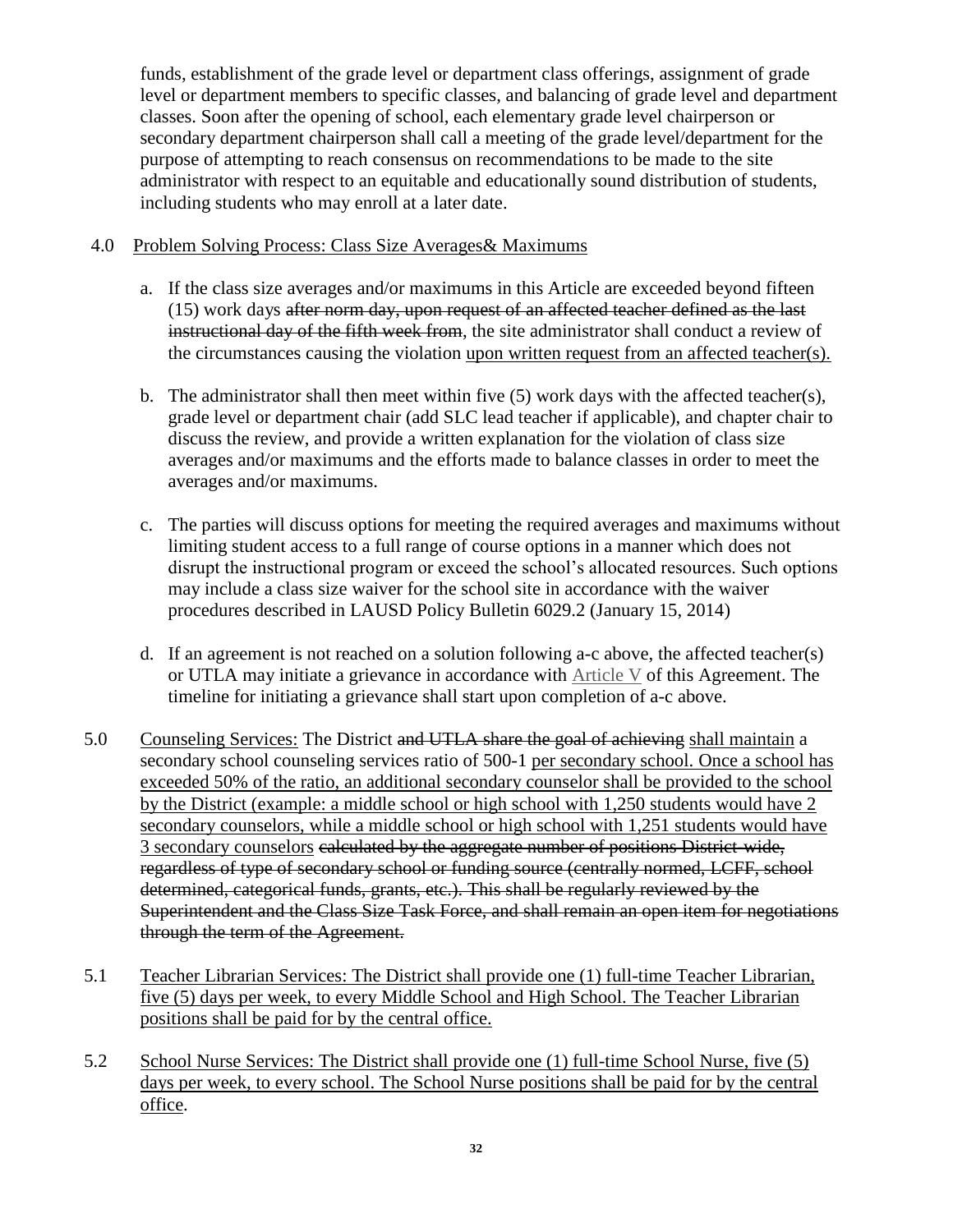funds, establishment of the grade level or department class offerings, assignment of grade level or department members to specific classes, and balancing of grade level and department classes. Soon after the opening of school, each elementary grade level chairperson or secondary department chairperson shall call a meeting of the grade level/department for the purpose of attempting to reach consensus on recommendations to be made to the site administrator with respect to an equitable and educationally sound distribution of students, including students who may enroll at a later date.

4.0 <u>Problem Solving Process: Class Size Averages& Maximums</u>

a. If the class size averages and/or maximums in this Article are exceeded beyond fifteen (15) work days ~~after norm day, upon request of an affected teacher defined as the last instructional day of the fifth week from~~, the site administrator shall conduct a review of the circumstances causing the violation <u>upon written request from an affected teacher(s).</u>

b. The administrator shall then meet within five (5) work days with the affected teacher(s), grade level or department chair (add SLC lead teacher if applicable), and chapter chair to discuss the review, and provide a written explanation for the violation of class size averages and/or maximums and the efforts made to balance classes in order to meet the averages and/or maximums.

c. The parties will discuss options for meeting the required averages and maximums without limiting student access to a full range of course options in a manner which does not disrupt the instructional program or exceed the school's allocated resources. Such options may include a class size waiver for the school site in accordance with the waiver procedures described in LAUSD Policy Bulletin 6029.2 (January 15, 2014)

d. If an agreement is not reached on a solution following a-c above, the affected teacher(s) or UTLA may initiate a grievance in accordance with <u>Article V</u> of this Agreement. The timeline for initiating a grievance shall start upon completion of a-c above.

5.0 <u>Counseling Services:</u> The District ~~and UTLA share the goal of achieving~~ <u>shall maintain</u> a secondary school counseling services ratio of 500-1 <u>per secondary school. Once a school has exceeded 50% of the ratio, an additional secondary counselor shall be provided to the school by the District (example: a middle school or high school with 1,250 students would have 2 secondary counselors, while a middle school or high school with 1,251 students would have 3 secondary counselors</u> ~~calculated by the aggregate number of positions District-wide, regardless of type of secondary school or funding source (centrally normed, LCFF, school determined, categorical funds, grants, etc.). This shall be regularly reviewed by the Superintendent and the Class Size Task Force, and shall remain an open item for negotiations through the term of the Agreement.~~

5.1 <u>Teacher Librarian Services: The District shall provide one (1) full-time Teacher Librarian, five (5) days per week, to every Middle School and High School. The Teacher Librarian positions shall be paid for by the central office.</u>

5.2 <u>School Nurse Services: The District shall provide one (1) full-time School Nurse, five (5) days per week, to every school. The School Nurse positions shall be paid for by the central office</u>.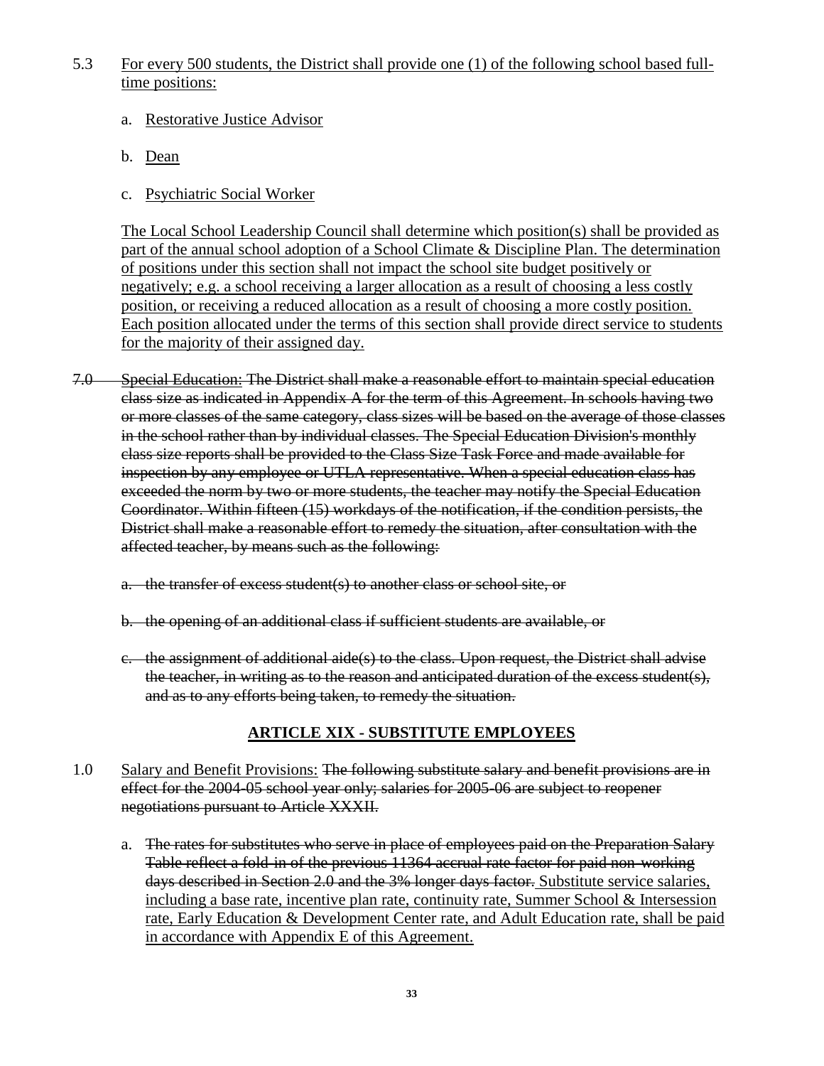5.3 For every 500 students, the District shall provide one (1) of the following school based full-time positions:

a. Restorative Justice Advisor

b. Dean

c. Psychiatric Social Worker

The Local School Leadership Council shall determine which position(s) shall be provided as part of the annual school adoption of a School Climate & Discipline Plan. The determination of positions under this section shall not impact the school site budget positively or negatively; e.g. a school receiving a larger allocation as a result of choosing a less costly position, or receiving a reduced allocation as a result of choosing a more costly position. Each position allocated under the terms of this section shall provide direct service to students for the majority of their assigned day.

~~7.0 Special Education: The District shall make a reasonable effort to maintain special education class size as indicated in Appendix A for the term of this Agreement. In schools having two or more classes of the same category, class sizes will be based on the average of those classes in the school rather than by individual classes. The Special Education Division's monthly class size reports shall be provided to the Class Size Task Force and made available for inspection by any employee or UTLA representative. When a special education class has exceeded the norm by two or more students, the teacher may notify the Special Education Coordinator. Within fifteen (15) workdays of the notification, if the condition persists, the District shall make a reasonable effort to remedy the situation, after consultation with the affected teacher, by means such as the following:~~

~~a. the transfer of excess student(s) to another class or school site, or~~

~~b. the opening of an additional class if sufficient students are available, or~~

~~c. the assignment of additional aide(s) to the class. Upon request, the District shall advise the teacher, in writing as to the reason and anticipated duration of the excess student(s), and as to any efforts being taken, to remedy the situation.~~

## ARTICLE XIX - SUBSTITUTE EMPLOYEES

1.0 Salary and Benefit Provisions: ~~The following substitute salary and benefit provisions are in effect for the 2004-05 school year only; salaries for 2005-06 are subject to reopener negotiations pursuant to Article XXXII.~~

a. ~~The rates for substitutes who serve in place of employees paid on the Preparation Salary Table reflect a fold-in of the previous 11364 accrual rate factor for paid non-working days described in Section 2.0 and the 3% longer days factor.~~ Substitute service salaries, including a base rate, incentive plan rate, continuity rate, Summer School & Intersession rate, Early Education & Development Center rate, and Adult Education rate, shall be paid in accordance with Appendix E of this Agreement.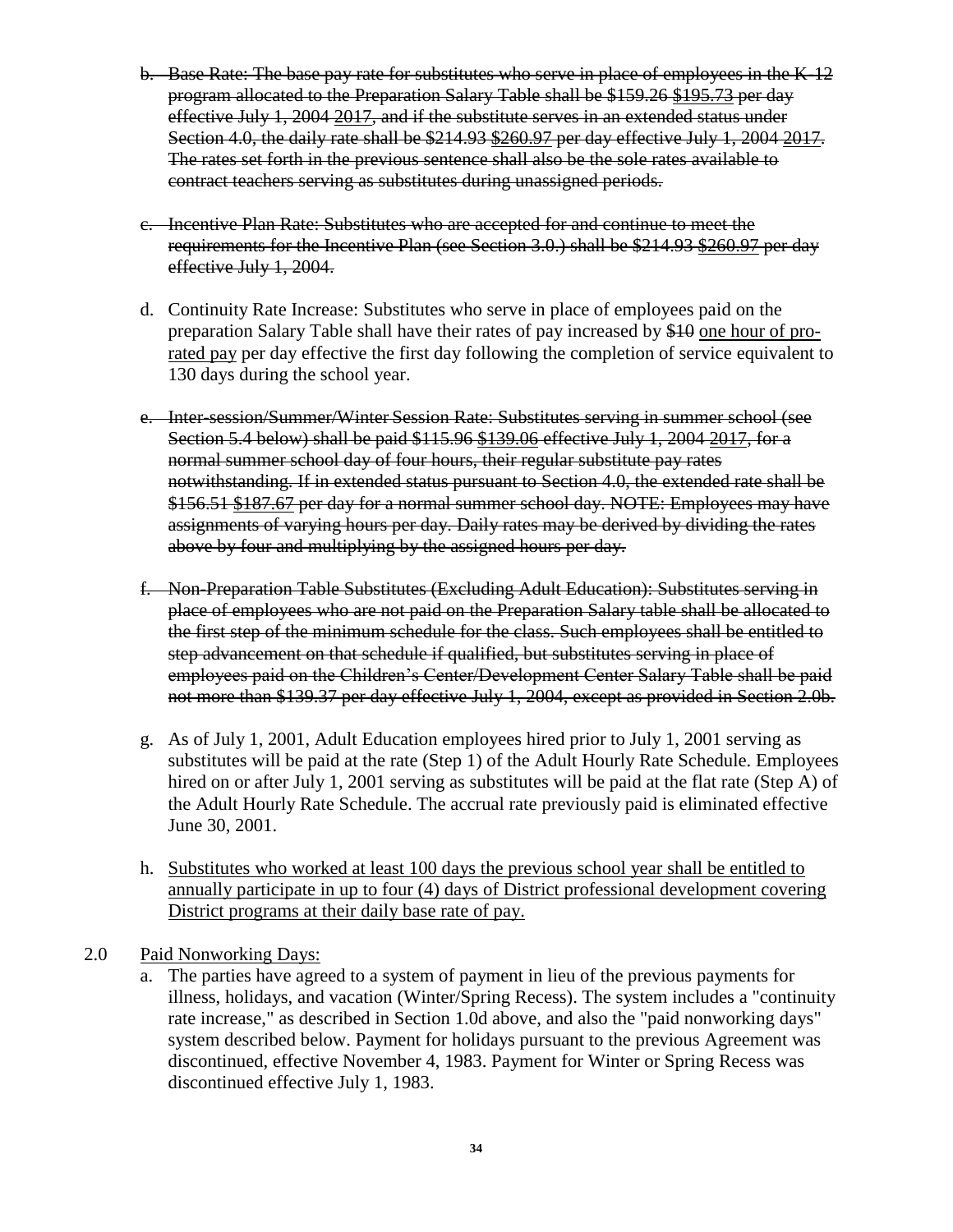b. ~~Base Rate: The base pay rate for substitutes who serve in place of employees in the K-12 program allocated to the Preparation Salary Table shall be ~~$159.26~~ <u>$195.73</u> per day effective July 1, ~~2004~~ <u>2017</u>, and if the substitute serves in an extended status under Section 4.0, the daily rate shall be ~~$214.93~~ <u>$260.97</u> per day effective July 1, ~~2004~~ <u>2017</u>. The rates set forth in the previous sentence shall also be the sole rates available to contract teachers serving as substitutes during unassigned periods.~~

c. ~~Incentive Plan Rate: Substitutes who are accepted for and continue to meet the requirements for the Incentive Plan (see Section 3.0.) shall be ~~$214.93~~ <u>$260.97</u> per day effective July 1, 2004.~~

d. Continuity Rate Increase: Substitutes who serve in place of employees paid on the preparation Salary Table shall have their rates of pay increased by ~~$10~~ <u>one hour of pro-rated pay</u> per day effective the first day following the completion of service equivalent to 130 days during the school year.

e. ~~Inter-session/Summer/Winter Session Rate: Substitutes serving in summer school (see Section 5.4 below) shall be paid ~~$115.96~~ <u>$139.06</u> effective July 1, ~~2004~~ <u>2017</u>, for a normal summer school day of four hours, their regular substitute pay rates notwithstanding. If in extended status pursuant to Section 4.0, the extended rate shall be ~~$156.51~~ <u>$187.67</u> per day for a normal summer school day. NOTE: Employees may have assignments of varying hours per day. Daily rates may be derived by dividing the rates above by four and multiplying by the assigned hours per day.~~

f. ~~Non-Preparation Table Substitutes (Excluding Adult Education): Substitutes serving in place of employees who are not paid on the Preparation Salary table shall be allocated to the first step of the minimum schedule for the class. Such employees shall be entitled to step advancement on that schedule if qualified, but substitutes serving in place of employees paid on the Children's Center/Development Center Salary Table shall be paid not more than $139.37 per day effective July 1, 2004, except as provided in Section 2.0b.~~

g. As of July 1, 2001, Adult Education employees hired prior to July 1, 2001 serving as substitutes will be paid at the rate (Step 1) of the Adult Hourly Rate Schedule. Employees hired on or after July 1, 2001 serving as substitutes will be paid at the flat rate (Step A) of the Adult Hourly Rate Schedule. The accrual rate previously paid is eliminated effective June 30, 2001.

h. <u>Substitutes who worked at least 100 days the previous school year shall be entitled to annually participate in up to four (4) days of District professional development covering District programs at their daily base rate of pay.</u>

2.0 <u>Paid Nonworking Days:</u>

a. The parties have agreed to a system of payment in lieu of the previous payments for illness, holidays, and vacation (Winter/Spring Recess). The system includes a "continuity rate increase," as described in Section 1.0d above, and also the "paid nonworking days" system described below. Payment for holidays pursuant to the previous Agreement was discontinued, effective November 4, 1983. Payment for Winter or Spring Recess was discontinued effective July 1, 1983.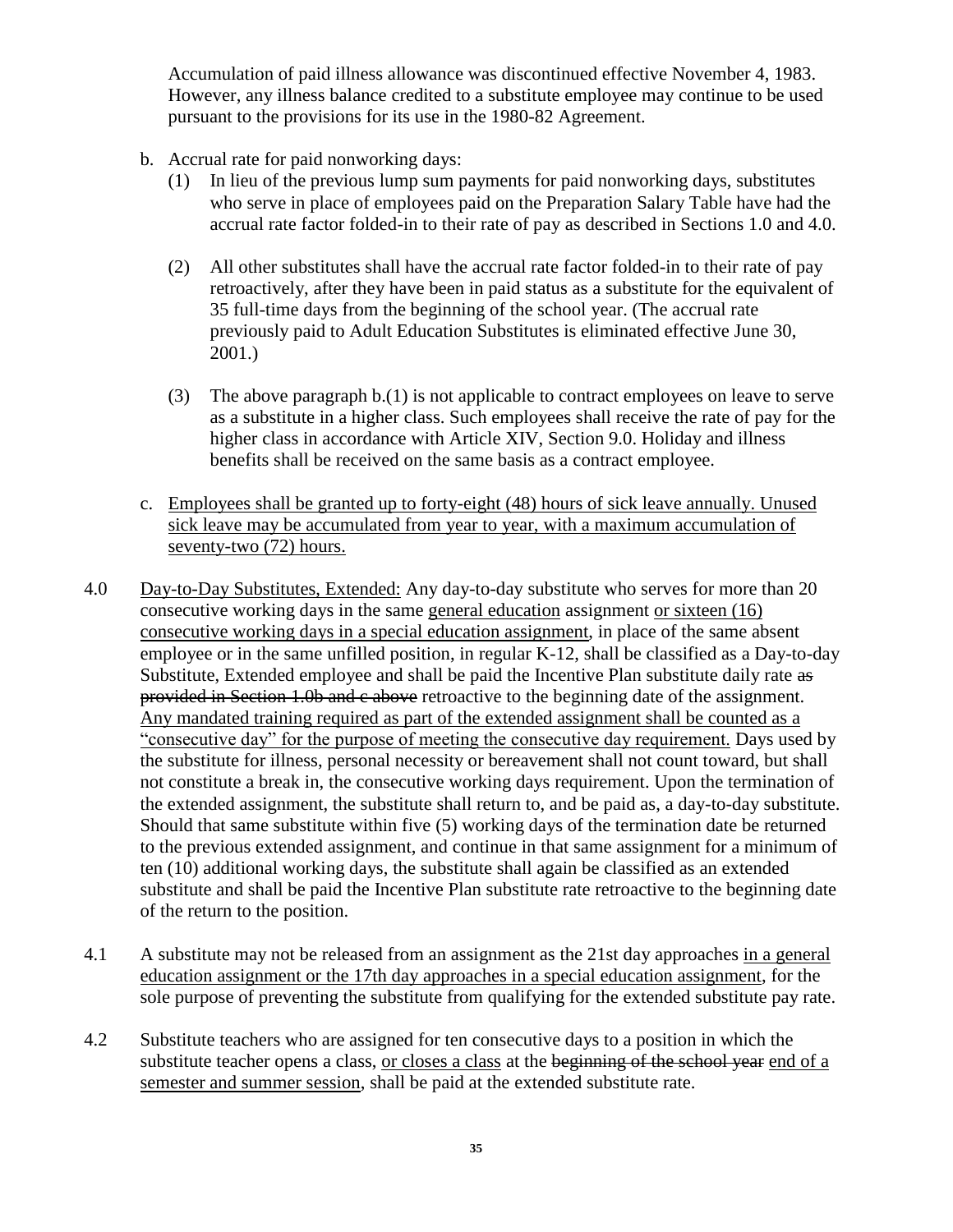Accumulation of paid illness allowance was discontinued effective November 4, 1983. However, any illness balance credited to a substitute employee may continue to be used pursuant to the provisions for its use in the 1980-82 Agreement.

b. Accrual rate for paid nonworking days:

(1) In lieu of the previous lump sum payments for paid nonworking days, substitutes who serve in place of employees paid on the Preparation Salary Table have had the accrual rate factor folded-in to their rate of pay as described in Sections 1.0 and 4.0.

(2) All other substitutes shall have the accrual rate factor folded-in to their rate of pay retroactively, after they have been in paid status as a substitute for the equivalent of 35 full-time days from the beginning of the school year. (The accrual rate previously paid to Adult Education Substitutes is eliminated effective June 30, 2001.)

(3) The above paragraph b.(1) is not applicable to contract employees on leave to serve as a substitute in a higher class. Such employees shall receive the rate of pay for the higher class in accordance with Article XIV, Section 9.0. Holiday and illness benefits shall be received on the same basis as a contract employee.

c. <u>Employees shall be granted up to forty-eight (48) hours of sick leave annually. Unused sick leave may be accumulated from year to year, with a maximum accumulation of seventy-two (72) hours.</u>

4.0 <u>Day-to-Day Substitutes, Extended:</u> Any day-to-day substitute who serves for more than 20 consecutive working days in the same <u>general education</u> assignment <u>or sixteen (16) consecutive working days in a special education assignment</u>, in place of the same absent employee or in the same unfilled position, in regular K-12, shall be classified as a Day-to-day Substitute, Extended employee and shall be paid the Incentive Plan substitute daily rate ~~as provided in Section 1.0b and c above~~ retroactive to the beginning date of the assignment. <u>Any mandated training required as part of the extended assignment shall be counted as a "consecutive day" for the purpose of meeting the consecutive day requirement.</u> Days used by the substitute for illness, personal necessity or bereavement shall not count toward, but shall not constitute a break in, the consecutive working days requirement. Upon the termination of the extended assignment, the substitute shall return to, and be paid as, a day-to-day substitute. Should that same substitute within five (5) working days of the termination date be returned to the previous extended assignment, and continue in that same assignment for a minimum of ten (10) additional working days, the substitute shall again be classified as an extended substitute and shall be paid the Incentive Plan substitute rate retroactive to the beginning date of the return to the position.

4.1 A substitute may not be released from an assignment as the 21st day approaches <u>in a general education assignment or the 17th day approaches in a special education assignment</u>, for the sole purpose of preventing the substitute from qualifying for the extended substitute pay rate.

4.2 Substitute teachers who are assigned for ten consecutive days to a position in which the substitute teacher opens a class, <u>or closes a class</u> at the ~~beginning of the school year~~ <u>end of a semester and summer session</u>, shall be paid at the extended substitute rate.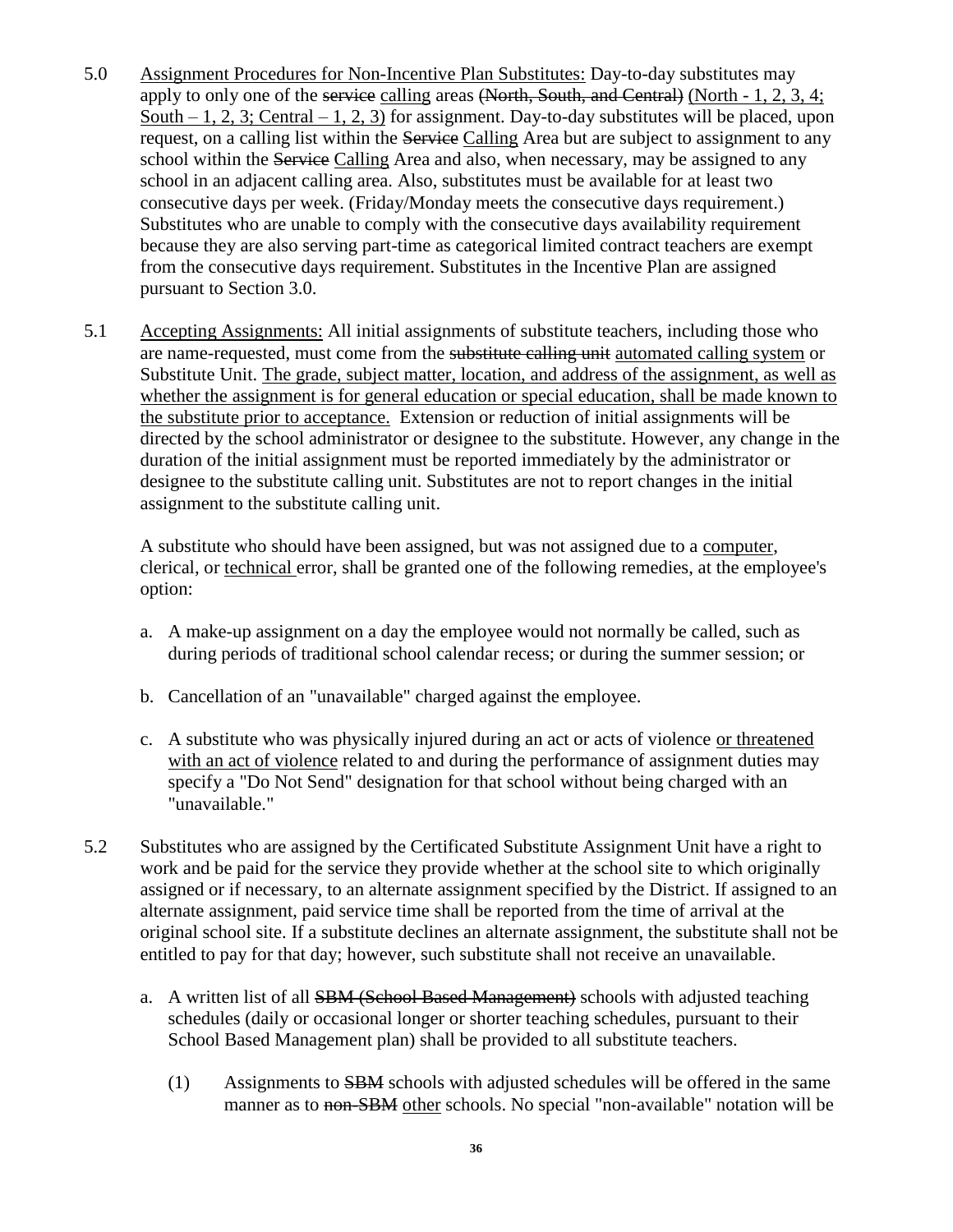5.0 <u>Assignment Procedures for Non-Incentive Plan Substitutes:</u> Day-to-day substitutes may apply to only one of the ~~service~~ <u>calling</u> areas ~~(North, South, and Central)~~ <u>(North - 1, 2, 3, 4; South – 1, 2, 3; Central – 1, 2, 3)</u> for assignment. Day-to-day substitutes will be placed, upon request, on a calling list within the ~~Service~~ <u>Calling</u> Area but are subject to assignment to any school within the ~~Service~~ <u>Calling</u> Area and also, when necessary, may be assigned to any school in an adjacent calling area. Also, substitutes must be available for at least two consecutive days per week. (Friday/Monday meets the consecutive days requirement.) Substitutes who are unable to comply with the consecutive days availability requirement because they are also serving part-time as categorical limited contract teachers are exempt from the consecutive days requirement. Substitutes in the Incentive Plan are assigned pursuant to Section 3.0.

5.1 <u>Accepting Assignments:</u> All initial assignments of substitute teachers, including those who are name-requested, must come from the ~~substitute calling unit~~ <u>automated calling system</u> or Substitute Unit. <u>The grade, subject matter, location, and address of the assignment, as well as whether the assignment is for general education or special education, shall be made known to the substitute prior to acceptance.</u> Extension or reduction of initial assignments will be directed by the school administrator or designee to the substitute. However, any change in the duration of the initial assignment must be reported immediately by the administrator or designee to the substitute calling unit. Substitutes are not to report changes in the initial assignment to the substitute calling unit.

A substitute who should have been assigned, but was not assigned due to a <u>computer</u>, clerical, or <u>technical</u> error, shall be granted one of the following remedies, at the employee's option:

a. A make-up assignment on a day the employee would not normally be called, such as during periods of traditional school calendar recess; or during the summer session; or

b. Cancellation of an "unavailable" charged against the employee.

c. A substitute who was physically injured during an act or acts of violence <u>or threatened with an act of violence</u> related to and during the performance of assignment duties may specify a "Do Not Send" designation for that school without being charged with an "unavailable."

5.2 Substitutes who are assigned by the Certificated Substitute Assignment Unit have a right to work and be paid for the service they provide whether at the school site to which originally assigned or if necessary, to an alternate assignment specified by the District. If assigned to an alternate assignment, paid service time shall be reported from the time of arrival at the original school site. If a substitute declines an alternate assignment, the substitute shall not be entitled to pay for that day; however, such substitute shall not receive an unavailable.

a. A written list of all ~~SBM (School Based Management)~~ schools with adjusted teaching schedules (daily or occasional longer or shorter teaching schedules, pursuant to their School Based Management plan) shall be provided to all substitute teachers.

(1) Assignments to ~~SBM~~ schools with adjusted schedules will be offered in the same manner as to ~~non-SBM~~ <u>other</u> schools. No special "non-available" notation will be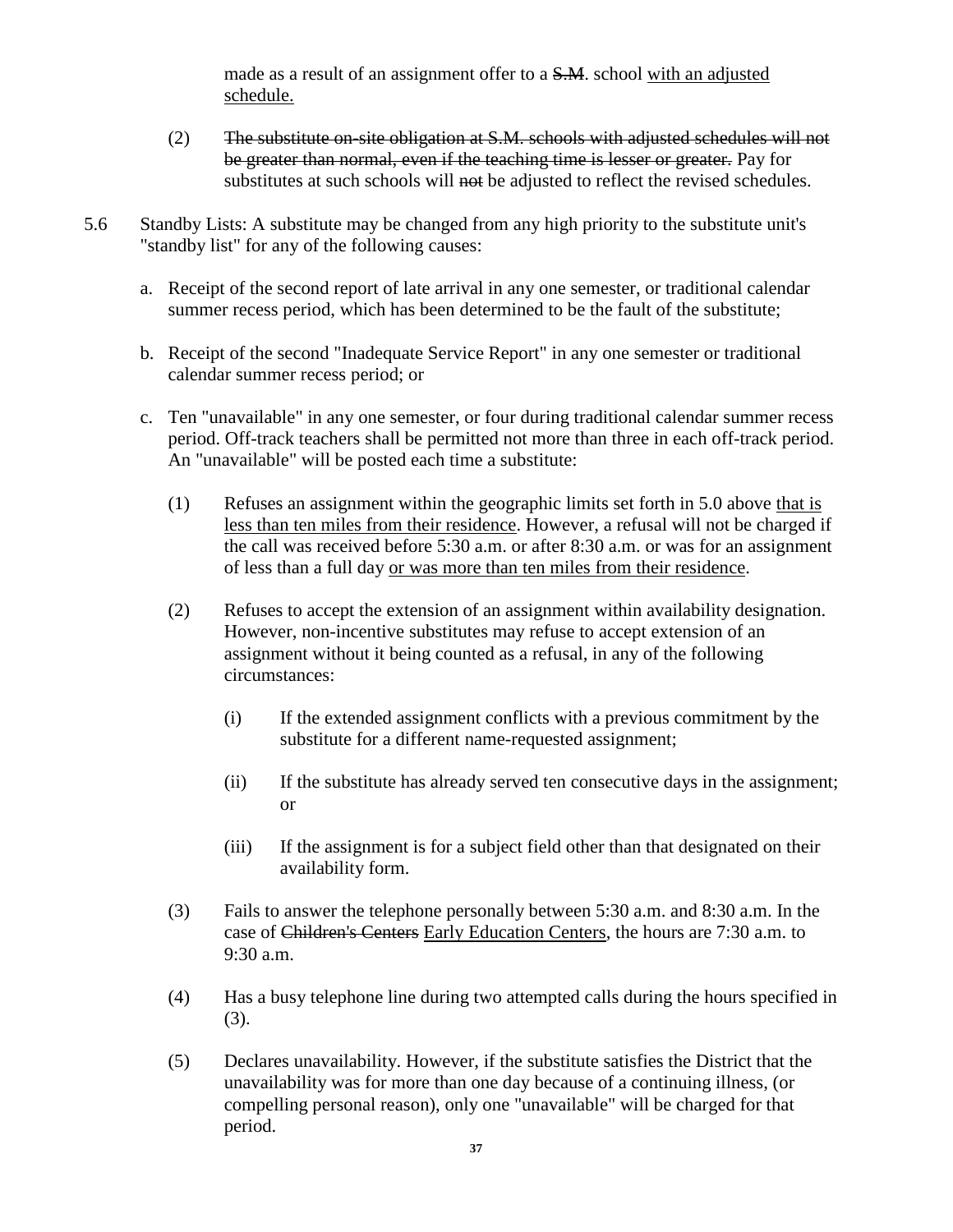made as a result of an assignment offer to a ~~S.M~~. school <u>with an adjusted schedule.</u>

(2) ~~The substitute on-site obligation at S.M. schools with adjusted schedules will not be greater than normal, even if the teaching time is lesser or greater.~~ Pay for substitutes at such schools will ~~not~~ be adjusted to reflect the revised schedules.

5.6 Standby Lists: A substitute may be changed from any high priority to the substitute unit's "standby list" for any of the following causes:

a. Receipt of the second report of late arrival in any one semester, or traditional calendar summer recess period, which has been determined to be the fault of the substitute;

b. Receipt of the second "Inadequate Service Report" in any one semester or traditional calendar summer recess period; or

c. Ten "unavailable" in any one semester, or four during traditional calendar summer recess period. Off-track teachers shall be permitted not more than three in each off-track period. An "unavailable" will be posted each time a substitute:

(1) Refuses an assignment within the geographic limits set forth in 5.0 above <u>that is less than ten miles from their residence</u>. However, a refusal will not be charged if the call was received before 5:30 a.m. or after 8:30 a.m. or was for an assignment of less than a full day <u>or was more than ten miles from their residence</u>.

(2) Refuses to accept the extension of an assignment within availability designation. However, non-incentive substitutes may refuse to accept extension of an assignment without it being counted as a refusal, in any of the following circumstances:

(i) If the extended assignment conflicts with a previous commitment by the substitute for a different name-requested assignment;

(ii) If the substitute has already served ten consecutive days in the assignment; or

(iii) If the assignment is for a subject field other than that designated on their availability form.

(3) Fails to answer the telephone personally between 5:30 a.m. and 8:30 a.m. In the case of ~~Children's Centers~~ <u>Early Education Centers</u>, the hours are 7:30 a.m. to 9:30 a.m.

(4) Has a busy telephone line during two attempted calls during the hours specified in (3).

(5) Declares unavailability. However, if the substitute satisfies the District that the unavailability was for more than one day because of a continuing illness, (or compelling personal reason), only one "unavailable" will be charged for that period.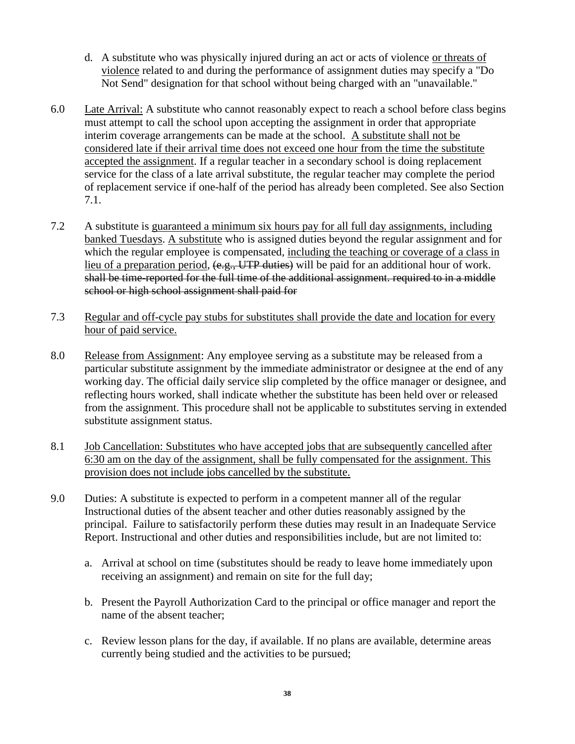d. A substitute who was physically injured during an act or acts of violence <u>or threats of violence</u> related to and during the performance of assignment duties may specify a "Do Not Send" designation for that school without being charged with an "unavailable."

6.0 <u>Late Arrival:</u> A substitute who cannot reasonably expect to reach a school before class begins must attempt to call the school upon accepting the assignment in order that appropriate interim coverage arrangements can be made at the school. <u>A substitute shall not be considered late if their arrival time does not exceed one hour from the time the substitute accepted the assignment</u>. If a regular teacher in a secondary school is doing replacement service for the class of a late arrival substitute, the regular teacher may complete the period of replacement service if one-half of the period has already been completed. See also Section 7.1.

7.2 A substitute is <u>guaranteed a minimum six hours pay for all full day assignments, including banked Tuesdays</u>. <u>A substitute</u> who is assigned duties beyond the regular assignment and for which the regular employee is compensated, <u>including the teaching or coverage of a class in lieu of a preparation period</u>, ~~(e.g., UTP duties)~~ will be paid for an additional hour of work. ~~shall be time-reported for the full time of the additional assignment. required to in a middle school or high school assignment shall paid for~~

7.3 <u>Regular and off-cycle pay stubs for substitutes shall provide the date and location for every hour of paid service.</u>

8.0 <u>Release from Assignment</u>: Any employee serving as a substitute may be released from a particular substitute assignment by the immediate administrator or designee at the end of any working day. The official daily service slip completed by the office manager or designee, and reflecting hours worked, shall indicate whether the substitute has been held over or released from the assignment. This procedure shall not be applicable to substitutes serving in extended substitute assignment status.

8.1 <u>Job Cancellation: Substitutes who have accepted jobs that are subsequently cancelled after 6:30 am on the day of the assignment, shall be fully compensated for the assignment. This provision does not include jobs cancelled by the substitute.</u>

9.0 Duties: A substitute is expected to perform in a competent manner all of the regular Instructional duties of the absent teacher and other duties reasonably assigned by the principal. Failure to satisfactorily perform these duties may result in an Inadequate Service Report. Instructional and other duties and responsibilities include, but are not limited to:

a. Arrival at school on time (substitutes should be ready to leave home immediately upon receiving an assignment) and remain on site for the full day;

b. Present the Payroll Authorization Card to the principal or office manager and report the name of the absent teacher;

c. Review lesson plans for the day, if available. If no plans are available, determine areas currently being studied and the activities to be pursued;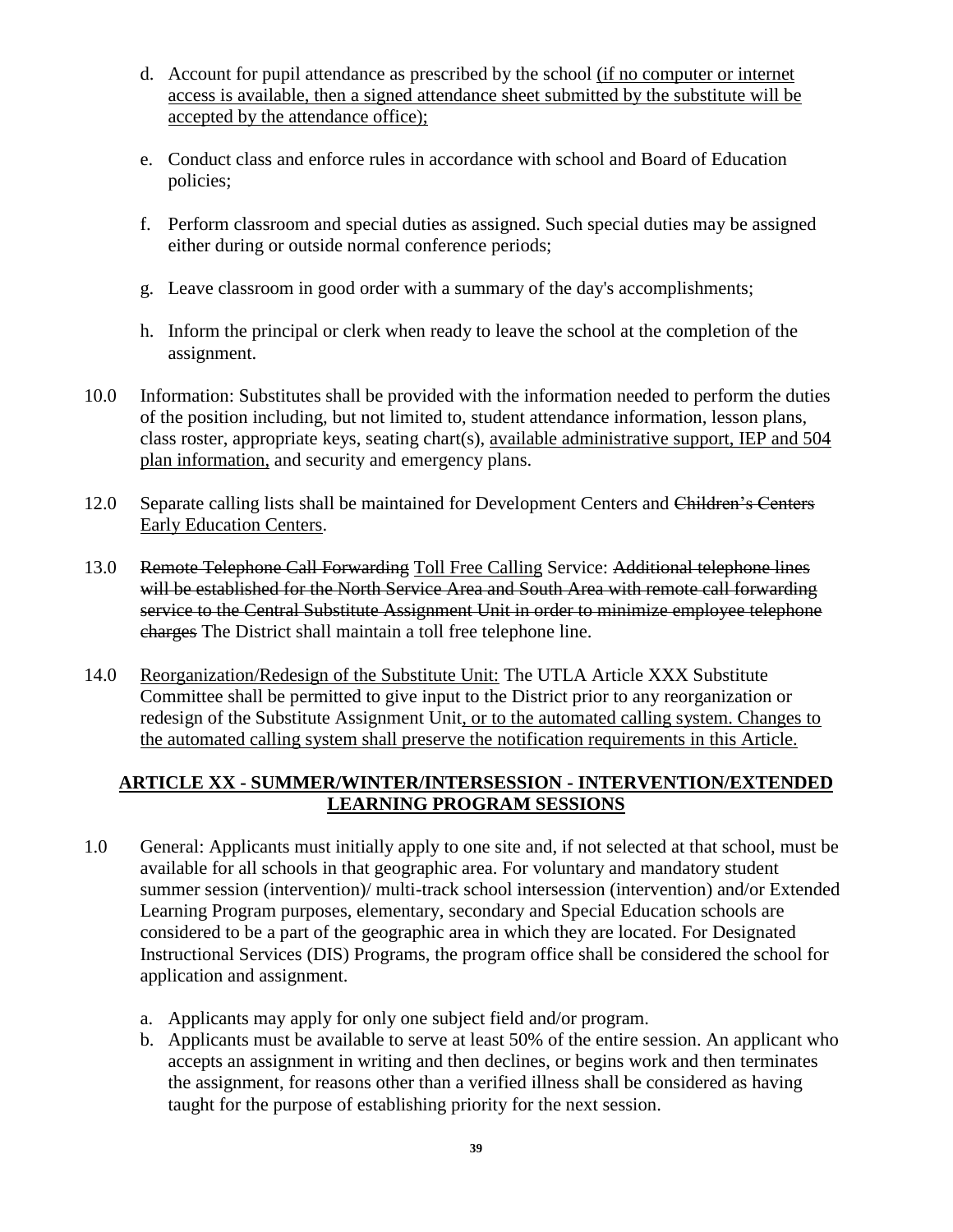d. Account for pupil attendance as prescribed by the school <u>(if no computer or internet access is available, then a signed attendance sheet submitted by the substitute will be accepted by the attendance office);</u>

e. Conduct class and enforce rules in accordance with school and Board of Education policies;

f. Perform classroom and special duties as assigned. Such special duties may be assigned either during or outside normal conference periods;

g. Leave classroom in good order with a summary of the day's accomplishments;

h. Inform the principal or clerk when ready to leave the school at the completion of the assignment.

10.0 Information: Substitutes shall be provided with the information needed to perform the duties of the position including, but not limited to, student attendance information, lesson plans, class roster, appropriate keys, seating chart(s), <u>available administrative support, IEP and 504 plan information,</u> and security and emergency plans.

12.0 Separate calling lists shall be maintained for Development Centers and ~~Children's Centers~~ <u>Early Education Centers</u>.

13.0 ~~Remote Telephone Call Forwarding~~ <u>Toll Free Calling</u> Service: ~~Additional telephone lines will be established for the North Service Area and South Area with remote call forwarding service to the Central Substitute Assignment Unit in order to minimize employee telephone charges~~ The District shall maintain a toll free telephone line.

14.0 <u>Reorganization/Redesign of the Substitute Unit:</u> The UTLA Article XXX Substitute Committee shall be permitted to give input to the District prior to any reorganization or redesign of the Substitute Assignment Unit<u>, or to the automated calling system. Changes to the automated calling system shall preserve the notification requirements in this Article.</u>

## ARTICLE XX - SUMMER/WINTER/INTERSESSION - INTERVENTION/EXTENDED LEARNING PROGRAM SESSIONS

1.0 General: Applicants must initially apply to one site and, if not selected at that school, must be available for all schools in that geographic area. For voluntary and mandatory student summer session (intervention)/ multi-track school intersession (intervention) and/or Extended Learning Program purposes, elementary, secondary and Special Education schools are considered to be a part of the geographic area in which they are located. For Designated Instructional Services (DIS) Programs, the program office shall be considered the school for application and assignment.

a. Applicants may apply for only one subject field and/or program.

b. Applicants must be available to serve at least 50% of the entire session. An applicant who accepts an assignment in writing and then declines, or begins work and then terminates the assignment, for reasons other than a verified illness shall be considered as having taught for the purpose of establishing priority for the next session.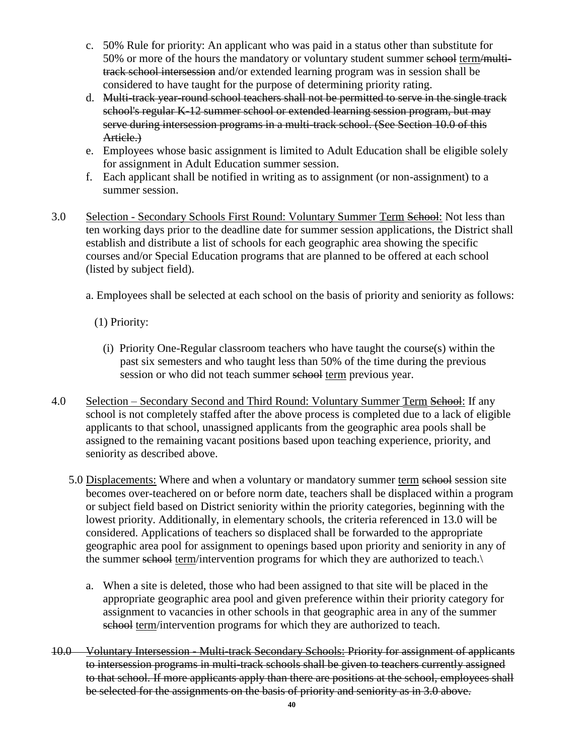c. 50% Rule for priority: An applicant who was paid in a status other than substitute for 50% or more of the hours the mandatory or voluntary student summer ~~school~~ <u>term</u>~~/multi-track school intersession~~ and/or extended learning program was in session shall be considered to have taught for the purpose of determining priority rating.

d. ~~Multi-track year-round school teachers shall not be permitted to serve in the single track school's regular K-12 summer school or extended learning session program, but may serve during intersession programs in a multi-track school. (See Section 10.0 of this Article.)~~

e. Employees whose basic assignment is limited to Adult Education shall be eligible solely for assignment in Adult Education summer session.

f. Each applicant shall be notified in writing as to assignment (or non-assignment) to a summer session.

3.0 <u>Selection - Secondary Schools First Round: Voluntary Summer Term</u> ~~School~~: Not less than ten working days prior to the deadline date for summer session applications, the District shall establish and distribute a list of schools for each geographic area showing the specific courses and/or Special Education programs that are planned to be offered at each school (listed by subject field).

a. Employees shall be selected at each school on the basis of priority and seniority as follows:

(1) Priority:

(i) Priority One-Regular classroom teachers who have taught the course(s) within the past six semesters and who taught less than 50% of the time during the previous session or who did not teach summer ~~school~~ <u>term</u> previous year.

4.0 <u>Selection – Secondary Second and Third Round: Voluntary Summer Term</u> ~~School~~: If any school is not completely staffed after the above process is completed due to a lack of eligible applicants to that school, unassigned applicants from the geographic area pools shall be assigned to the remaining vacant positions based upon teaching experience, priority, and seniority as described above.

5.0 <u>Displacements:</u> Where and when a voluntary or mandatory summer <u>term</u> ~~school~~ session site becomes over-teachered on or before norm date, teachers shall be displaced within a program or subject field based on District seniority within the priority categories, beginning with the lowest priority. Additionally, in elementary schools, the criteria referenced in 13.0 will be considered. Applications of teachers so displaced shall be forwarded to the appropriate geographic area pool for assignment to openings based upon priority and seniority in any of the summer ~~school~~ <u>term</u>/intervention programs for which they are authorized to teach.\

a. When a site is deleted, those who had been assigned to that site will be placed in the appropriate geographic area pool and given preference within their priority category for assignment to vacancies in other schools in that geographic area in any of the summer ~~school~~ <u>term</u>/intervention programs for which they are authorized to teach.

~~10.0 Voluntary Intersession - Multi-track Secondary Schools: Priority for assignment of applicants to intersession programs in multi-track schools shall be given to teachers currently assigned to that school. If more applicants apply than there are positions at the school, employees shall be selected for the assignments on the basis of priority and seniority as in 3.0 above.~~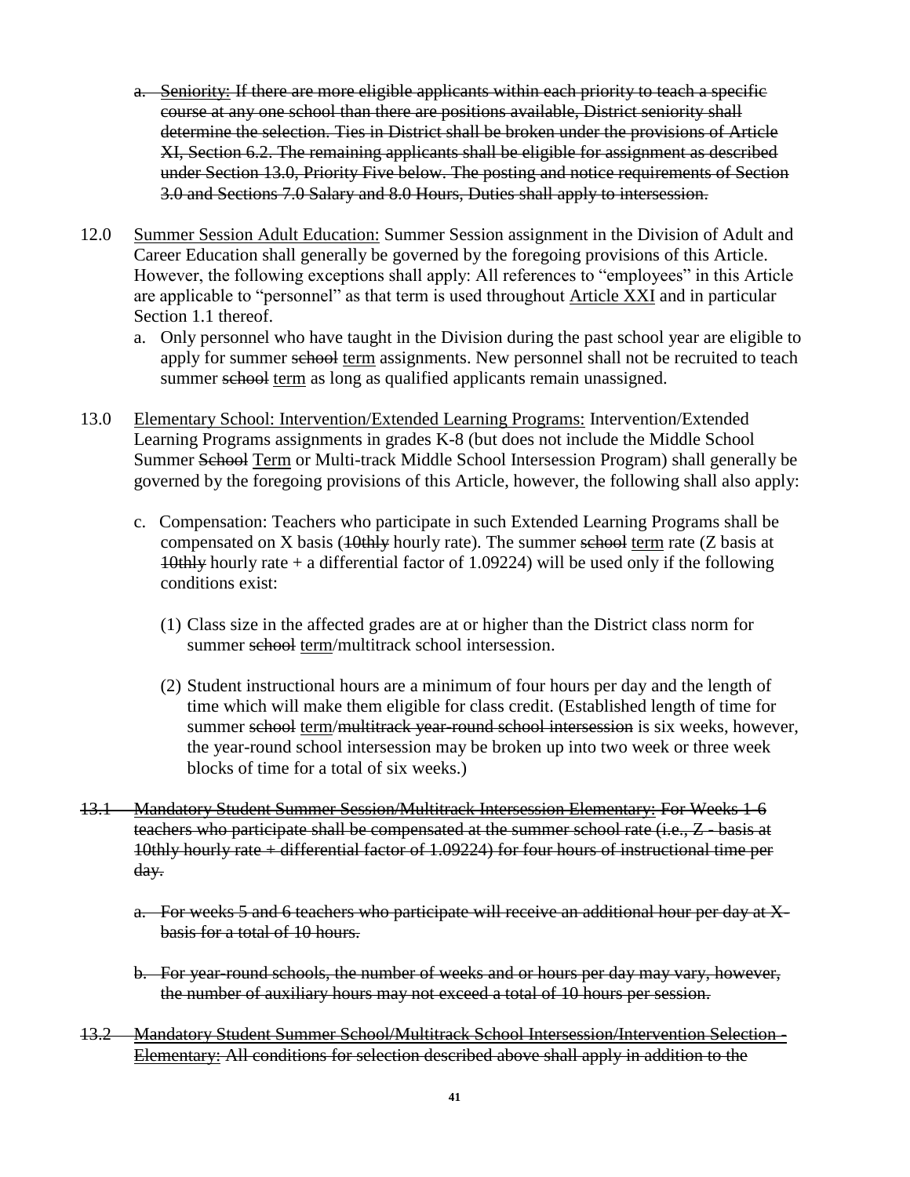a. ~~Seniority: If there are more eligible applicants within each priority to teach a specific course at any one school than there are positions available, District seniority shall determine the selection. Ties in District shall be broken under the provisions of Article XI, Section 6.2. The remaining applicants shall be eligible for assignment as described under Section 13.0, Priority Five below. The posting and notice requirements of Section 3.0 and Sections 7.0 Salary and 8.0 Hours, Duties shall apply to intersession.~~

12.0 Summer Session Adult Education: Summer Session assignment in the Division of Adult and Career Education shall generally be governed by the foregoing provisions of this Article. However, the following exceptions shall apply: All references to "employees" in this Article are applicable to "personnel" as that term is used throughout Article XXI and in particular Section 1.1 thereof.

a. Only personnel who have taught in the Division during the past school year are eligible to apply for summer ~~school~~ term assignments. New personnel shall not be recruited to teach summer ~~school~~ term as long as qualified applicants remain unassigned.

13.0 Elementary School: Intervention/Extended Learning Programs: Intervention/Extended Learning Programs assignments in grades K-8 (but does not include the Middle School Summer ~~School~~ Term or Multi-track Middle School Intersession Program) shall generally be governed by the foregoing provisions of this Article, however, the following shall also apply:

c. Compensation: Teachers who participate in such Extended Learning Programs shall be compensated on X basis (~~10thly~~ hourly rate). The summer ~~school~~ term rate (Z basis at ~~10thly~~ hourly rate + a differential factor of 1.09224) will be used only if the following conditions exist:

(1) Class size in the affected grades are at or higher than the District class norm for summer ~~school~~ term/multitrack school intersession.

(2) Student instructional hours are a minimum of four hours per day and the length of time which will make them eligible for class credit. (Established length of time for summer ~~school~~ term/~~multitrack year-round school intersession~~ is six weeks, however, the year-round school intersession may be broken up into two week or three week blocks of time for a total of six weeks.)

~~13.1 Mandatory Student Summer Session/Multitrack Intersession Elementary: For Weeks 1-6 teachers who participate shall be compensated at the summer school rate (i.e., Z - basis at 10thly hourly rate + differential factor of 1.09224) for four hours of instructional time per day.~~

~~a. For weeks 5 and 6 teachers who participate will receive an additional hour per day at X-basis for a total of 10 hours.~~

~~b. For year-round schools, the number of weeks and or hours per day may vary, however, the number of auxiliary hours may not exceed a total of 10 hours per session.~~

~~13.2 Mandatory Student Summer School/Multitrack School Intersession/Intervention Selection - Elementary: All conditions for selection described above shall apply in addition to the~~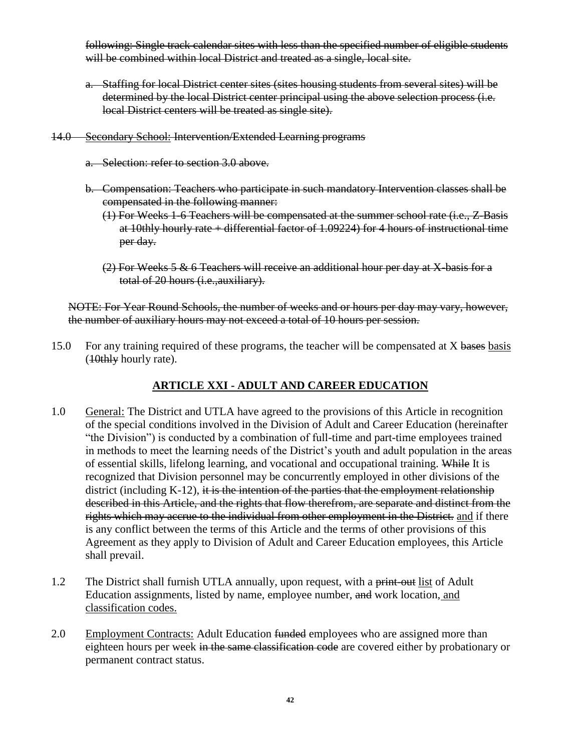~~following: Single track calendar sites with less than the specified number of eligible students will be combined within local District and treated as a single, local site.~~

a. ~~Staffing for local District center sites (sites housing students from several sites) will be determined by the local District center principal using the above selection process (i.e. local District centers will be treated as single site).~~

~~14.0~~ <u>Secondary School:</u> ~~Intervention/Extended Learning programs~~

a. ~~Selection: refer to section 3.0 above.~~

b. ~~Compensation: Teachers who participate in such mandatory Intervention classes shall be compensated in the following manner:~~
   (1) ~~For Weeks 1-6 Teachers will be compensated at the summer school rate (i.e., Z-Basis at 10thly hourly rate + differential factor of 1.09224) for 4 hours of instructional time per day.~~

   (2) ~~For Weeks 5 & 6 Teachers will receive an additional hour per day at X-basis for a total of 20 hours (i.e.,auxiliary).~~

~~NOTE: For Year Round Schools, the number of weeks and or hours per day may vary, however, the number of auxiliary hours may not exceed a total of 10 hours per session.~~

15.0 For any training required of these programs, the teacher will be compensated at X ~~bases~~ <u>basis</u> (~~10thly~~ hourly rate).

## ARTICLE XXI - ADULT AND CAREER EDUCATION

1.0 <u>General:</u> The District and UTLA have agreed to the provisions of this Article in recognition of the special conditions involved in the Division of Adult and Career Education (hereinafter "the Division") is conducted by a combination of full-time and part-time employees trained in methods to meet the learning needs of the District's youth and adult population in the areas of essential skills, lifelong learning, and vocational and occupational training. ~~While~~ It is recognized that Division personnel may be concurrently employed in other divisions of the district (including K-12), ~~it is the intention of the parties that the employment relationship described in this Article, and the rights that flow therefrom, are separate and distinct from the rights which may accrue to the individual from other employment in the District.~~ <u>and</u> if there is any conflict between the terms of this Article and the terms of other provisions of this Agreement as they apply to Division of Adult and Career Education employees, this Article shall prevail.

1.2 The District shall furnish UTLA annually, upon request, with a ~~print-out~~ <u>list</u> of Adult Education assignments, listed by name, employee number, ~~and~~ work location, <u>and classification codes.</u>

2.0 <u>Employment Contracts:</u> Adult Education ~~funded~~ employees who are assigned more than eighteen hours per week ~~in the same classification code~~ are covered either by probationary or permanent contract status.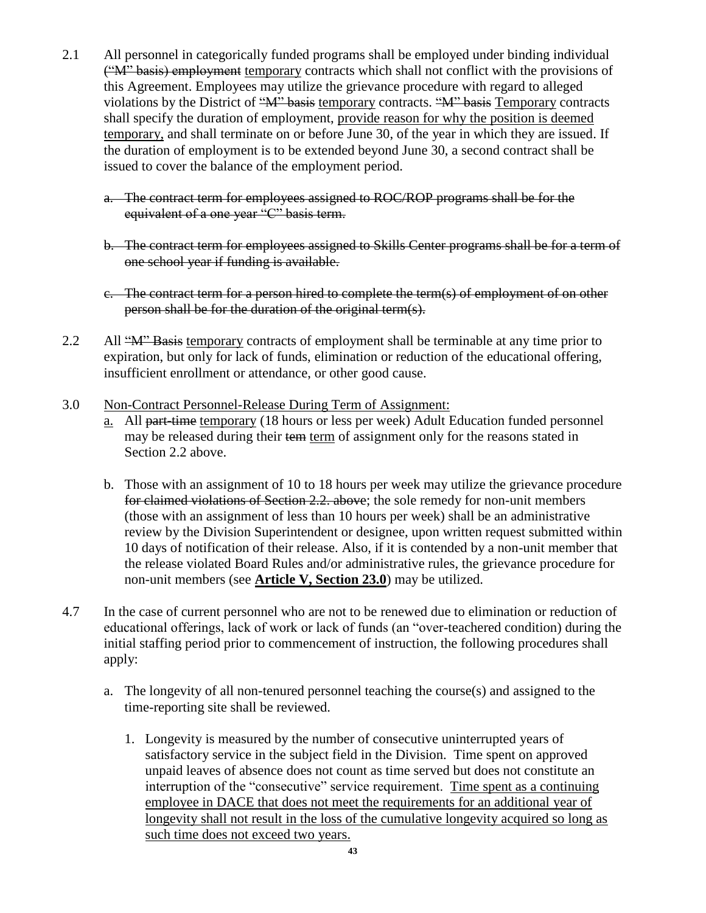2.1 All personnel in categorically funded programs shall be employed under binding individual ~~("M" basis) employment~~ <u>temporary</u> contracts which shall not conflict with the provisions of this Agreement. Employees may utilize the grievance procedure with regard to alleged violations by the District of ~~"M" basis~~ <u>temporary</u> contracts. ~~"M" basis~~ <u>Temporary</u> contracts shall specify the duration of employment, <u>provide reason for why the position is deemed temporary,</u> and shall terminate on or before June 30, of the year in which they are issued. If the duration of employment is to be extended beyond June 30, a second contract shall be issued to cover the balance of the employment period.

   ~~a. The contract term for employees assigned to ROC/ROP programs shall be for the equivalent of a one year "C" basis term.~~

   ~~b. The contract term for employees assigned to Skills Center programs shall be for a term of one school year if funding is available.~~

   ~~c. The contract term for a person hired to complete the term(s) of employment of on other person shall be for the duration of the original term(s).~~

2.2 All ~~"M" Basis~~ <u>temporary</u> contracts of employment shall be terminable at any time prior to expiration, but only for lack of funds, elimination or reduction of the educational offering, insufficient enrollment or attendance, or other good cause.

3.0 <u>Non-Contract Personnel-Release During Term of Assignment:</u>

   <u>a.</u> All ~~part-time~~ <u>temporary</u> (18 hours or less per week) Adult Education funded personnel may be released during their ~~tem~~ <u>term</u> of assignment only for the reasons stated in Section 2.2 above.

   b. Those with an assignment of 10 to 18 hours per week may utilize the grievance procedure ~~for claimed violations of Section 2.2. above~~; the sole remedy for non-unit members (those with an assignment of less than 10 hours per week) shall be an administrative review by the Division Superintendent or designee, upon written request submitted within 10 days of notification of their release. Also, if it is contended by a non-unit member that the release violated Board Rules and/or administrative rules, the grievance procedure for non-unit members (see **<u>Article V, Section 23.0</u>**) may be utilized.

4.7 In the case of current personnel who are not to be renewed due to elimination or reduction of educational offerings, lack of work or lack of funds (an "over-teachered condition) during the initial staffing period prior to commencement of instruction, the following procedures shall apply:

   a. The longevity of all non-tenured personnel teaching the course(s) and assigned to the time-reporting site shall be reviewed.

      1. Longevity is measured by the number of consecutive uninterrupted years of satisfactory service in the subject field in the Division. Time spent on approved unpaid leaves of absence does not count as time served but does not constitute an interruption of the "consecutive" service requirement. <u>Time spent as a continuing employee in DACE that does not meet the requirements for an additional year of longevity shall not result in the loss of the cumulative longevity acquired so long as such time does not exceed two years.</u>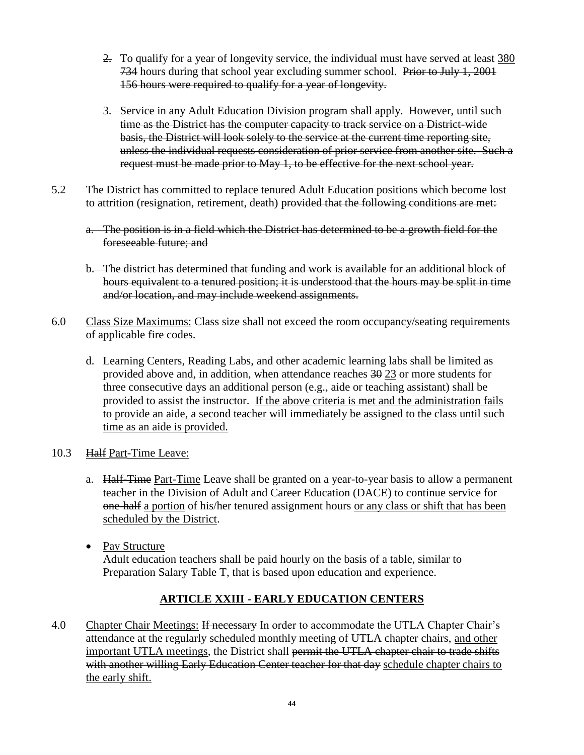~~2.~~ To qualify for a year of longevity service, the individual must have served at least <u>380</u> ~~734~~ hours during that school year excluding summer school. ~~Prior to July 1, 2001 156 hours were required to qualify for a year of longevity.~~

~~3. Service in any Adult Education Division program shall apply. However, until such time as the District has the computer capacity to track service on a District-wide basis, the District will look solely to the service at the current time reporting site, unless the individual requests consideration of prior service from another site. Such a request must be made prior to May 1, to be effective for the next school year.~~

5.2 The District has committed to replace tenured Adult Education positions which become lost to attrition (resignation, retirement, death) ~~provided that the following conditions are met:~~

~~a. The position is in a field which the District has determined to be a growth field for the foreseeable future; and~~

~~b. The district has determined that funding and work is available for an additional block of hours equivalent to a tenured position; it is understood that the hours may be split in time and/or location, and may include weekend assignments.~~

6.0 <u>Class Size Maximums:</u> Class size shall not exceed the room occupancy/seating requirements of applicable fire codes.

d. Learning Centers, Reading Labs, and other academic learning labs shall be limited as provided above and, in addition, when attendance reaches ~~30~~ <u>23</u> or more students for three consecutive days an additional person (e.g., aide or teaching assistant) shall be provided to assist the instructor. <u>If the above criteria is met and the administration fails to provide an aide, a second teacher will immediately be assigned to the class until such time as an aide is provided.</u>

10.3 ~~Half~~ <u>Part</u>-Time Leave:

a. ~~Half-Time~~ <u>Part-Time</u> Leave shall be granted on a year-to-year basis to allow a permanent teacher in the Division of Adult and Career Education (DACE) to continue service for ~~one-half~~ <u>a portion</u> of his/her tenured assignment hours <u>or any class or shift that has been scheduled by the District</u>.

- <u>Pay Structure</u>
  Adult education teachers shall be paid hourly on the basis of a table, similar to Preparation Salary Table T, that is based upon education and experience.

## ARTICLE XXIII - EARLY EDUCATION CENTERS

4.0 <u>Chapter Chair Meetings:</u> ~~If necessary~~ In order to accommodate the UTLA Chapter Chair's attendance at the regularly scheduled monthly meeting of UTLA chapter chairs, <u>and other important UTLA meetings</u>, the District shall ~~permit the UTLA chapter chair to trade shifts with another willing Early Education Center teacher for that day~~ <u>schedule chapter chairs to the early shift.</u>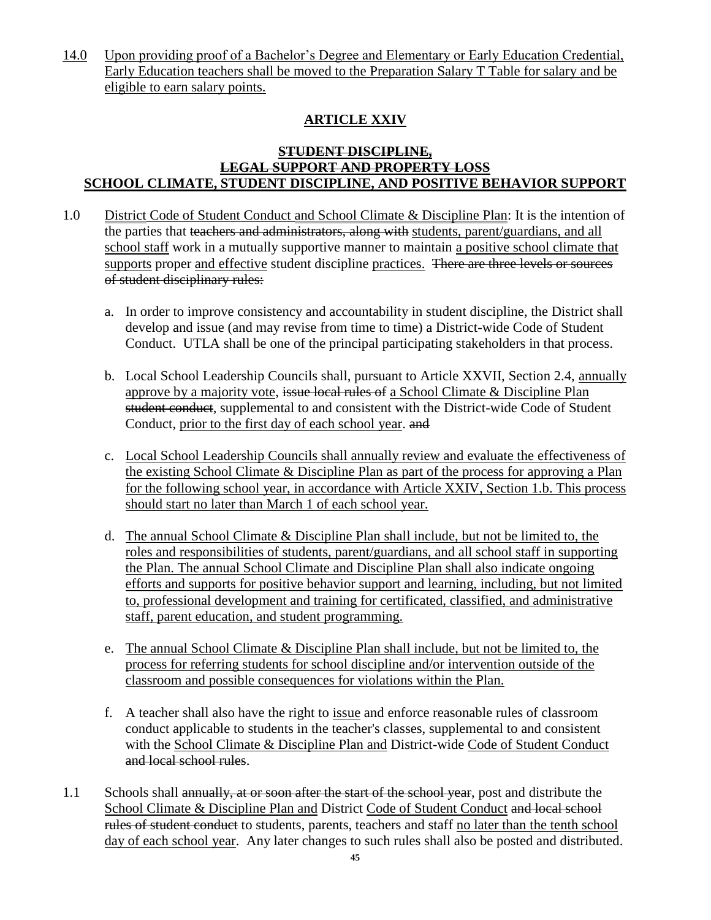14.0 Upon providing proof of a Bachelor's Degree and Elementary or Early Education Credential, Early Education teachers shall be moved to the Preparation Salary T Table for salary and be eligible to earn salary points.

## ARTICLE XXIV

## ~~STUDENT DISCIPLINE, LEGAL SUPPORT AND PROPERTY LOSS~~ SCHOOL CLIMATE, STUDENT DISCIPLINE, AND POSITIVE BEHAVIOR SUPPORT

1.0 District Code of Student Conduct and School Climate & Discipline Plan: It is the intention of the parties that ~~teachers and administrators, along with~~ students, parent/guardians, and all school staff work in a mutually supportive manner to maintain a positive school climate that supports proper and effective student discipline practices. ~~There are three levels or sources of student disciplinary rules:~~

a. In order to improve consistency and accountability in student discipline, the District shall develop and issue (and may revise from time to time) a District-wide Code of Student Conduct. UTLA shall be one of the principal participating stakeholders in that process.

b. Local School Leadership Councils shall, pursuant to Article XXVII, Section 2.4, annually approve by a majority vote, ~~issue local rules of~~ a School Climate & Discipline Plan ~~student conduct~~, supplemental to and consistent with the District-wide Code of Student Conduct, prior to the first day of each school year. ~~and~~

c. Local School Leadership Councils shall annually review and evaluate the effectiveness of the existing School Climate & Discipline Plan as part of the process for approving a Plan for the following school year, in accordance with Article XXIV, Section 1.b. This process should start no later than March 1 of each school year.

d. The annual School Climate & Discipline Plan shall include, but not be limited to, the roles and responsibilities of students, parent/guardians, and all school staff in supporting the Plan. The annual School Climate and Discipline Plan shall also indicate ongoing efforts and supports for positive behavior support and learning, including, but not limited to, professional development and training for certificated, classified, and administrative staff, parent education, and student programming.

e. The annual School Climate & Discipline Plan shall include, but not be limited to, the process for referring students for school discipline and/or intervention outside of the classroom and possible consequences for violations within the Plan.

f. A teacher shall also have the right to issue and enforce reasonable rules of classroom conduct applicable to students in the teacher's classes, supplemental to and consistent with the School Climate & Discipline Plan and District-wide Code of Student Conduct ~~and local school rules~~.

1.1 Schools shall ~~annually, at or soon after the start of the school year~~, post and distribute the School Climate & Discipline Plan and District Code of Student Conduct ~~and local school rules of student conduct~~ to students, parents, teachers and staff no later than the tenth school day of each school year. Any later changes to such rules shall also be posted and distributed.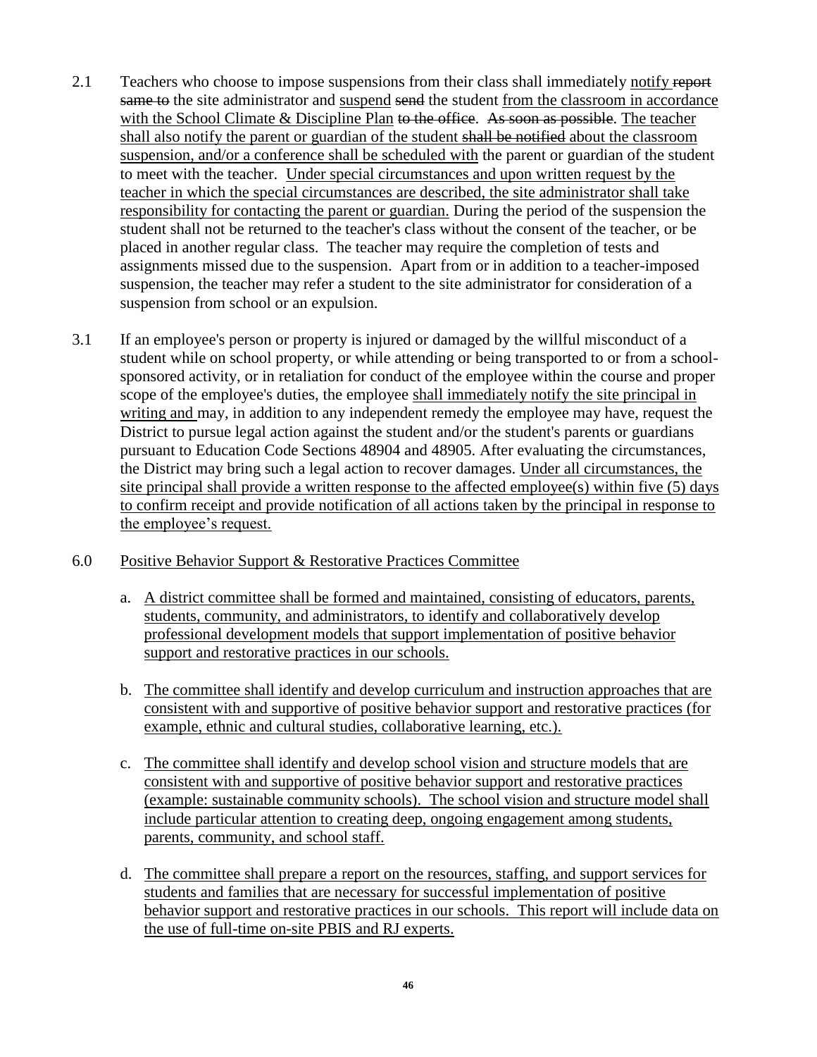2.1 Teachers who choose to impose suspensions from their class shall immediately <u>notify</u> ~~report same to~~ the site administrator and <u>suspend</u> ~~send~~ the student <u>from the classroom in accordance with the School Climate & Discipline Plan</u> ~~to the office~~. ~~As soon as possible~~. <u>The teacher shall also notify the parent or guardian of the student</u> ~~shall be notified~~ <u>about the classroom suspension, and/or a conference shall be scheduled with</u> the parent or guardian of the student to meet with the teacher. <u>Under special circumstances and upon written request by the teacher in which the special circumstances are described, the site administrator shall take responsibility for contacting the parent or guardian.</u> During the period of the suspension the student shall not be returned to the teacher's class without the consent of the teacher, or be placed in another regular class. The teacher may require the completion of tests and assignments missed due to the suspension. Apart from or in addition to a teacher-imposed suspension, the teacher may refer a student to the site administrator for consideration of a suspension from school or an expulsion.

3.1 If an employee's person or property is injured or damaged by the willful misconduct of a student while on school property, or while attending or being transported to or from a school-sponsored activity, or in retaliation for conduct of the employee within the course and proper scope of the employee's duties, the employee <u>shall immediately notify the site principal in writing and</u> may, in addition to any independent remedy the employee may have, request the District to pursue legal action against the student and/or the student's parents or guardians pursuant to Education Code Sections 48904 and 48905. After evaluating the circumstances, the District may bring such a legal action to recover damages. <u>Under all circumstances, the site principal shall provide a written response to the affected employee(s) within five (5) days to confirm receipt and provide notification of all actions taken by the principal in response to the employee's request.</u>

6.0 <u>Positive Behavior Support & Restorative Practices Committee</u>

a. <u>A district committee shall be formed and maintained, consisting of educators, parents, students, community, and administrators, to identify and collaboratively develop professional development models that support implementation of positive behavior support and restorative practices in our schools.</u>

b. <u>The committee shall identify and develop curriculum and instruction approaches that are consistent with and supportive of positive behavior support and restorative practices (for example, ethnic and cultural studies, collaborative learning, etc.).</u>

c. <u>The committee shall identify and develop school vision and structure models that are consistent with and supportive of positive behavior support and restorative practices (example: sustainable community schools). The school vision and structure model shall include particular attention to creating deep, ongoing engagement among students, parents, community, and school staff.</u>

d. <u>The committee shall prepare a report on the resources, staffing, and support services for students and families that are necessary for successful implementation of positive behavior support and restorative practices in our schools. This report will include data on the use of full-time on-site PBIS and RJ experts.</u>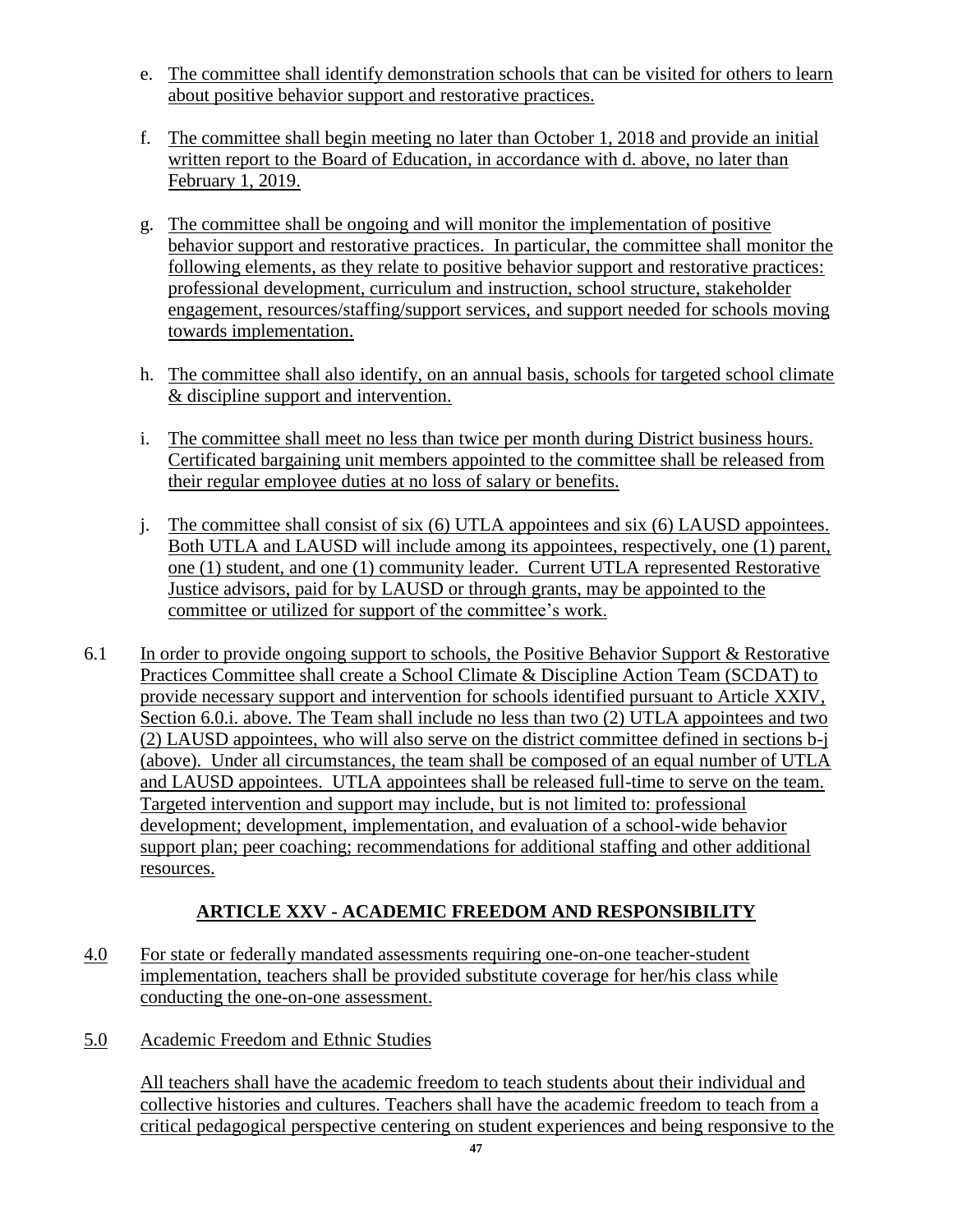e. The committee shall identify demonstration schools that can be visited for others to learn about positive behavior support and restorative practices.

f. The committee shall begin meeting no later than October 1, 2018 and provide an initial written report to the Board of Education, in accordance with d. above, no later than February 1, 2019.

g. The committee shall be ongoing and will monitor the implementation of positive behavior support and restorative practices. In particular, the committee shall monitor the following elements, as they relate to positive behavior support and restorative practices: professional development, curriculum and instruction, school structure, stakeholder engagement, resources/staffing/support services, and support needed for schools moving towards implementation.

h. The committee shall also identify, on an annual basis, schools for targeted school climate & discipline support and intervention.

i. The committee shall meet no less than twice per month during District business hours. Certificated bargaining unit members appointed to the committee shall be released from their regular employee duties at no loss of salary or benefits.

j. The committee shall consist of six (6) UTLA appointees and six (6) LAUSD appointees. Both UTLA and LAUSD will include among its appointees, respectively, one (1) parent, one (1) student, and one (1) community leader. Current UTLA represented Restorative Justice advisors, paid for by LAUSD or through grants, may be appointed to the committee or utilized for support of the committee's work.

6.1 In order to provide ongoing support to schools, the Positive Behavior Support & Restorative Practices Committee shall create a School Climate & Discipline Action Team (SCDAT) to provide necessary support and intervention for schools identified pursuant to Article XXIV, Section 6.0.i. above. The Team shall include no less than two (2) UTLA appointees and two (2) LAUSD appointees, who will also serve on the district committee defined in sections b-j (above). Under all circumstances, the team shall be composed of an equal number of UTLA and LAUSD appointees. UTLA appointees shall be released full-time to serve on the team. Targeted intervention and support may include, but is not limited to: professional development; development, implementation, and evaluation of a school-wide behavior support plan; peer coaching; recommendations for additional staffing and other additional resources.

## ARTICLE XXV - ACADEMIC FREEDOM AND RESPONSIBILITY

4.0 For state or federally mandated assessments requiring one-on-one teacher-student implementation, teachers shall be provided substitute coverage for her/his class while conducting the one-on-one assessment.

5.0 Academic Freedom and Ethnic Studies

All teachers shall have the academic freedom to teach students about their individual and collective histories and cultures. Teachers shall have the academic freedom to teach from a critical pedagogical perspective centering on student experiences and being responsive to the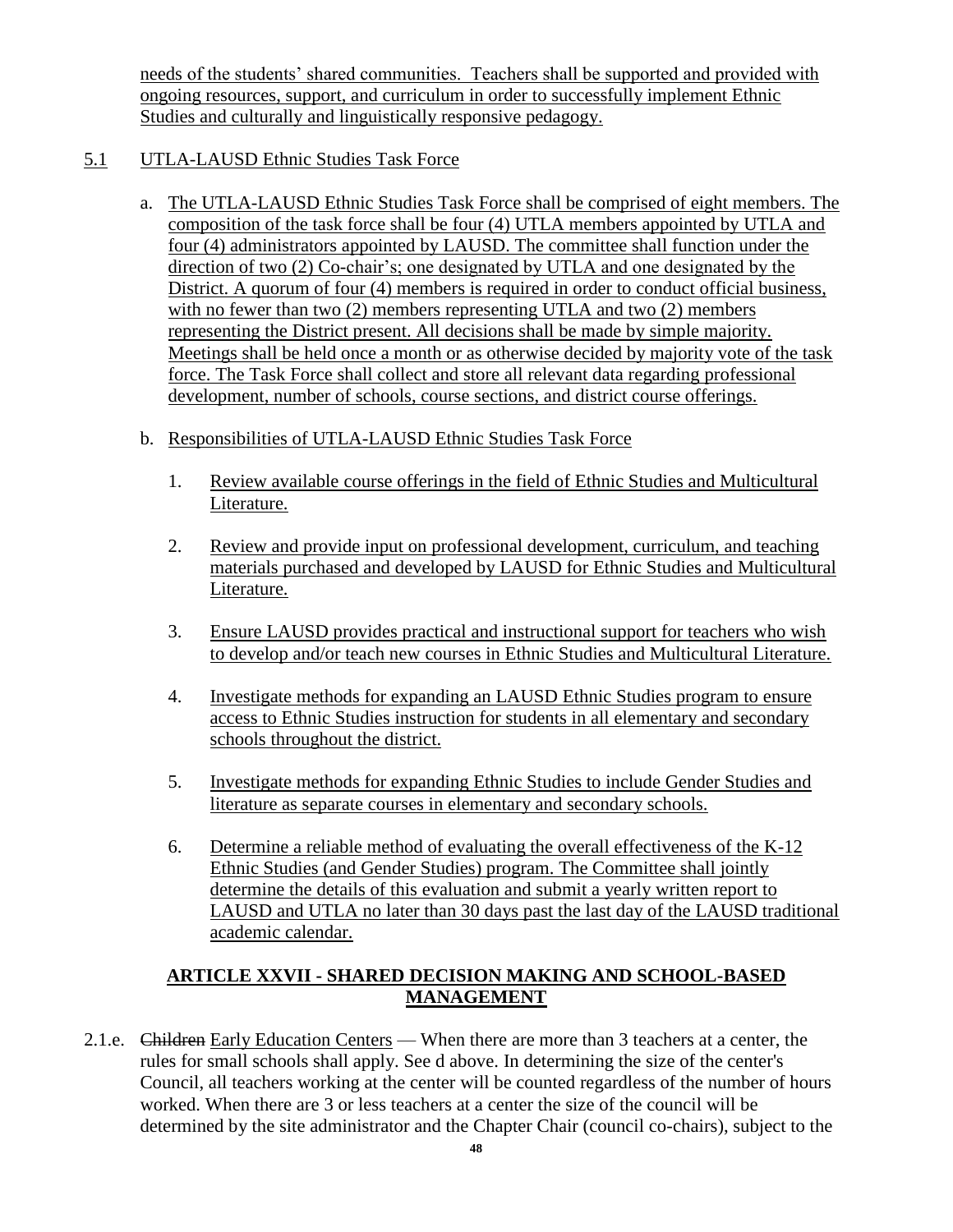needs of the students' shared communities. Teachers shall be supported and provided with ongoing resources, support, and curriculum in order to successfully implement Ethnic Studies and culturally and linguistically responsive pedagogy.

5.1 UTLA-LAUSD Ethnic Studies Task Force

a. The UTLA-LAUSD Ethnic Studies Task Force shall be comprised of eight members. The composition of the task force shall be four (4) UTLA members appointed by UTLA and four (4) administrators appointed by LAUSD. The committee shall function under the direction of two (2) Co-chair's; one designated by UTLA and one designated by the District. A quorum of four (4) members is required in order to conduct official business, with no fewer than two (2) members representing UTLA and two (2) members representing the District present. All decisions shall be made by simple majority. Meetings shall be held once a month or as otherwise decided by majority vote of the task force. The Task Force shall collect and store all relevant data regarding professional development, number of schools, course sections, and district course offerings.

b. Responsibilities of UTLA-LAUSD Ethnic Studies Task Force

1. Review available course offerings in the field of Ethnic Studies and Multicultural Literature.

2. Review and provide input on professional development, curriculum, and teaching materials purchased and developed by LAUSD for Ethnic Studies and Multicultural Literature.

3. Ensure LAUSD provides practical and instructional support for teachers who wish to develop and/or teach new courses in Ethnic Studies and Multicultural Literature.

4. Investigate methods for expanding an LAUSD Ethnic Studies program to ensure access to Ethnic Studies instruction for students in all elementary and secondary schools throughout the district.

5. Investigate methods for expanding Ethnic Studies to include Gender Studies and literature as separate courses in elementary and secondary schools.

6. Determine a reliable method of evaluating the overall effectiveness of the K-12 Ethnic Studies (and Gender Studies) program. The Committee shall jointly determine the details of this evaluation and submit a yearly written report to LAUSD and UTLA no later than 30 days past the last day of the LAUSD traditional academic calendar.

## ARTICLE XXVII - SHARED DECISION MAKING AND SCHOOL-BASED MANAGEMENT

2.1.e. ~~Children~~ Early Education Centers — When there are more than 3 teachers at a center, the rules for small schools shall apply. See d above. In determining the size of the center's Council, all teachers working at the center will be counted regardless of the number of hours worked. When there are 3 or less teachers at a center the size of the council will be determined by the site administrator and the Chapter Chair (council co-chairs), subject to the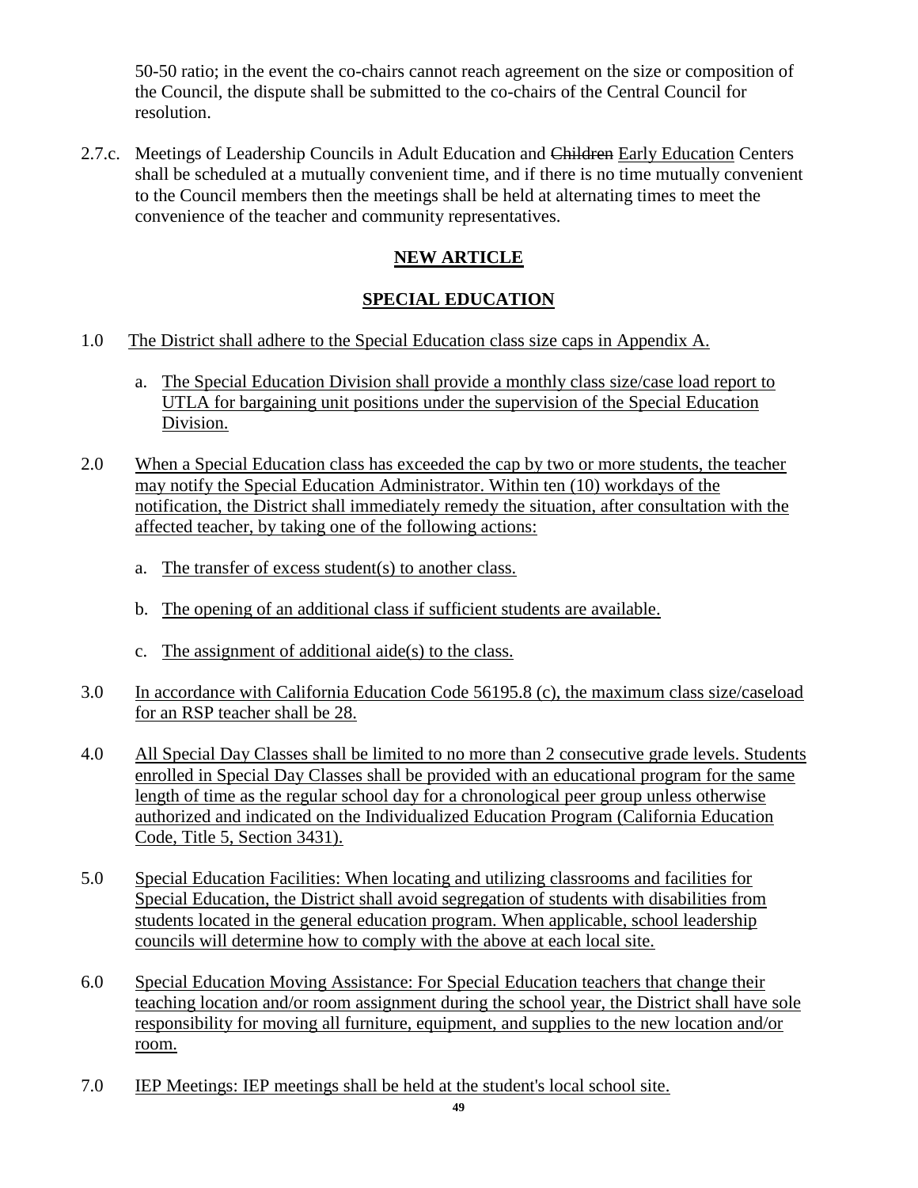50-50 ratio; in the event the co-chairs cannot reach agreement on the size or composition of the Council, the dispute shall be submitted to the co-chairs of the Central Council for resolution.

2.7.c. Meetings of Leadership Councils in Adult Education and ~~Children~~ Early Education Centers shall be scheduled at a mutually convenient time, and if there is no time mutually convenient to the Council members then the meetings shall be held at alternating times to meet the convenience of the teacher and community representatives.

## NEW ARTICLE

## SPECIAL EDUCATION

1.0 The District shall adhere to the Special Education class size caps in Appendix A.

   a. The Special Education Division shall provide a monthly class size/case load report to UTLA for bargaining unit positions under the supervision of the Special Education Division.

2.0 When a Special Education class has exceeded the cap by two or more students, the teacher may notify the Special Education Administrator. Within ten (10) workdays of the notification, the District shall immediately remedy the situation, after consultation with the affected teacher, by taking one of the following actions:

   a. The transfer of excess student(s) to another class.

   b. The opening of an additional class if sufficient students are available.

   c. The assignment of additional aide(s) to the class.

3.0 In accordance with California Education Code 56195.8 (c), the maximum class size/caseload for an RSP teacher shall be 28.

4.0 All Special Day Classes shall be limited to no more than 2 consecutive grade levels. Students enrolled in Special Day Classes shall be provided with an educational program for the same length of time as the regular school day for a chronological peer group unless otherwise authorized and indicated on the Individualized Education Program (California Education Code, Title 5, Section 3431).

5.0 Special Education Facilities: When locating and utilizing classrooms and facilities for Special Education, the District shall avoid segregation of students with disabilities from students located in the general education program. When applicable, school leadership councils will determine how to comply with the above at each local site.

6.0 Special Education Moving Assistance: For Special Education teachers that change their teaching location and/or room assignment during the school year, the District shall have sole responsibility for moving all furniture, equipment, and supplies to the new location and/or room.

7.0 IEP Meetings: IEP meetings shall be held at the student's local school site.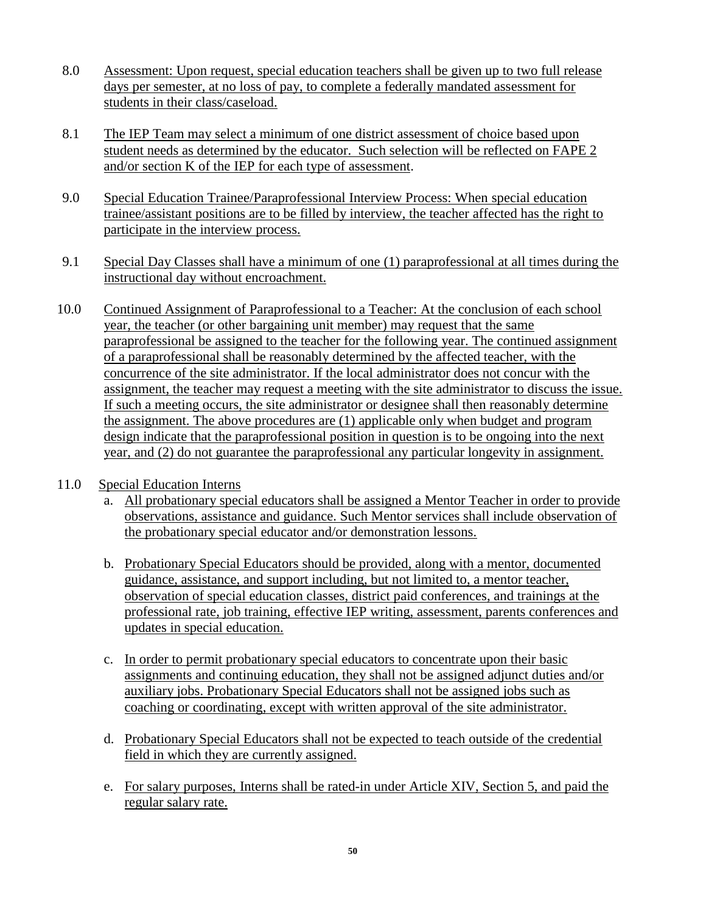8.0 Assessment: Upon request, special education teachers shall be given up to two full release days per semester, at no loss of pay, to complete a federally mandated assessment for students in their class/caseload.

8.1 The IEP Team may select a minimum of one district assessment of choice based upon student needs as determined by the educator. Such selection will be reflected on FAPE 2 and/or section K of the IEP for each type of assessment.

9.0 Special Education Trainee/Paraprofessional Interview Process: When special education trainee/assistant positions are to be filled by interview, the teacher affected has the right to participate in the interview process.

9.1 Special Day Classes shall have a minimum of one (1) paraprofessional at all times during the instructional day without encroachment.

10.0 Continued Assignment of Paraprofessional to a Teacher: At the conclusion of each school year, the teacher (or other bargaining unit member) may request that the same paraprofessional be assigned to the teacher for the following year. The continued assignment of a paraprofessional shall be reasonably determined by the affected teacher, with the concurrence of the site administrator. If the local administrator does not concur with the assignment, the teacher may request a meeting with the site administrator to discuss the issue. If such a meeting occurs, the site administrator or designee shall then reasonably determine the assignment. The above procedures are (1) applicable only when budget and program design indicate that the paraprofessional position in question is to be ongoing into the next year, and (2) do not guarantee the paraprofessional any particular longevity in assignment.

11.0 Special Education Interns

a. All probationary special educators shall be assigned a Mentor Teacher in order to provide observations, assistance and guidance. Such Mentor services shall include observation of the probationary special educator and/or demonstration lessons.

b. Probationary Special Educators should be provided, along with a mentor, documented guidance, assistance, and support including, but not limited to, a mentor teacher, observation of special education classes, district paid conferences, and trainings at the professional rate, job training, effective IEP writing, assessment, parents conferences and updates in special education.

c. In order to permit probationary special educators to concentrate upon their basic assignments and continuing education, they shall not be assigned adjunct duties and/or auxiliary jobs. Probationary Special Educators shall not be assigned jobs such as coaching or coordinating, except with written approval of the site administrator.

d. Probationary Special Educators shall not be expected to teach outside of the credential field in which they are currently assigned.

e. For salary purposes, Interns shall be rated-in under Article XIV, Section 5, and paid the regular salary rate.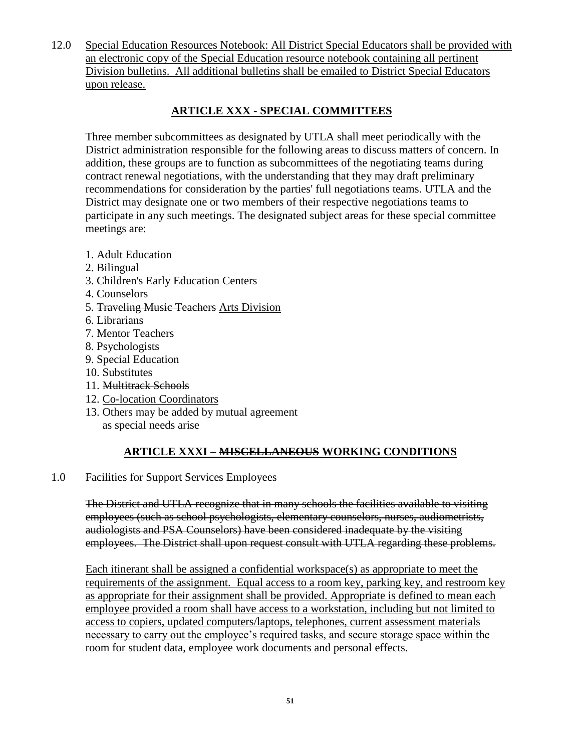12.0 Special Education Resources Notebook: All District Special Educators shall be provided with an electronic copy of the Special Education resource notebook containing all pertinent Division bulletins. All additional bulletins shall be emailed to District Special Educators upon release.

## ARTICLE XXX - SPECIAL COMMITTEES

Three member subcommittees as designated by UTLA shall meet periodically with the District administration responsible for the following areas to discuss matters of concern. In addition, these groups are to function as subcommittees of the negotiating teams during contract renewal negotiations, with the understanding that they may draft preliminary recommendations for consideration by the parties' full negotiations teams. UTLA and the District may designate one or two members of their respective negotiations teams to participate in any such meetings. The designated subject areas for these special committee meetings are:

1. Adult Education
2. Bilingual
3. ~~Children's~~ Early Education Centers
4. Counselors
5. ~~Traveling Music Teachers~~ Arts Division
6. Librarians
7. Mentor Teachers
8. Psychologists
9. Special Education
10. Substitutes
11. ~~Multitrack Schools~~
12. Co-location Coordinators
13. Others may be added by mutual agreement as special needs arise

## ARTICLE XXXI – ~~MISCELLANEOUS~~ WORKING CONDITIONS

1.0 Facilities for Support Services Employees

~~The District and UTLA recognize that in many schools the facilities available to visiting employees (such as school psychologists, elementary counselors, nurses, audiometrists, audiologists and PSA Counselors) have been considered inadequate by the visiting employees. The District shall upon request consult with UTLA regarding these problems.~~

Each itinerant shall be assigned a confidential workspace(s) as appropriate to meet the requirements of the assignment. Equal access to a room key, parking key, and restroom key as appropriate for their assignment shall be provided. Appropriate is defined to mean each employee provided a room shall have access to a workstation, including but not limited to access to copiers, updated computers/laptops, telephones, current assessment materials necessary to carry out the employee's required tasks, and secure storage space within the room for student data, employee work documents and personal effects.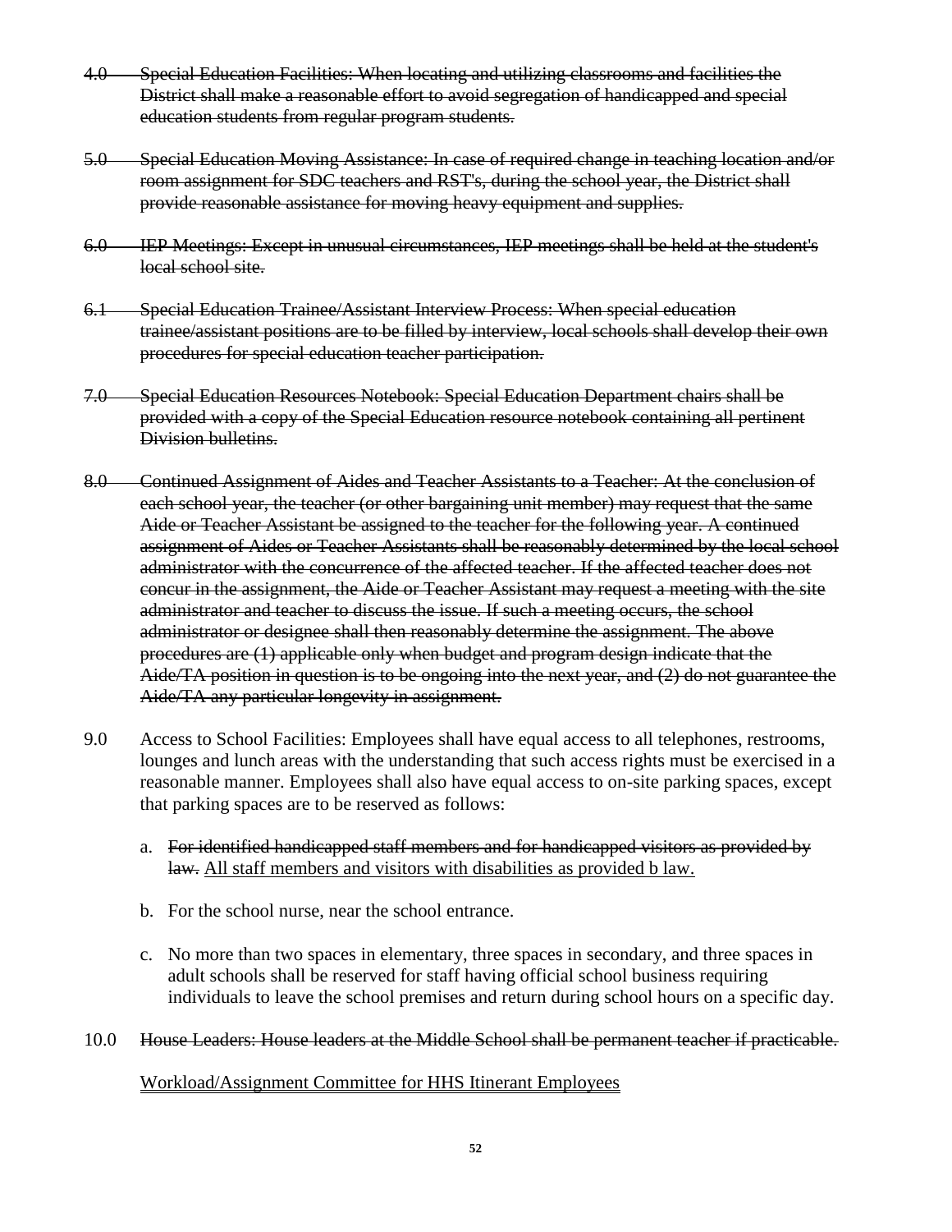~~4.0 Special Education Facilities: When locating and utilizing classrooms and facilities the District shall make a reasonable effort to avoid segregation of handicapped and special education students from regular program students.~~

~~5.0 Special Education Moving Assistance: In case of required change in teaching location and/or room assignment for SDC teachers and RST's, during the school year, the District shall provide reasonable assistance for moving heavy equipment and supplies.~~

~~6.0 IEP Meetings: Except in unusual circumstances, IEP meetings shall be held at the student's local school site.~~

~~6.1 Special Education Trainee/Assistant Interview Process: When special education trainee/assistant positions are to be filled by interview, local schools shall develop their own procedures for special education teacher participation.~~

~~7.0 Special Education Resources Notebook: Special Education Department chairs shall be provided with a copy of the Special Education resource notebook containing all pertinent Division bulletins.~~

~~8.0 Continued Assignment of Aides and Teacher Assistants to a Teacher: At the conclusion of each school year, the teacher (or other bargaining unit member) may request that the same Aide or Teacher Assistant be assigned to the teacher for the following year. A continued assignment of Aides or Teacher Assistants shall be reasonably determined by the local school administrator with the concurrence of the affected teacher. If the affected teacher does not concur in the assignment, the Aide or Teacher Assistant may request a meeting with the site administrator and teacher to discuss the issue. If such a meeting occurs, the school administrator or designee shall then reasonably determine the assignment. The above procedures are (1) applicable only when budget and program design indicate that the Aide/TA position in question is to be ongoing into the next year, and (2) do not guarantee the Aide/TA any particular longevity in assignment.~~

9.0 Access to School Facilities: Employees shall have equal access to all telephones, restrooms, lounges and lunch areas with the understanding that such access rights must be exercised in a reasonable manner. Employees shall also have equal access to on-site parking spaces, except that parking spaces are to be reserved as follows:

a. ~~For identified handicapped staff members and for handicapped visitors as provided by law.~~ <u>All staff members and visitors with disabilities as provided b law.</u>

b. For the school nurse, near the school entrance.

c. No more than two spaces in elementary, three spaces in secondary, and three spaces in adult schools shall be reserved for staff having official school business requiring individuals to leave the school premises and return during school hours on a specific day.

10.0 ~~House Leaders: House leaders at the Middle School shall be permanent teacher if practicable.~~

<u>Workload/Assignment Committee for HHS Itinerant Employees</u>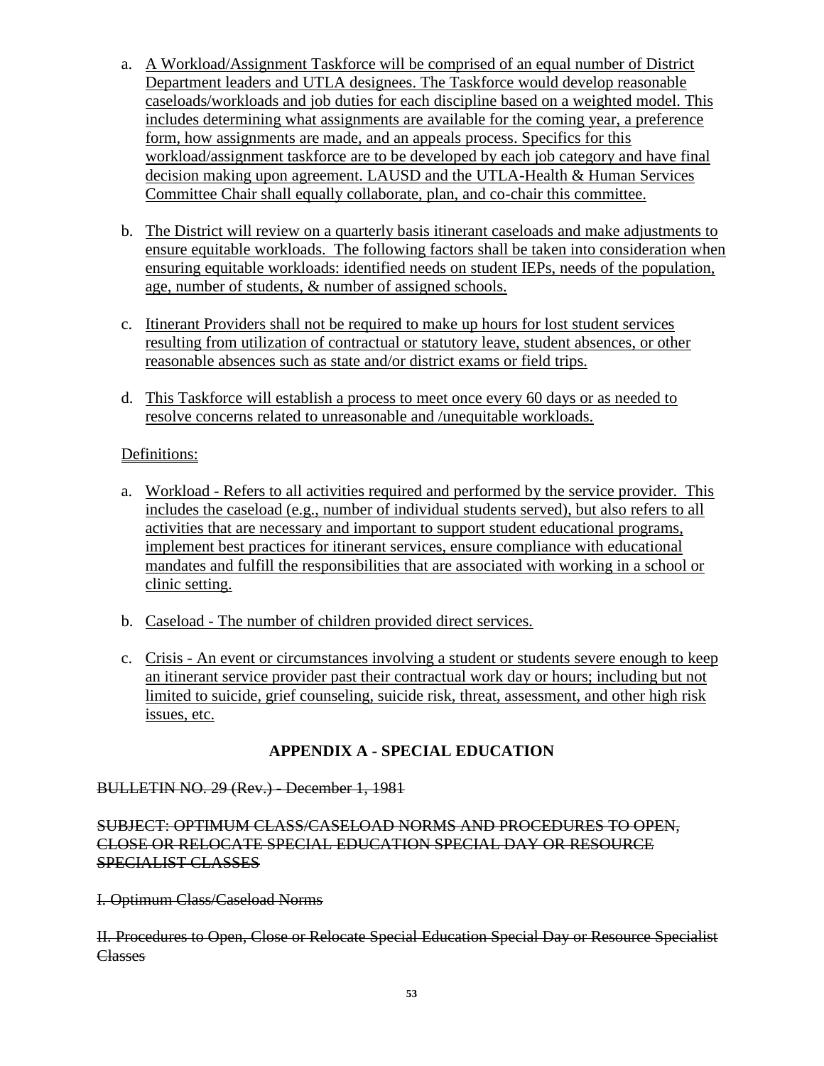a. <u>A Workload/Assignment Taskforce will be comprised of an equal number of District Department leaders and UTLA designees. The Taskforce would develop reasonable caseloads/workloads and job duties for each discipline based on a weighted model. This includes determining what assignments are available for the coming year, a preference form, how assignments are made, and an appeals process. Specifics for this workload/assignment taskforce are to be developed by each job category and have final decision making upon agreement. LAUSD and the UTLA-Health & Human Services Committee Chair shall equally collaborate, plan, and co-chair this committee.</u>

b. <u>The District will review on a quarterly basis itinerant caseloads and make adjustments to ensure equitable workloads. The following factors shall be taken into consideration when ensuring equitable workloads: identified needs on student IEPs, needs of the population, age, number of students, & number of assigned schools.</u>

c. <u>Itinerant Providers shall not be required to make up hours for lost student services resulting from utilization of contractual or statutory leave, student absences, or other reasonable absences such as state and/or district exams or field trips.</u>

d. <u>This Taskforce will establish a process to meet once every 60 days or as needed to resolve concerns related to unreasonable and /unequitable workloads.</u>

<u>Definitions:</u>

a. <u>Workload - Refers to all activities required and performed by the service provider. This includes the caseload (e.g., number of individual students served), but also refers to all activities that are necessary and important to support student educational programs, implement best practices for itinerant services, ensure compliance with educational mandates and fulfill the responsibilities that are associated with working in a school or clinic setting.</u>

b. <u>Caseload - The number of children provided direct services.</u>

c. <u>Crisis - An event or circumstances involving a student or students severe enough to keep an itinerant service provider past their contractual work day or hours; including but not limited to suicide, grief counseling, suicide risk, threat, assessment, and other high risk issues, etc.</u>

## APPENDIX A - SPECIAL EDUCATION

~~BULLETIN NO. 29 (Rev.) - December 1, 1981~~

~~SUBJECT: OPTIMUM CLASS/CASELOAD NORMS AND PROCEDURES TO OPEN, CLOSE OR RELOCATE SPECIAL EDUCATION SPECIAL DAY OR RESOURCE SPECIALIST CLASSES~~

~~I. Optimum Class/Caseload Norms~~

~~II. Procedures to Open, Close or Relocate Special Education Special Day or Resource Specialist Classes~~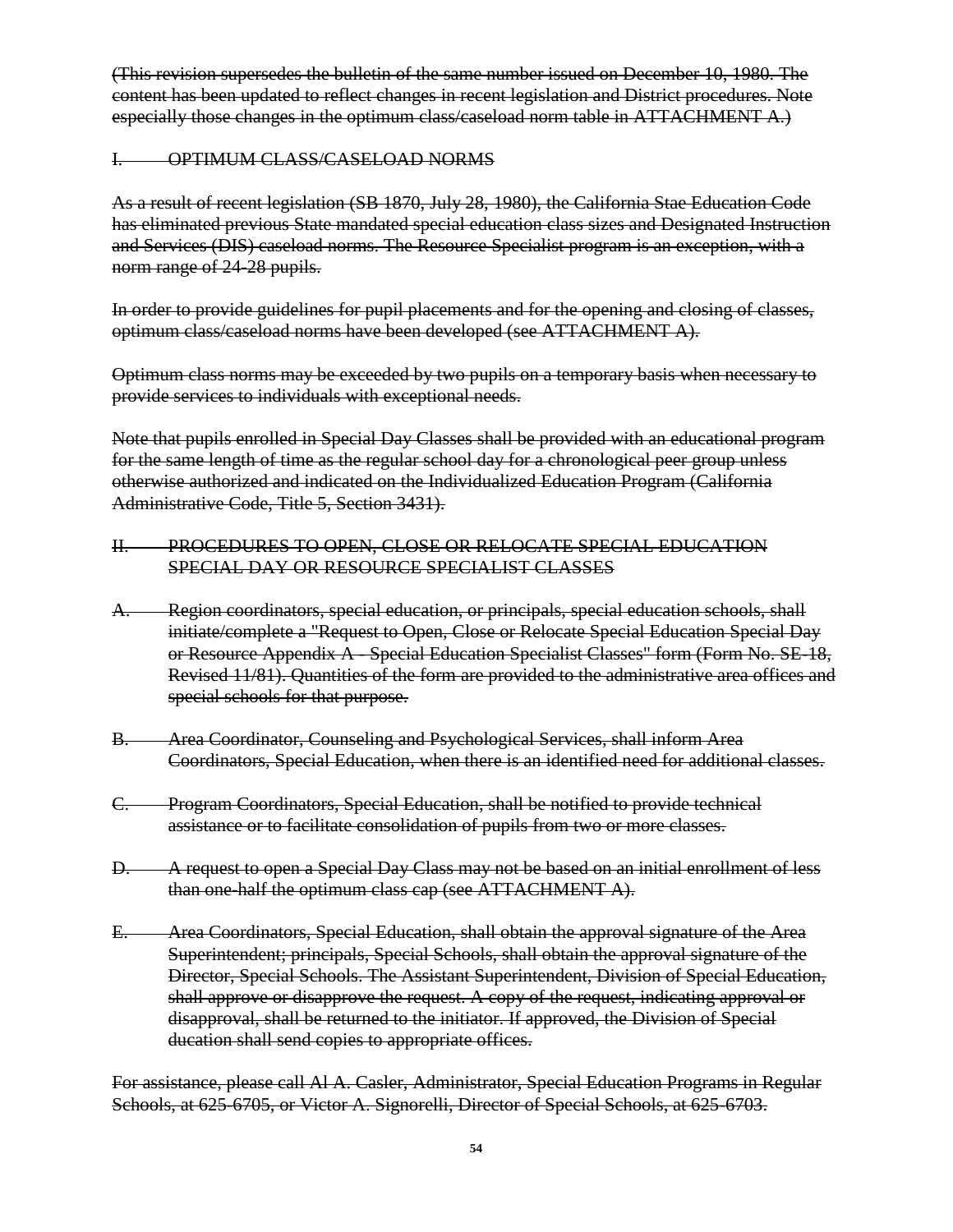~~(This revision supersedes the bulletin of the same number issued on December 10, 1980. The content has been updated to reflect changes in recent legislation and District procedures. Note especially those changes in the optimum class/caseload norm table in ATTACHMENT A.)~~

~~I. OPTIMUM CLASS/CASELOAD NORMS~~

~~As a result of recent legislation (SB 1870, July 28, 1980), the California Stae Education Code has eliminated previous State mandated special education class sizes and Designated Instruction and Services (DIS) caseload norms. The Resource Specialist program is an exception, with a norm range of 24-28 pupils.~~

~~In order to provide guidelines for pupil placements and for the opening and closing of classes, optimum class/caseload norms have been developed (see ATTACHMENT A).~~

~~Optimum class norms may be exceeded by two pupils on a temporary basis when necessary to provide services to individuals with exceptional needs.~~

~~Note that pupils enrolled in Special Day Classes shall be provided with an educational program for the same length of time as the regular school day for a chronological peer group unless otherwise authorized and indicated on the Individualized Education Program (California Administrative Code, Title 5, Section 3431).~~

~~II. PROCEDURES TO OPEN, CLOSE OR RELOCATE SPECIAL EDUCATION SPECIAL DAY OR RESOURCE SPECIALIST CLASSES~~

~~A. Region coordinators, special education, or principals, special education schools, shall initiate/complete a "Request to Open, Close or Relocate Special Education Special Day or Resource Appendix A - Special Education Specialist Classes" form (Form No. SE-18, Revised 11/81). Quantities of the form are provided to the administrative area offices and special schools for that purpose.~~

~~B. Area Coordinator, Counseling and Psychological Services, shall inform Area Coordinators, Special Education, when there is an identified need for additional classes.~~

~~C. Program Coordinators, Special Education, shall be notified to provide technical assistance or to facilitate consolidation of pupils from two or more classes.~~

~~D. A request to open a Special Day Class may not be based on an initial enrollment of less than one-half the optimum class cap (see ATTACHMENT A).~~

~~E. Area Coordinators, Special Education, shall obtain the approval signature of the Area Superintendent; principals, Special Schools, shall obtain the approval signature of the Director, Special Schools. The Assistant Superintendent, Division of Special Education, shall approve or disapprove the request. A copy of the request, indicating approval or disapproval, shall be returned to the initiator. If approved, the Division of Special ducation shall send copies to appropriate offices.~~

~~For assistance, please call Al A. Casler, Administrator, Special Education Programs in Regular Schools, at 625-6705, or Victor A. Signorelli, Director of Special Schools, at 625-6703.~~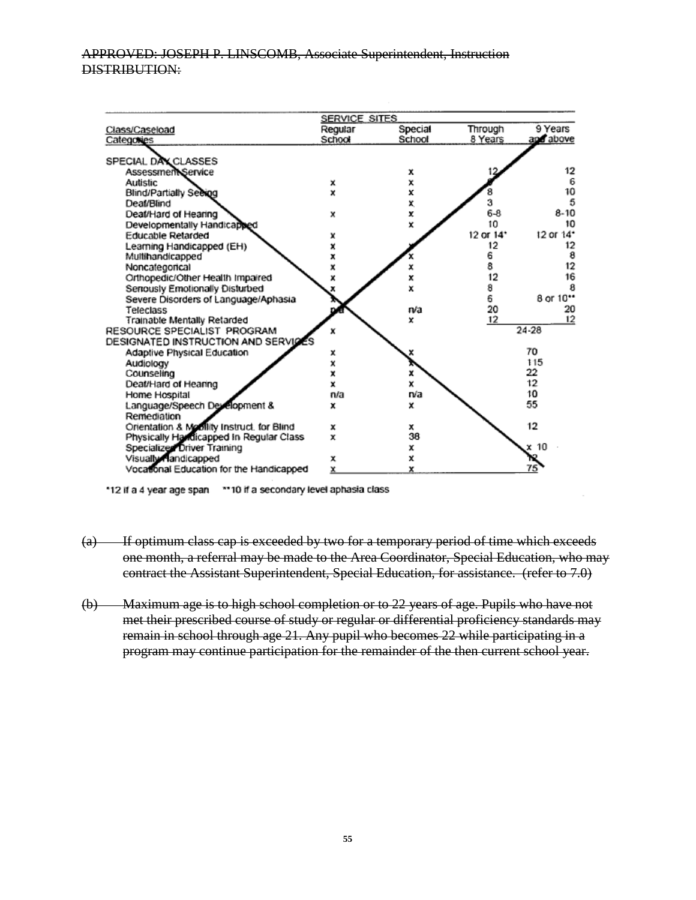~~APPROVED: JOSEPH P. LINSCOMB, Associate Superintendent, Instruction~~
~~DISTRIBUTION:~~

| Class/Caseload Categories | Regular School | Special School | Through 8 Years | 9 Years and above |
|---|---|---|---|---|
| | SERVICE SITES | | | |
| SPECIAL DAY CLASSES | | | | |
| Assessment Service | | x | 12 | 12 |
| Autistic | x | x | 6 | 6 |
| Blind/Partially Seeing | x | x | 8 | 10 |
| Deaf/Blind | | x | 3 | 5 |
| Deaf/Hard of Hearing | x | x | 6-8 | 8-10 |
| Developmentally Handicapped | | x | 10 | 10 |
| Educable Retarded | x | | 12 or 14* | 12 or 14* |
| Learning Handicapped (EH) | x | x | 12 | 12 |
| Multihandicapped | x | x | 6 | 8 |
| Noncategorical | x | x | 8 | 12 |
| Orthopedic/Other Health Impaired | x | x | 12 | 16 |
| Seriously Emotionally Disturbed | x | x | 8 | 8 |
| Severe Disorders of Language/Aphasia | x | | 6 | 8 or 10** |
| Teleclass | n/a | n/a | 20 | 20 |
| Trainable Mentally Retarded | | x | 12 | 12 |
| RESOURCE SPECIALIST PROGRAM | x | | 24-28 | |
| DESIGNATED INSTRUCTION AND SERVICES | | | | |
| Adaptive Physical Education | x | x | 70 | |
| Audiology | x | x | 115 | |
| Counseling | x | x | 22 | |
| Deaf/Hard of Hearing | x | x | 12 | |
| Home Hospital | n/a | n/a | 10 | |
| Language/Speech Development & Remediation | x | x | 55 | |
| Orientation & Mobility Instruct. for Blind | x | x | 12 | |
| Physically Handicapped In Regular Class | x | 38 | | |
| Specialized Driver Training | | x | x 10 | |
| Visually Handicapped | x | x | 12 | |
| Vocational Education for the Handicapped | x | x | 75 | |

*12 if a 4 year age span  **10 if a secondary level aphasia class

~~(a) If optimum class cap is exceeded by two for a temporary period of time which exceeds one month, a referral may be made to the Area Coordinator, Special Education, who may contract the Assistant Superintendent, Special Education, for assistance. (refer to 7.0)~~

~~(b) Maximum age is to high school completion or to 22 years of age. Pupils who have not met their prescribed course of study or regular or differential proficiency standards may remain in school through age 21. Any pupil who becomes 22 while participating in a program may continue participation for the remainder of the then current school year.~~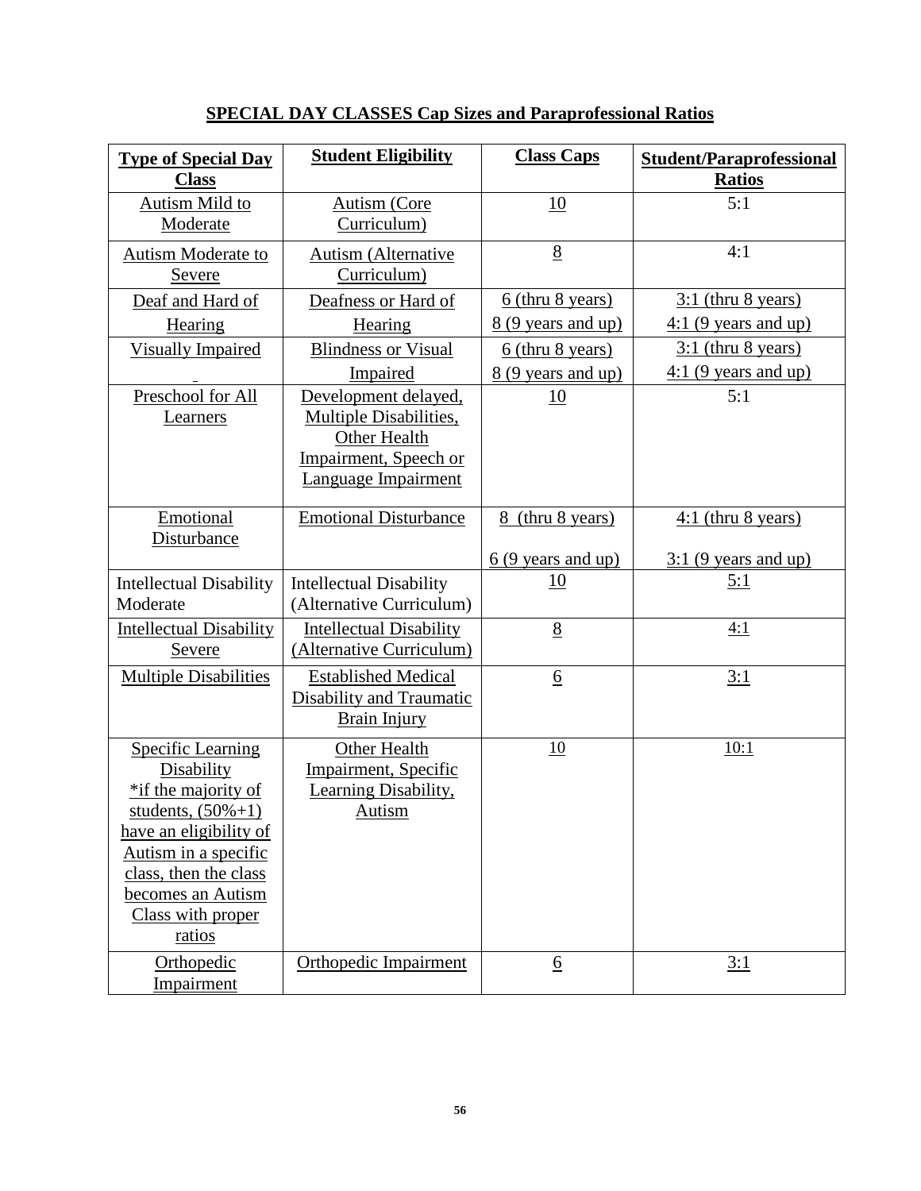**SPECIAL DAY CLASSES Cap Sizes and Paraprofessional Ratios**

| Type of Special Day Class | Student Eligibility | Class Caps | Student/Paraprofessional Ratios |
|---|---|---|---|
| Autism Mild to Moderate | Autism (Core Curriculum) | 10 | 5:1 |
| Autism Moderate to Severe | Autism (Alternative Curriculum) | 8 | 4:1 |
| Deaf and Hard of Hearing | Deafness or Hard of Hearing | 6 (thru 8 years)<br>8 (9 years and up) | 3:1 (thru 8 years)<br>4:1 (9 years and up) |
| Visually Impaired | Blindness or Visual Impaired | 6 (thru 8 years)<br>8 (9 years and up) | 3:1 (thru 8 years)<br>4:1 (9 years and up) |
| Preschool for All Learners | Development delayed, Multiple Disabilities, Other Health Impairment, Speech or Language Impairment | 10 | 5:1 |
| Emotional Disturbance | Emotional Disturbance | 8 (thru 8 years)<br>6 (9 years and up) | 4:1 (thru 8 years)<br>3:1 (9 years and up) |
| Intellectual Disability Moderate | Intellectual Disability (Alternative Curriculum) | 10 | 5:1 |
| Intellectual Disability Severe | Intellectual Disability (Alternative Curriculum) | 8 | 4:1 |
| Multiple Disabilities | Established Medical Disability and Traumatic Brain Injury | 6 | 3:1 |
| Specific Learning Disability *if the majority of students, (50%+1) have an eligibility of Autism in a specific class, then the class becomes an Autism Class with proper ratios | Other Health Impairment, Specific Learning Disability, Autism | 10 | 10:1 |
| Orthopedic Impairment | Orthopedic Impairment | 6 | 3:1 |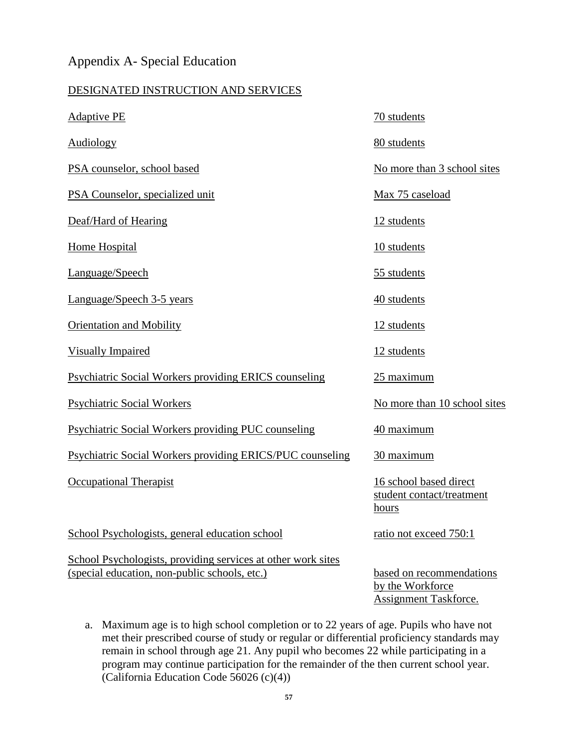# Appendix A- Special Education

## DESIGNATED INSTRUCTION AND SERVICES

| | |
|---|---|
| Adaptive PE | 70 students |
| Audiology | 80 students |
| PSA counselor, school based | No more than 3 school sites |
| PSA Counselor, specialized unit | Max 75 caseload |
| Deaf/Hard of Hearing | 12 students |
| Home Hospital | 10 students |
| Language/Speech | 55 students |
| Language/Speech 3-5 years | 40 students |
| Orientation and Mobility | 12 students |
| Visually Impaired | 12 students |
| Psychiatric Social Workers providing ERICS counseling | 25 maximum |
| Psychiatric Social Workers | No more than 10 school sites |
| Psychiatric Social Workers providing PUC counseling | 40 maximum |
| Psychiatric Social Workers providing ERICS/PUC counseling | 30 maximum |
| Occupational Therapist | 16 school based direct student contact/treatment hours |
| School Psychologists, general education school | ratio not exceed 750:1 |
| School Psychologists, providing services at other work sites (special education, non-public schools, etc.) | based on recommendations by the Workforce Assignment Taskforce. |

a. Maximum age is to high school completion or to 22 years of age. Pupils who have not met their prescribed course of study or regular or differential proficiency standards may remain in school through age 21. Any pupil who becomes 22 while participating in a program may continue participation for the remainder of the then current school year. (California Education Code 56026 (c)(4))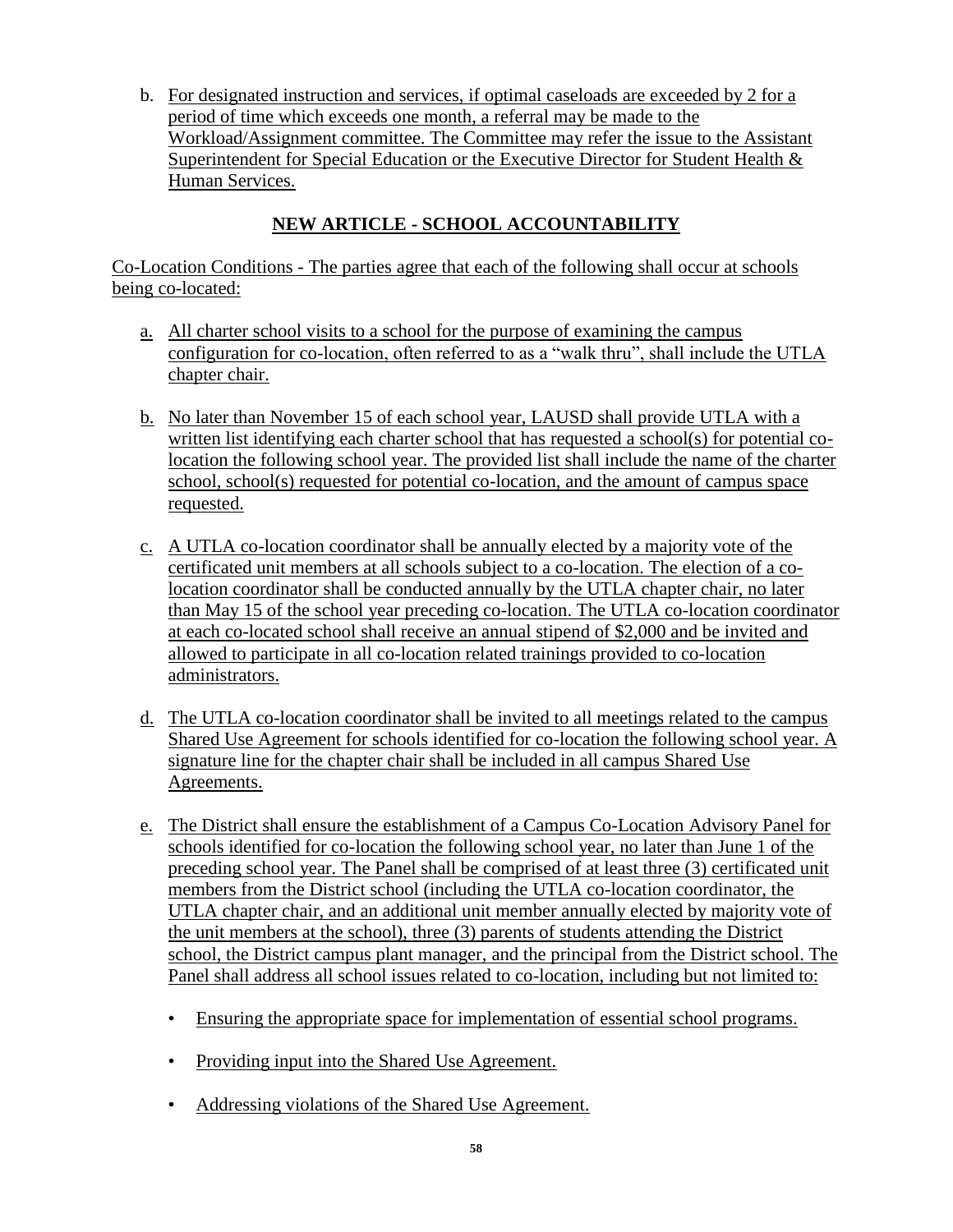b. For designated instruction and services, if optimal caseloads are exceeded by 2 for a period of time which exceeds one month, a referral may be made to the Workload/Assignment committee. The Committee may refer the issue to the Assistant Superintendent for Special Education or the Executive Director for Student Health & Human Services.

## NEW ARTICLE - SCHOOL ACCOUNTABILITY

Co-Location Conditions - The parties agree that each of the following shall occur at schools being co-located:

a. All charter school visits to a school for the purpose of examining the campus configuration for co-location, often referred to as a "walk thru", shall include the UTLA chapter chair.

b. No later than November 15 of each school year, LAUSD shall provide UTLA with a written list identifying each charter school that has requested a school(s) for potential co-location the following school year. The provided list shall include the name of the charter school, school(s) requested for potential co-location, and the amount of campus space requested.

c. A UTLA co-location coordinator shall be annually elected by a majority vote of the certificated unit members at all schools subject to a co-location. The election of a co-location coordinator shall be conducted annually by the UTLA chapter chair, no later than May 15 of the school year preceding co-location. The UTLA co-location coordinator at each co-located school shall receive an annual stipend of $2,000 and be invited and allowed to participate in all co-location related trainings provided to co-location administrators.

d. The UTLA co-location coordinator shall be invited to all meetings related to the campus Shared Use Agreement for schools identified for co-location the following school year. A signature line for the chapter chair shall be included in all campus Shared Use Agreements.

e. The District shall ensure the establishment of a Campus Co-Location Advisory Panel for schools identified for co-location the following school year, no later than June 1 of the preceding school year. The Panel shall be comprised of at least three (3) certificated unit members from the District school (including the UTLA co-location coordinator, the UTLA chapter chair, and an additional unit member annually elected by majority vote of the unit members at the school), three (3) parents of students attending the District school, the District campus plant manager, and the principal from the District school. The Panel shall address all school issues related to co-location, including but not limited to:

   - Ensuring the appropriate space for implementation of essential school programs.
   - Providing input into the Shared Use Agreement.
   - Addressing violations of the Shared Use Agreement.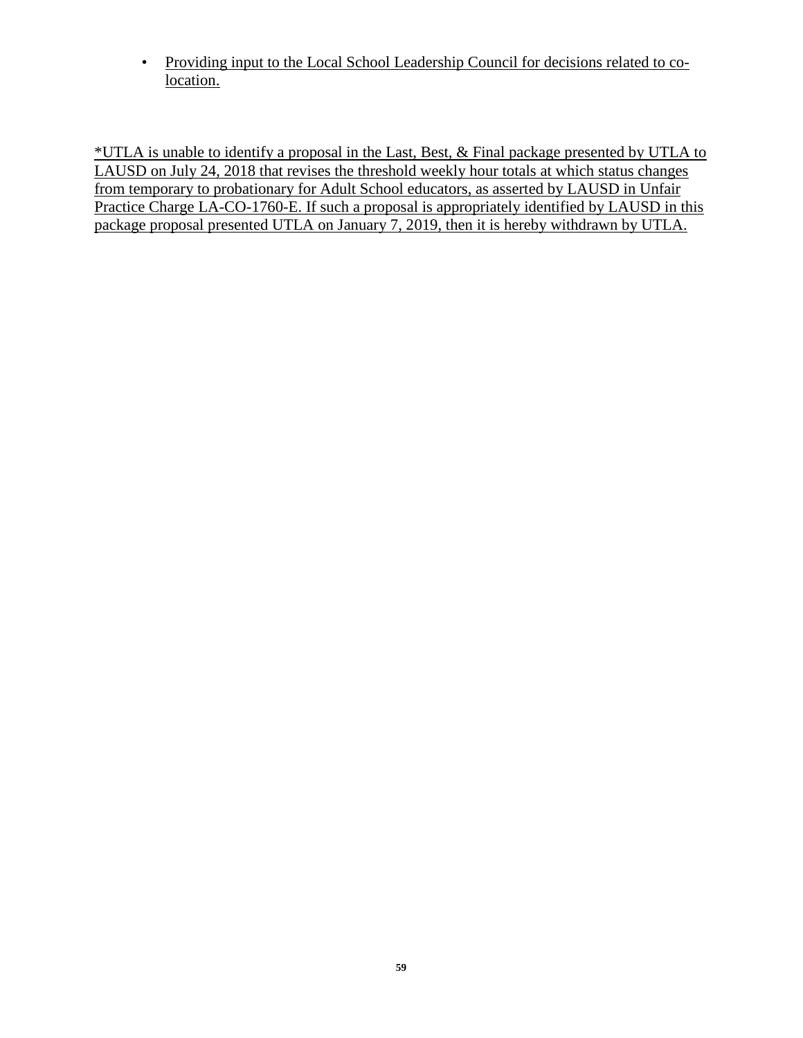- Providing input to the Local School Leadership Council for decisions related to co-location.

*UTLA is unable to identify a proposal in the Last, Best, & Final package presented by UTLA to LAUSD on July 24, 2018 that revises the threshold weekly hour totals at which status changes from temporary to probationary for Adult School educators, as asserted by LAUSD in Unfair Practice Charge LA-CO-1760-E. If such a proposal is appropriately identified by LAUSD in this package proposal presented UTLA on January 7, 2019, then it is hereby withdrawn by UTLA.